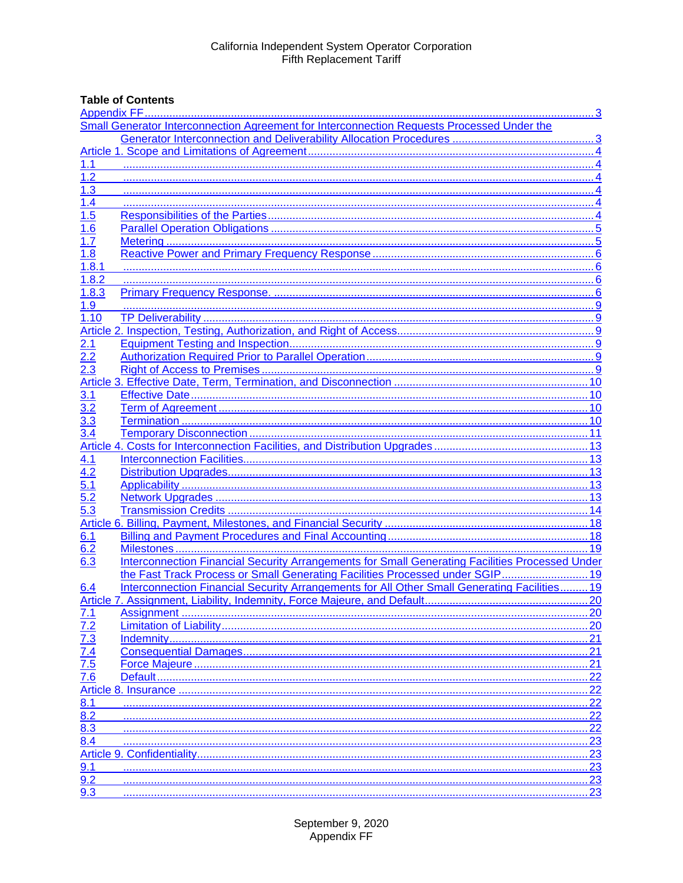California Independent System Operator Corporation
Fifth Replacement Tariff

**Table of Contents**

Appendix FF ..... 3
Small Generator Interconnection Agreement for Interconnection Requests Processed Under the Generator Interconnection and Deliverability Allocation Procedures ..... 3
Article 1. Scope and Limitations of Agreement ..... 4
1.1 ..... 4
1.2 ..... 4
1.3 ..... 4
1.4 ..... 4
1.5 Responsibilities of the Parties ..... 4
1.6 Parallel Operation Obligations ..... 5
1.7 Metering ..... 5
1.8 Reactive Power and Primary Frequency Response ..... 6
1.8.1 ..... 6
1.8.2 ..... 6
1.8.3 Primary Frequency Response. ..... 6
1.9 ..... 9
1.10 TP Deliverability ..... 9
Article 2. Inspection, Testing, Authorization, and Right of Access ..... 9
2.1 Equipment Testing and Inspection ..... 9
2.2 Authorization Required Prior to Parallel Operation ..... 9
2.3 Right of Access to Premises ..... 9
Article 3. Effective Date, Term, Termination, and Disconnection ..... 10
3.1 Effective Date ..... 10
3.2 Term of Agreement ..... 10
3.3 Termination ..... 10
3.4 Temporary Disconnection ..... 11
Article 4. Costs for Interconnection Facilities, and Distribution Upgrades ..... 13
4.1 Interconnection Facilities ..... 13
4.2 Distribution Upgrades ..... 13
5.1 Applicability ..... 13
5.2 Network Upgrades ..... 13
5.3 Transmission Credits ..... 14
Article 6. Billing, Payment, Milestones, and Financial Security ..... 18
6.1 Billing and Payment Procedures and Final Accounting ..... 18
6.2 Milestones ..... 19
6.3 Interconnection Financial Security Arrangements for Small Generating Facilities Processed Under the Fast Track Process or Small Generating Facilities Processed under SGIP ..... 19
6.4 Interconnection Financial Security Arrangements for All Other Small Generating Facilities ..... 19
Article 7. Assignment, Liability, Indemnity, Force Majeure, and Default ..... 20
7.1 Assignment ..... 20
7.2 Limitation of Liability ..... 20
7.3 Indemnity ..... 21
7.4 Consequential Damages ..... 21
7.5 Force Majeure ..... 21
7.6 Default ..... 22
Article 8. Insurance ..... 22
8.1 ..... 22
8.2 ..... 22
8.3 ..... 22
8.4 ..... 23
Article 9. Confidentiality ..... 23
9.1 ..... 23
9.2 ..... 23
9.3 ..... 23

September 9, 2020
Appendix FF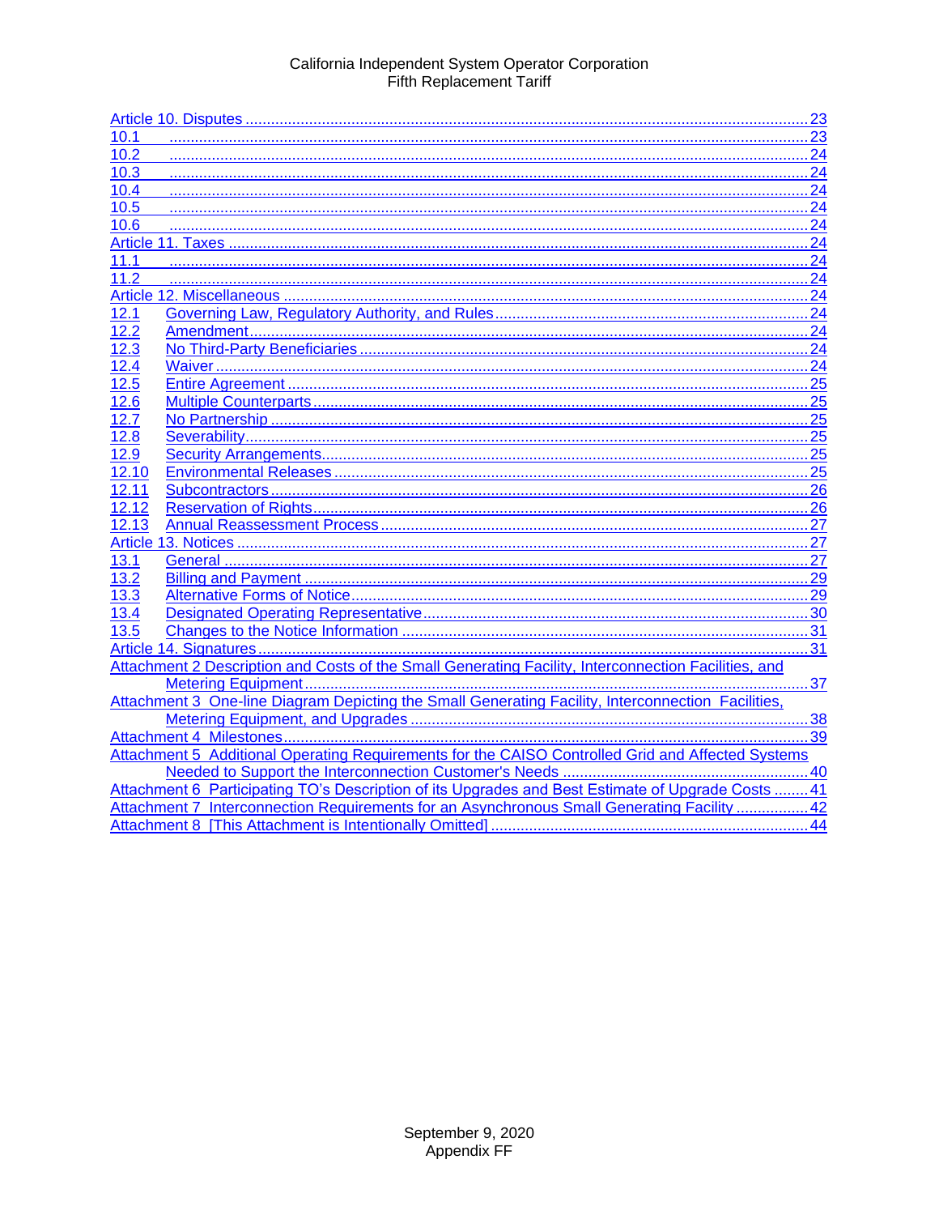Article 10. Disputes ..... 23
10.1 ..... 23
10.2 ..... 24
10.3 ..... 24
10.4 ..... 24
10.5 ..... 24
10.6 ..... 24
Article 11. Taxes ..... 24
11.1 ..... 24
11.2 ..... 24
Article 12. Miscellaneous ..... 24
12.1 Governing Law, Regulatory Authority, and Rules ..... 24
12.2 Amendment ..... 24
12.3 No Third-Party Beneficiaries ..... 24
12.4 Waiver ..... 24
12.5 Entire Agreement ..... 25
12.6 Multiple Counterparts ..... 25
12.7 No Partnership ..... 25
12.8 Severability ..... 25
12.9 Security Arrangements ..... 25
12.10 Environmental Releases ..... 25
12.11 Subcontractors ..... 26
12.12 Reservation of Rights ..... 26
12.13 Annual Reassessment Process ..... 27
Article 13. Notices ..... 27
13.1 General ..... 27
13.2 Billing and Payment ..... 29
13.3 Alternative Forms of Notice ..... 29
13.4 Designated Operating Representative ..... 30
13.5 Changes to the Notice Information ..... 31
Article 14. Signatures ..... 31
Attachment 2 Description and Costs of the Small Generating Facility, Interconnection Facilities, and Metering Equipment ..... 37
Attachment 3 One-line Diagram Depicting the Small Generating Facility, Interconnection Facilities, Metering Equipment, and Upgrades ..... 38
Attachment 4 Milestones ..... 39
Attachment 5 Additional Operating Requirements for the CAISO Controlled Grid and Affected Systems Needed to Support the Interconnection Customer's Needs ..... 40
Attachment 6 Participating TO's Description of its Upgrades and Best Estimate of Upgrade Costs ..... 41
Attachment 7 Interconnection Requirements for an Asynchronous Small Generating Facility ..... 42
Attachment 8 [This Attachment is Intentionally Omitted] ..... 44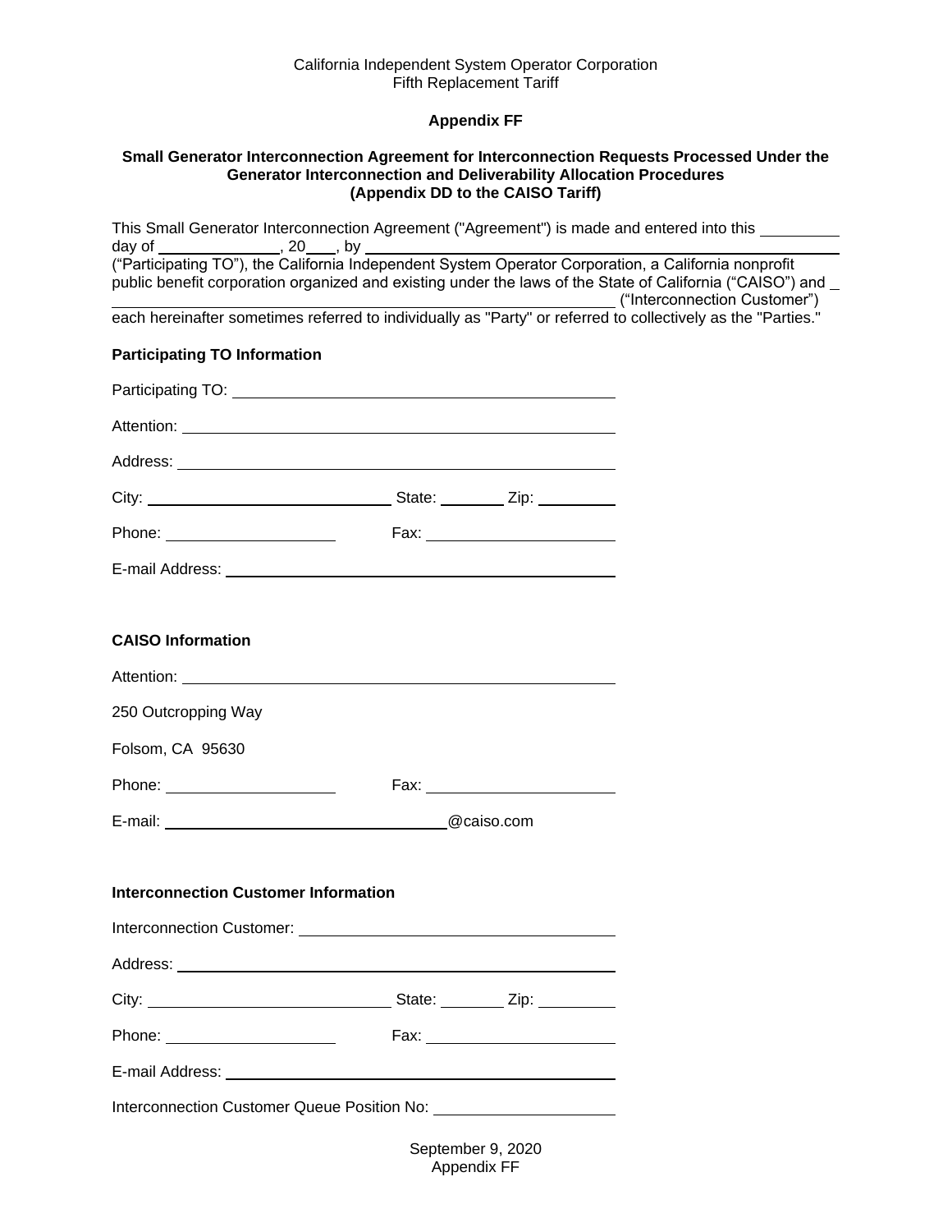California Independent System Operator Corporation
Fifth Replacement Tariff

## Appendix FF

### Small Generator Interconnection Agreement for Interconnection Requests Processed Under the Generator Interconnection and Deliverability Allocation Procedures (Appendix DD to the CAISO Tariff)

This Small Generator Interconnection Agreement ("Agreement") is made and entered into this _________ day of ______________, 20___, by ____________________________________________________________ ("Participating TO"), the California Independent System Operator Corporation, a California nonprofit public benefit corporation organized and existing under the laws of the State of California ("CAISO") and ____________________________________________________________ ("Interconnection Customer") each hereinafter sometimes referred to individually as "Party" or referred to collectively as the "Parties."

**Participating TO Information**

Participating TO: ____________________________________________

Attention: ____________________________________________

Address: ____________________________________________

City: ____________________________ State: ________ Zip: _________

Phone: ____________________ Fax: ______________________

E-mail Address: ____________________________________________

**CAISO Information**

Attention: ____________________________________________

250 Outcropping Way

Folsom, CA 95630

Phone: ____________________ Fax: ______________________

E-mail: ________________________________@caiso.com

**Interconnection Customer Information**

Interconnection Customer: ____________________________________

Address: ____________________________________________

City: ____________________________ State: ________ Zip: _________

Phone: ____________________ Fax: ______________________

E-mail Address: ____________________________________________

Interconnection Customer Queue Position No: _____________________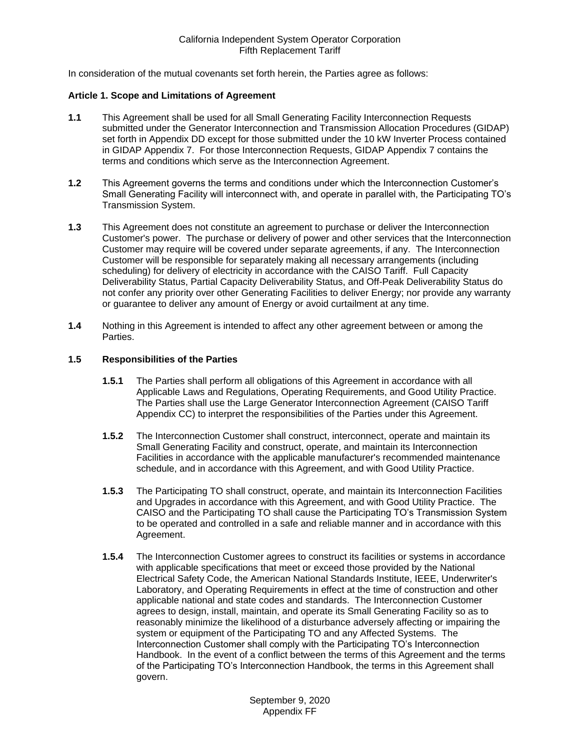In consideration of the mutual covenants set forth herein, the Parties agree as follows:

**Article 1. Scope and Limitations of Agreement**

**1.1** This Agreement shall be used for all Small Generating Facility Interconnection Requests submitted under the Generator Interconnection and Transmission Allocation Procedures (GIDAP) set forth in Appendix DD except for those submitted under the 10 kW Inverter Process contained in GIDAP Appendix 7. For those Interconnection Requests, GIDAP Appendix 7 contains the terms and conditions which serve as the Interconnection Agreement.

**1.2** This Agreement governs the terms and conditions under which the Interconnection Customer's Small Generating Facility will interconnect with, and operate in parallel with, the Participating TO's Transmission System.

**1.3** This Agreement does not constitute an agreement to purchase or deliver the Interconnection Customer's power. The purchase or delivery of power and other services that the Interconnection Customer may require will be covered under separate agreements, if any. The Interconnection Customer will be responsible for separately making all necessary arrangements (including scheduling) for delivery of electricity in accordance with the CAISO Tariff. Full Capacity Deliverability Status, Partial Capacity Deliverability Status, and Off-Peak Deliverability Status do not confer any priority over other Generating Facilities to deliver Energy; nor provide any warranty or guarantee to deliver any amount of Energy or avoid curtailment at any time.

**1.4** Nothing in this Agreement is intended to affect any other agreement between or among the Parties.

**1.5 Responsibilities of the Parties**

**1.5.1** The Parties shall perform all obligations of this Agreement in accordance with all Applicable Laws and Regulations, Operating Requirements, and Good Utility Practice. The Parties shall use the Large Generator Interconnection Agreement (CAISO Tariff Appendix CC) to interpret the responsibilities of the Parties under this Agreement.

**1.5.2** The Interconnection Customer shall construct, interconnect, operate and maintain its Small Generating Facility and construct, operate, and maintain its Interconnection Facilities in accordance with the applicable manufacturer's recommended maintenance schedule, and in accordance with this Agreement, and with Good Utility Practice.

**1.5.3** The Participating TO shall construct, operate, and maintain its Interconnection Facilities and Upgrades in accordance with this Agreement, and with Good Utility Practice. The CAISO and the Participating TO shall cause the Participating TO's Transmission System to be operated and controlled in a safe and reliable manner and in accordance with this Agreement.

**1.5.4** The Interconnection Customer agrees to construct its facilities or systems in accordance with applicable specifications that meet or exceed those provided by the National Electrical Safety Code, the American National Standards Institute, IEEE, Underwriter's Laboratory, and Operating Requirements in effect at the time of construction and other applicable national and state codes and standards. The Interconnection Customer agrees to design, install, maintain, and operate its Small Generating Facility so as to reasonably minimize the likelihood of a disturbance adversely affecting or impairing the system or equipment of the Participating TO and any Affected Systems. The Interconnection Customer shall comply with the Participating TO's Interconnection Handbook. In the event of a conflict between the terms of this Agreement and the terms of the Participating TO's Interconnection Handbook, the terms in this Agreement shall govern.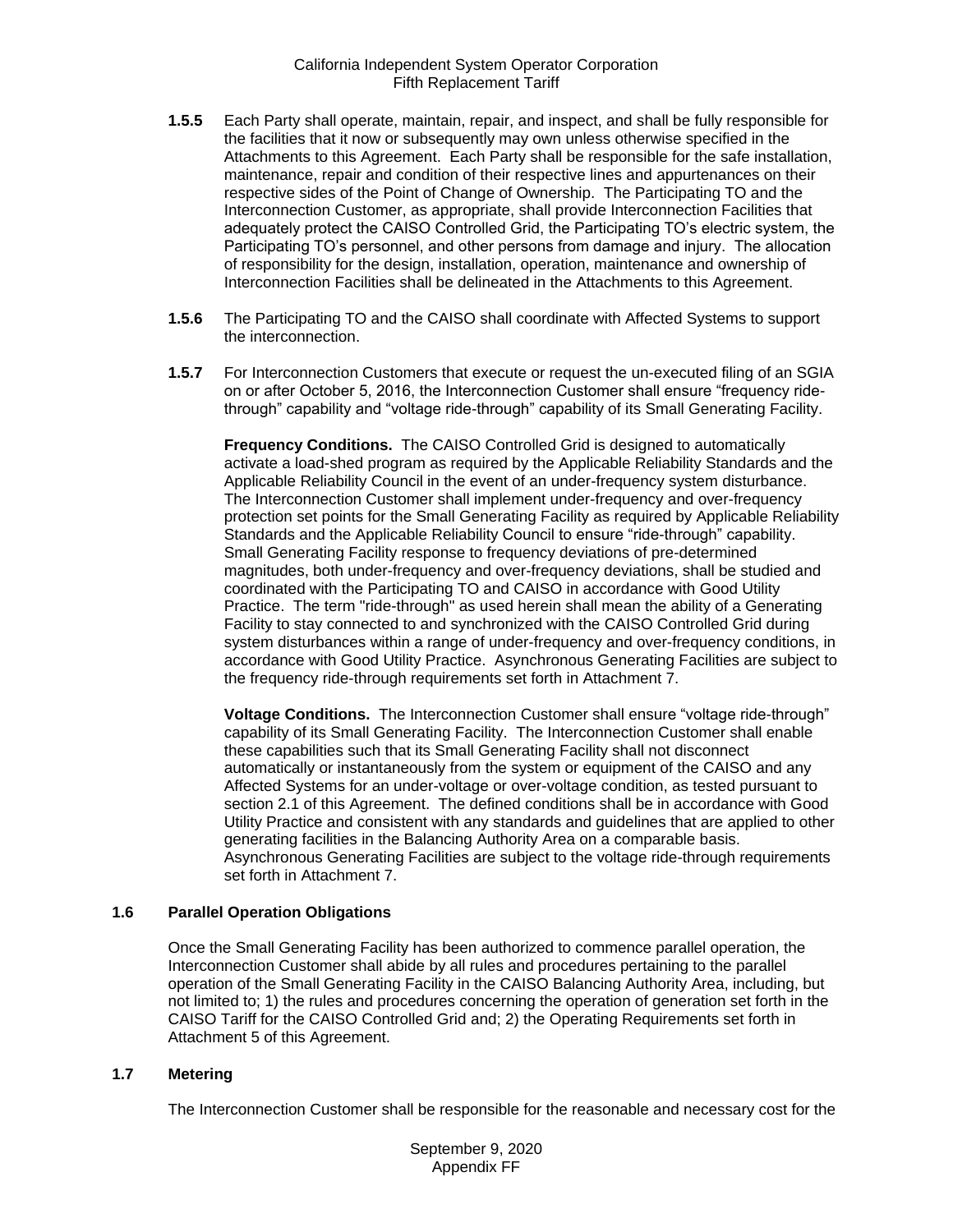**1.5.5** Each Party shall operate, maintain, repair, and inspect, and shall be fully responsible for the facilities that it now or subsequently may own unless otherwise specified in the Attachments to this Agreement. Each Party shall be responsible for the safe installation, maintenance, repair and condition of their respective lines and appurtenances on their respective sides of the Point of Change of Ownership. The Participating TO and the Interconnection Customer, as appropriate, shall provide Interconnection Facilities that adequately protect the CAISO Controlled Grid, the Participating TO's electric system, the Participating TO's personnel, and other persons from damage and injury. The allocation of responsibility for the design, installation, operation, maintenance and ownership of Interconnection Facilities shall be delineated in the Attachments to this Agreement.

**1.5.6** The Participating TO and the CAISO shall coordinate with Affected Systems to support the interconnection.

**1.5.7** For Interconnection Customers that execute or request the un-executed filing of an SGIA on or after October 5, 2016, the Interconnection Customer shall ensure "frequency ride-through" capability and "voltage ride-through" capability of its Small Generating Facility.

**Frequency Conditions.** The CAISO Controlled Grid is designed to automatically activate a load-shed program as required by the Applicable Reliability Standards and the Applicable Reliability Council in the event of an under-frequency system disturbance. The Interconnection Customer shall implement under-frequency and over-frequency protection set points for the Small Generating Facility as required by Applicable Reliability Standards and the Applicable Reliability Council to ensure "ride-through" capability. Small Generating Facility response to frequency deviations of pre-determined magnitudes, both under-frequency and over-frequency deviations, shall be studied and coordinated with the Participating TO and CAISO in accordance with Good Utility Practice. The term "ride-through" as used herein shall mean the ability of a Generating Facility to stay connected to and synchronized with the CAISO Controlled Grid during system disturbances within a range of under-frequency and over-frequency conditions, in accordance with Good Utility Practice. Asynchronous Generating Facilities are subject to the frequency ride-through requirements set forth in Attachment 7.

**Voltage Conditions.** The Interconnection Customer shall ensure "voltage ride-through" capability of its Small Generating Facility. The Interconnection Customer shall enable these capabilities such that its Small Generating Facility shall not disconnect automatically or instantaneously from the system or equipment of the CAISO and any Affected Systems for an under-voltage or over-voltage condition, as tested pursuant to section 2.1 of this Agreement. The defined conditions shall be in accordance with Good Utility Practice and consistent with any standards and guidelines that are applied to other generating facilities in the Balancing Authority Area on a comparable basis. Asynchronous Generating Facilities are subject to the voltage ride-through requirements set forth in Attachment 7.

### 1.6 Parallel Operation Obligations

Once the Small Generating Facility has been authorized to commence parallel operation, the Interconnection Customer shall abide by all rules and procedures pertaining to the parallel operation of the Small Generating Facility in the CAISO Balancing Authority Area, including, but not limited to; 1) the rules and procedures concerning the operation of generation set forth in the CAISO Tariff for the CAISO Controlled Grid and; 2) the Operating Requirements set forth in Attachment 5 of this Agreement.

### 1.7 Metering

The Interconnection Customer shall be responsible for the reasonable and necessary cost for the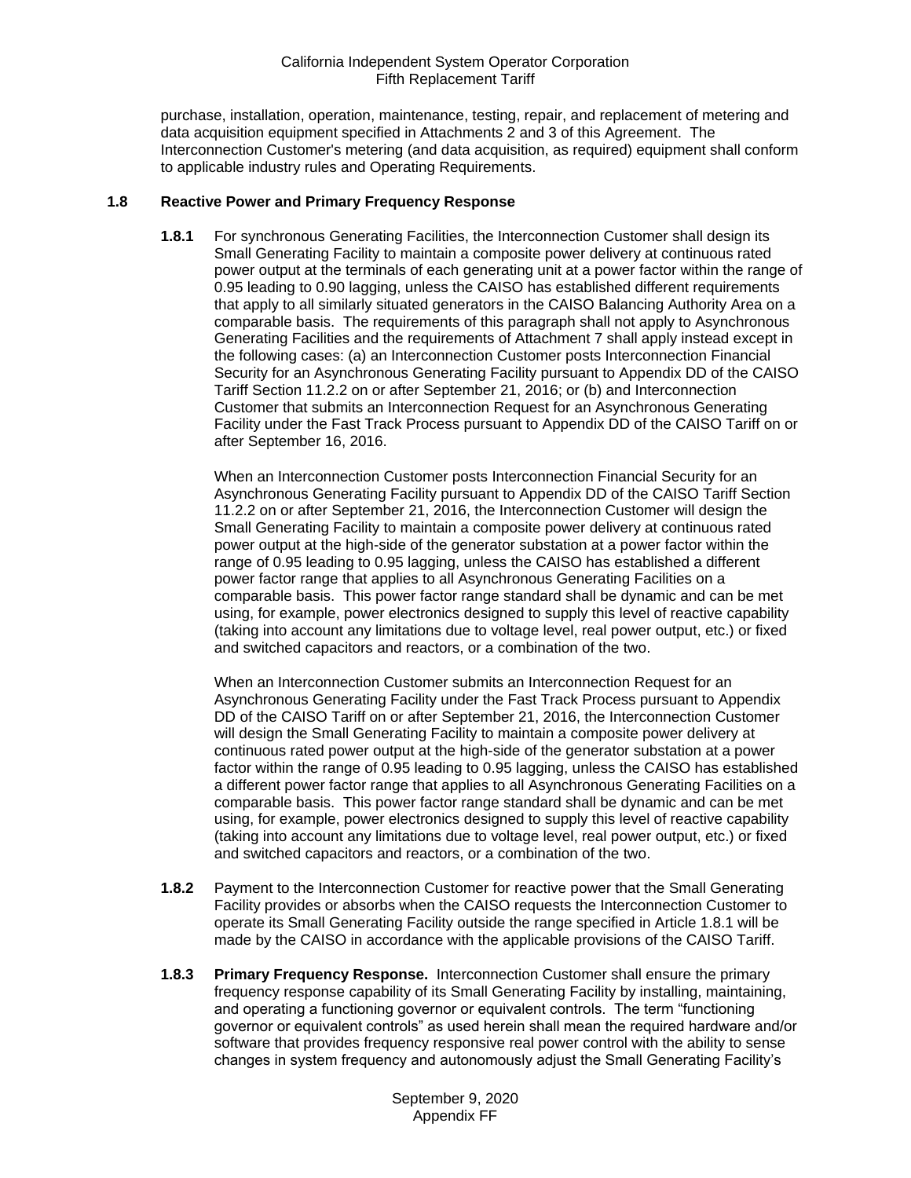purchase, installation, operation, maintenance, testing, repair, and replacement of metering and data acquisition equipment specified in Attachments 2 and 3 of this Agreement. The Interconnection Customer's metering (and data acquisition, as required) equipment shall conform to applicable industry rules and Operating Requirements.

### 1.8 Reactive Power and Primary Frequency Response

**1.8.1** For synchronous Generating Facilities, the Interconnection Customer shall design its Small Generating Facility to maintain a composite power delivery at continuous rated power output at the terminals of each generating unit at a power factor within the range of 0.95 leading to 0.90 lagging, unless the CAISO has established different requirements that apply to all similarly situated generators in the CAISO Balancing Authority Area on a comparable basis. The requirements of this paragraph shall not apply to Asynchronous Generating Facilities and the requirements of Attachment 7 shall apply instead except in the following cases: (a) an Interconnection Customer posts Interconnection Financial Security for an Asynchronous Generating Facility pursuant to Appendix DD of the CAISO Tariff Section 11.2.2 on or after September 21, 2016; or (b) and Interconnection Customer that submits an Interconnection Request for an Asynchronous Generating Facility under the Fast Track Process pursuant to Appendix DD of the CAISO Tariff on or after September 16, 2016.

When an Interconnection Customer posts Interconnection Financial Security for an Asynchronous Generating Facility pursuant to Appendix DD of the CAISO Tariff Section 11.2.2 on or after September 21, 2016, the Interconnection Customer will design the Small Generating Facility to maintain a composite power delivery at continuous rated power output at the high-side of the generator substation at a power factor within the range of 0.95 leading to 0.95 lagging, unless the CAISO has established a different power factor range that applies to all Asynchronous Generating Facilities on a comparable basis. This power factor range standard shall be dynamic and can be met using, for example, power electronics designed to supply this level of reactive capability (taking into account any limitations due to voltage level, real power output, etc.) or fixed and switched capacitors and reactors, or a combination of the two.

When an Interconnection Customer submits an Interconnection Request for an Asynchronous Generating Facility under the Fast Track Process pursuant to Appendix DD of the CAISO Tariff on or after September 21, 2016, the Interconnection Customer will design the Small Generating Facility to maintain a composite power delivery at continuous rated power output at the high-side of the generator substation at a power factor within the range of 0.95 leading to 0.95 lagging, unless the CAISO has established a different power factor range that applies to all Asynchronous Generating Facilities on a comparable basis. This power factor range standard shall be dynamic and can be met using, for example, power electronics designed to supply this level of reactive capability (taking into account any limitations due to voltage level, real power output, etc.) or fixed and switched capacitors and reactors, or a combination of the two.

**1.8.2** Payment to the Interconnection Customer for reactive power that the Small Generating Facility provides or absorbs when the CAISO requests the Interconnection Customer to operate its Small Generating Facility outside the range specified in Article 1.8.1 will be made by the CAISO in accordance with the applicable provisions of the CAISO Tariff.

**1.8.3** **Primary Frequency Response.** Interconnection Customer shall ensure the primary frequency response capability of its Small Generating Facility by installing, maintaining, and operating a functioning governor or equivalent controls. The term "functioning governor or equivalent controls" as used herein shall mean the required hardware and/or software that provides frequency responsive real power control with the ability to sense changes in system frequency and autonomously adjust the Small Generating Facility's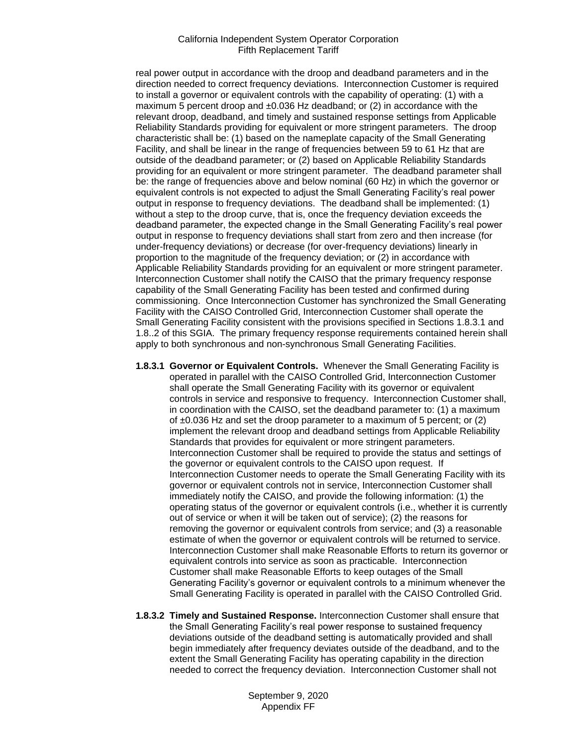real power output in accordance with the droop and deadband parameters and in the direction needed to correct frequency deviations. Interconnection Customer is required to install a governor or equivalent controls with the capability of operating: (1) with a maximum 5 percent droop and ±0.036 Hz deadband; or (2) in accordance with the relevant droop, deadband, and timely and sustained response settings from Applicable Reliability Standards providing for equivalent or more stringent parameters. The droop characteristic shall be: (1) based on the nameplate capacity of the Small Generating Facility, and shall be linear in the range of frequencies between 59 to 61 Hz that are outside of the deadband parameter; or (2) based on Applicable Reliability Standards providing for an equivalent or more stringent parameter. The deadband parameter shall be: the range of frequencies above and below nominal (60 Hz) in which the governor or equivalent controls is not expected to adjust the Small Generating Facility's real power output in response to frequency deviations. The deadband shall be implemented: (1) without a step to the droop curve, that is, once the frequency deviation exceeds the deadband parameter, the expected change in the Small Generating Facility's real power output in response to frequency deviations shall start from zero and then increase (for under-frequency deviations) or decrease (for over-frequency deviations) linearly in proportion to the magnitude of the frequency deviation; or (2) in accordance with Applicable Reliability Standards providing for an equivalent or more stringent parameter. Interconnection Customer shall notify the CAISO that the primary frequency response capability of the Small Generating Facility has been tested and confirmed during commissioning. Once Interconnection Customer has synchronized the Small Generating Facility with the CAISO Controlled Grid, Interconnection Customer shall operate the Small Generating Facility consistent with the provisions specified in Sections 1.8.3.1 and 1.8..2 of this SGIA. The primary frequency response requirements contained herein shall apply to both synchronous and non-synchronous Small Generating Facilities.

**1.8.3.1 Governor or Equivalent Controls.** Whenever the Small Generating Facility is operated in parallel with the CAISO Controlled Grid, Interconnection Customer shall operate the Small Generating Facility with its governor or equivalent controls in service and responsive to frequency. Interconnection Customer shall, in coordination with the CAISO, set the deadband parameter to: (1) a maximum of ±0.036 Hz and set the droop parameter to a maximum of 5 percent; or (2) implement the relevant droop and deadband settings from Applicable Reliability Standards that provides for equivalent or more stringent parameters. Interconnection Customer shall be required to provide the status and settings of the governor or equivalent controls to the CAISO upon request. If Interconnection Customer needs to operate the Small Generating Facility with its governor or equivalent controls not in service, Interconnection Customer shall immediately notify the CAISO, and provide the following information: (1) the operating status of the governor or equivalent controls (i.e., whether it is currently out of service or when it will be taken out of service); (2) the reasons for removing the governor or equivalent controls from service; and (3) a reasonable estimate of when the governor or equivalent controls will be returned to service. Interconnection Customer shall make Reasonable Efforts to return its governor or equivalent controls into service as soon as practicable. Interconnection Customer shall make Reasonable Efforts to keep outages of the Small Generating Facility's governor or equivalent controls to a minimum whenever the Small Generating Facility is operated in parallel with the CAISO Controlled Grid.

**1.8.3.2 Timely and Sustained Response.** Interconnection Customer shall ensure that the Small Generating Facility's real power response to sustained frequency deviations outside of the deadband setting is automatically provided and shall begin immediately after frequency deviates outside of the deadband, and to the extent the Small Generating Facility has operating capability in the direction needed to correct the frequency deviation. Interconnection Customer shall not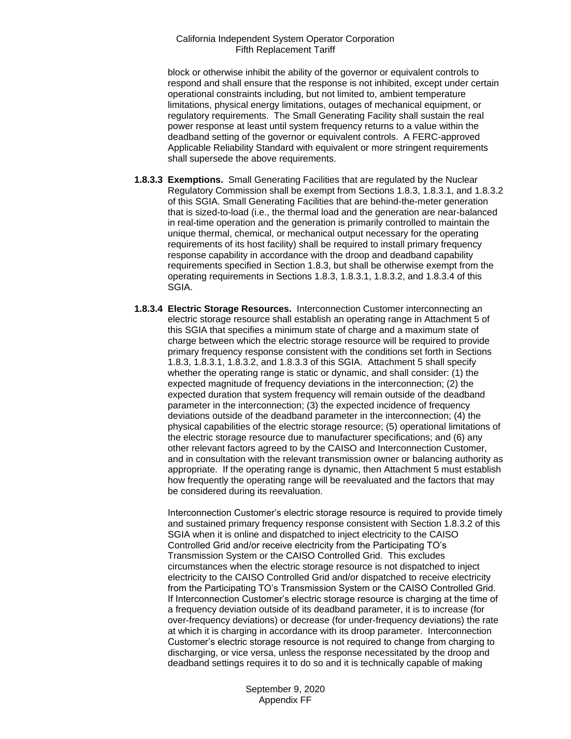block or otherwise inhibit the ability of the governor or equivalent controls to respond and shall ensure that the response is not inhibited, except under certain operational constraints including, but not limited to, ambient temperature limitations, physical energy limitations, outages of mechanical equipment, or regulatory requirements. The Small Generating Facility shall sustain the real power response at least until system frequency returns to a value within the deadband setting of the governor or equivalent controls. A FERC-approved Applicable Reliability Standard with equivalent or more stringent requirements shall supersede the above requirements.

**1.8.3.3 Exemptions.** Small Generating Facilities that are regulated by the Nuclear Regulatory Commission shall be exempt from Sections 1.8.3, 1.8.3.1, and 1.8.3.2 of this SGIA. Small Generating Facilities that are behind-the-meter generation that is sized-to-load (i.e., the thermal load and the generation are near-balanced in real-time operation and the generation is primarily controlled to maintain the unique thermal, chemical, or mechanical output necessary for the operating requirements of its host facility) shall be required to install primary frequency response capability in accordance with the droop and deadband capability requirements specified in Section 1.8.3, but shall be otherwise exempt from the operating requirements in Sections 1.8.3, 1.8.3.1, 1.8.3.2, and 1.8.3.4 of this SGIA.

**1.8.3.4 Electric Storage Resources.** Interconnection Customer interconnecting an electric storage resource shall establish an operating range in Attachment 5 of this SGIA that specifies a minimum state of charge and a maximum state of charge between which the electric storage resource will be required to provide primary frequency response consistent with the conditions set forth in Sections 1.8.3, 1.8.3.1, 1.8.3.2, and 1.8.3.3 of this SGIA. Attachment 5 shall specify whether the operating range is static or dynamic, and shall consider: (1) the expected magnitude of frequency deviations in the interconnection; (2) the expected duration that system frequency will remain outside of the deadband parameter in the interconnection; (3) the expected incidence of frequency deviations outside of the deadband parameter in the interconnection; (4) the physical capabilities of the electric storage resource; (5) operational limitations of the electric storage resource due to manufacturer specifications; and (6) any other relevant factors agreed to by the CAISO and Interconnection Customer, and in consultation with the relevant transmission owner or balancing authority as appropriate. If the operating range is dynamic, then Attachment 5 must establish how frequently the operating range will be reevaluated and the factors that may be considered during its reevaluation.

Interconnection Customer's electric storage resource is required to provide timely and sustained primary frequency response consistent with Section 1.8.3.2 of this SGIA when it is online and dispatched to inject electricity to the CAISO Controlled Grid and/or receive electricity from the Participating TO's Transmission System or the CAISO Controlled Grid. This excludes circumstances when the electric storage resource is not dispatched to inject electricity to the CAISO Controlled Grid and/or dispatched to receive electricity from the Participating TO's Transmission System or the CAISO Controlled Grid. If Interconnection Customer's electric storage resource is charging at the time of a frequency deviation outside of its deadband parameter, it is to increase (for over-frequency deviations) or decrease (for under-frequency deviations) the rate at which it is charging in accordance with its droop parameter. Interconnection Customer's electric storage resource is not required to change from charging to discharging, or vice versa, unless the response necessitated by the droop and deadband settings requires it to do so and it is technically capable of making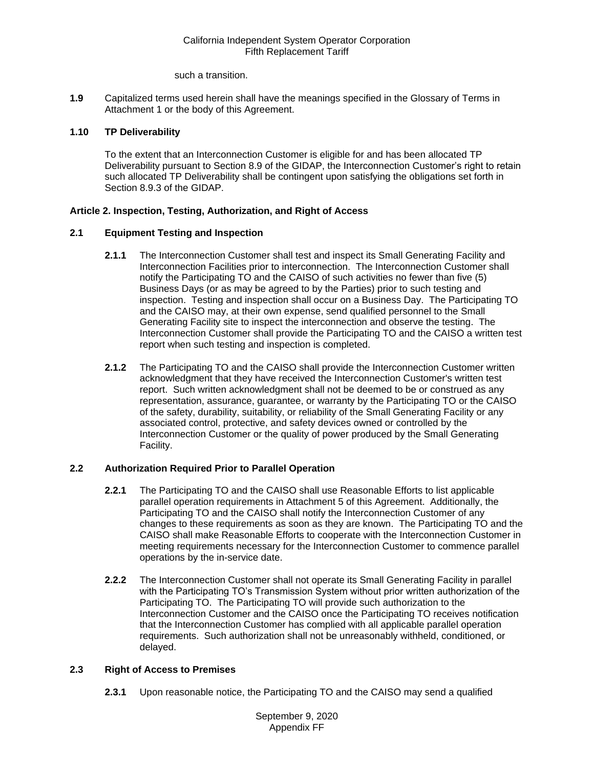such a transition.

**1.9** Capitalized terms used herein shall have the meanings specified in the Glossary of Terms in Attachment 1 or the body of this Agreement.

**1.10 TP Deliverability**

To the extent that an Interconnection Customer is eligible for and has been allocated TP Deliverability pursuant to Section 8.9 of the GIDAP, the Interconnection Customer's right to retain such allocated TP Deliverability shall be contingent upon satisfying the obligations set forth in Section 8.9.3 of the GIDAP.

**Article 2. Inspection, Testing, Authorization, and Right of Access**

**2.1 Equipment Testing and Inspection**

**2.1.1** The Interconnection Customer shall test and inspect its Small Generating Facility and Interconnection Facilities prior to interconnection. The Interconnection Customer shall notify the Participating TO and the CAISO of such activities no fewer than five (5) Business Days (or as may be agreed to by the Parties) prior to such testing and inspection. Testing and inspection shall occur on a Business Day. The Participating TO and the CAISO may, at their own expense, send qualified personnel to the Small Generating Facility site to inspect the interconnection and observe the testing. The Interconnection Customer shall provide the Participating TO and the CAISO a written test report when such testing and inspection is completed.

**2.1.2** The Participating TO and the CAISO shall provide the Interconnection Customer written acknowledgment that they have received the Interconnection Customer's written test report. Such written acknowledgment shall not be deemed to be or construed as any representation, assurance, guarantee, or warranty by the Participating TO or the CAISO of the safety, durability, suitability, or reliability of the Small Generating Facility or any associated control, protective, and safety devices owned or controlled by the Interconnection Customer or the quality of power produced by the Small Generating Facility.

**2.2 Authorization Required Prior to Parallel Operation**

**2.2.1** The Participating TO and the CAISO shall use Reasonable Efforts to list applicable parallel operation requirements in Attachment 5 of this Agreement. Additionally, the Participating TO and the CAISO shall notify the Interconnection Customer of any changes to these requirements as soon as they are known. The Participating TO and the CAISO shall make Reasonable Efforts to cooperate with the Interconnection Customer in meeting requirements necessary for the Interconnection Customer to commence parallel operations by the in-service date.

**2.2.2** The Interconnection Customer shall not operate its Small Generating Facility in parallel with the Participating TO's Transmission System without prior written authorization of the Participating TO. The Participating TO will provide such authorization to the Interconnection Customer and the CAISO once the Participating TO receives notification that the Interconnection Customer has complied with all applicable parallel operation requirements. Such authorization shall not be unreasonably withheld, conditioned, or delayed.

**2.3 Right of Access to Premises**

**2.3.1** Upon reasonable notice, the Participating TO and the CAISO may send a qualified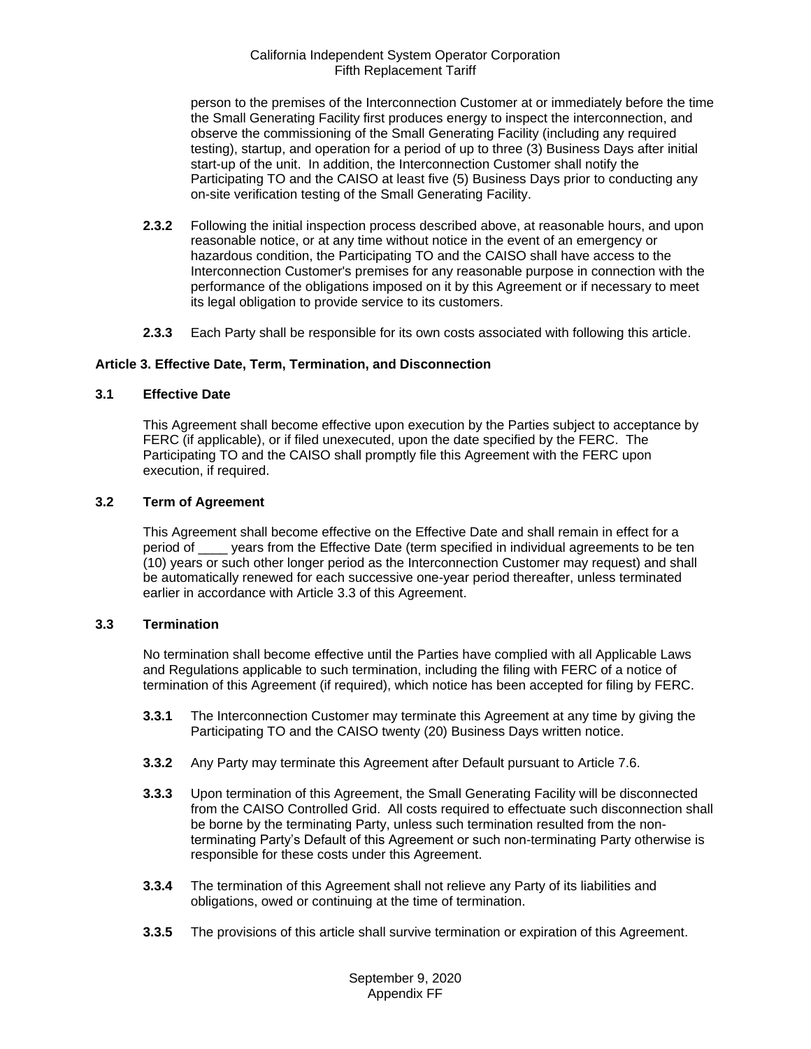person to the premises of the Interconnection Customer at or immediately before the time the Small Generating Facility first produces energy to inspect the interconnection, and observe the commissioning of the Small Generating Facility (including any required testing), startup, and operation for a period of up to three (3) Business Days after initial start-up of the unit. In addition, the Interconnection Customer shall notify the Participating TO and the CAISO at least five (5) Business Days prior to conducting any on-site verification testing of the Small Generating Facility.

**2.3.2** Following the initial inspection process described above, at reasonable hours, and upon reasonable notice, or at any time without notice in the event of an emergency or hazardous condition, the Participating TO and the CAISO shall have access to the Interconnection Customer's premises for any reasonable purpose in connection with the performance of the obligations imposed on it by this Agreement or if necessary to meet its legal obligation to provide service to its customers.

**2.3.3** Each Party shall be responsible for its own costs associated with following this article.

**Article 3. Effective Date, Term, Termination, and Disconnection**

**3.1 Effective Date**

This Agreement shall become effective upon execution by the Parties subject to acceptance by FERC (if applicable), or if filed unexecuted, upon the date specified by the FERC. The Participating TO and the CAISO shall promptly file this Agreement with the FERC upon execution, if required.

**3.2 Term of Agreement**

This Agreement shall become effective on the Effective Date and shall remain in effect for a period of ____ years from the Effective Date (term specified in individual agreements to be ten (10) years or such other longer period as the Interconnection Customer may request) and shall be automatically renewed for each successive one-year period thereafter, unless terminated earlier in accordance with Article 3.3 of this Agreement.

**3.3 Termination**

No termination shall become effective until the Parties have complied with all Applicable Laws and Regulations applicable to such termination, including the filing with FERC of a notice of termination of this Agreement (if required), which notice has been accepted for filing by FERC.

**3.3.1** The Interconnection Customer may terminate this Agreement at any time by giving the Participating TO and the CAISO twenty (20) Business Days written notice.

**3.3.2** Any Party may terminate this Agreement after Default pursuant to Article 7.6.

**3.3.3** Upon termination of this Agreement, the Small Generating Facility will be disconnected from the CAISO Controlled Grid. All costs required to effectuate such disconnection shall be borne by the terminating Party, unless such termination resulted from the non-terminating Party's Default of this Agreement or such non-terminating Party otherwise is responsible for these costs under this Agreement.

**3.3.4** The termination of this Agreement shall not relieve any Party of its liabilities and obligations, owed or continuing at the time of termination.

**3.3.5** The provisions of this article shall survive termination or expiration of this Agreement.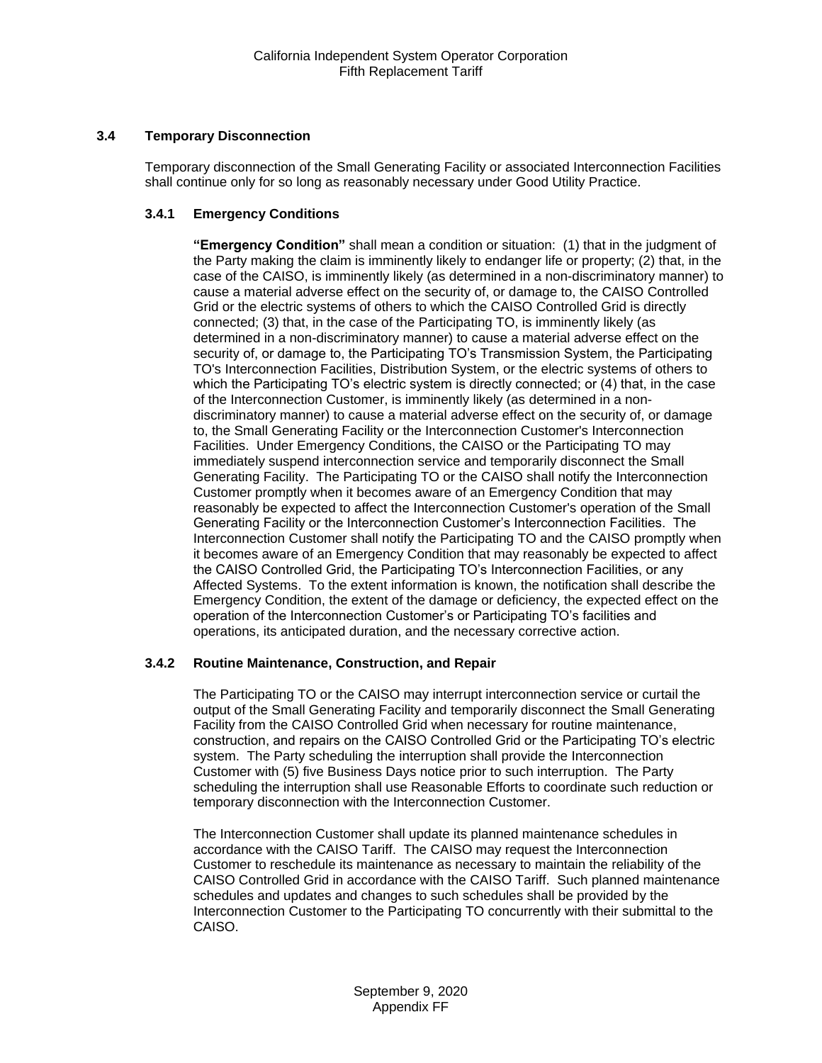### 3.4 Temporary Disconnection

Temporary disconnection of the Small Generating Facility or associated Interconnection Facilities shall continue only for so long as reasonably necessary under Good Utility Practice.

#### 3.4.1 Emergency Conditions

**"Emergency Condition"** shall mean a condition or situation: (1) that in the judgment of the Party making the claim is imminently likely to endanger life or property; (2) that, in the case of the CAISO, is imminently likely (as determined in a non-discriminatory manner) to cause a material adverse effect on the security of, or damage to, the CAISO Controlled Grid or the electric systems of others to which the CAISO Controlled Grid is directly connected; (3) that, in the case of the Participating TO, is imminently likely (as determined in a non-discriminatory manner) to cause a material adverse effect on the security of, or damage to, the Participating TO's Transmission System, the Participating TO's Interconnection Facilities, Distribution System, or the electric systems of others to which the Participating TO's electric system is directly connected; or (4) that, in the case of the Interconnection Customer, is imminently likely (as determined in a non-discriminatory manner) to cause a material adverse effect on the security of, or damage to, the Small Generating Facility or the Interconnection Customer's Interconnection Facilities. Under Emergency Conditions, the CAISO or the Participating TO may immediately suspend interconnection service and temporarily disconnect the Small Generating Facility. The Participating TO or the CAISO shall notify the Interconnection Customer promptly when it becomes aware of an Emergency Condition that may reasonably be expected to affect the Interconnection Customer's operation of the Small Generating Facility or the Interconnection Customer's Interconnection Facilities. The Interconnection Customer shall notify the Participating TO and the CAISO promptly when it becomes aware of an Emergency Condition that may reasonably be expected to affect the CAISO Controlled Grid, the Participating TO's Interconnection Facilities, or any Affected Systems. To the extent information is known, the notification shall describe the Emergency Condition, the extent of the damage or deficiency, the expected effect on the operation of the Interconnection Customer's or Participating TO's facilities and operations, its anticipated duration, and the necessary corrective action.

#### 3.4.2 Routine Maintenance, Construction, and Repair

The Participating TO or the CAISO may interrupt interconnection service or curtail the output of the Small Generating Facility and temporarily disconnect the Small Generating Facility from the CAISO Controlled Grid when necessary for routine maintenance, construction, and repairs on the CAISO Controlled Grid or the Participating TO's electric system. The Party scheduling the interruption shall provide the Interconnection Customer with (5) five Business Days notice prior to such interruption. The Party scheduling the interruption shall use Reasonable Efforts to coordinate such reduction or temporary disconnection with the Interconnection Customer.

The Interconnection Customer shall update its planned maintenance schedules in accordance with the CAISO Tariff. The CAISO may request the Interconnection Customer to reschedule its maintenance as necessary to maintain the reliability of the CAISO Controlled Grid in accordance with the CAISO Tariff. Such planned maintenance schedules and updates and changes to such schedules shall be provided by the Interconnection Customer to the Participating TO concurrently with their submittal to the CAISO.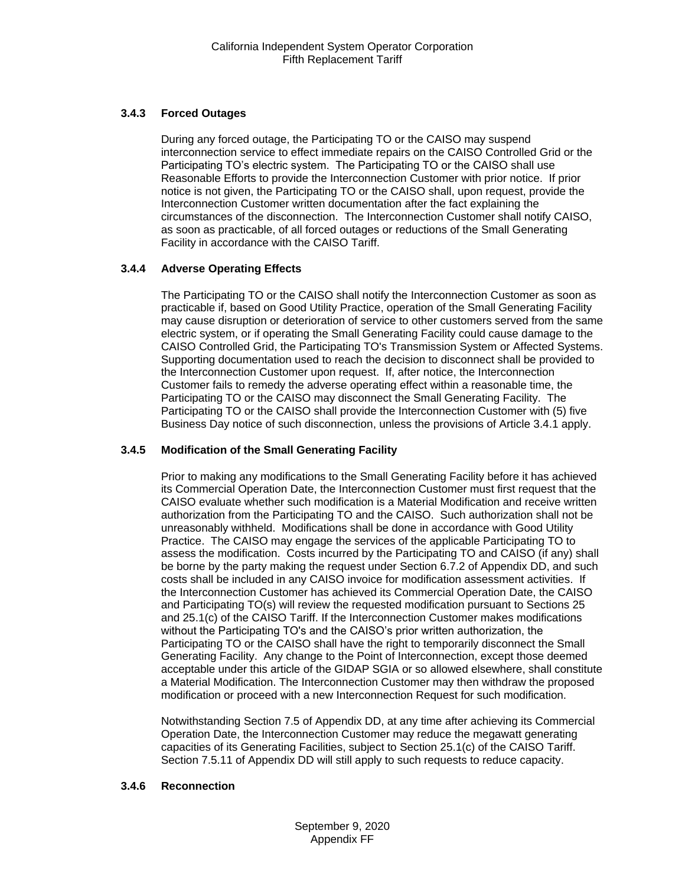### 3.4.3 Forced Outages

During any forced outage, the Participating TO or the CAISO may suspend interconnection service to effect immediate repairs on the CAISO Controlled Grid or the Participating TO's electric system. The Participating TO or the CAISO shall use Reasonable Efforts to provide the Interconnection Customer with prior notice. If prior notice is not given, the Participating TO or the CAISO shall, upon request, provide the Interconnection Customer written documentation after the fact explaining the circumstances of the disconnection. The Interconnection Customer shall notify CAISO, as soon as practicable, of all forced outages or reductions of the Small Generating Facility in accordance with the CAISO Tariff.

### 3.4.4 Adverse Operating Effects

The Participating TO or the CAISO shall notify the Interconnection Customer as soon as practicable if, based on Good Utility Practice, operation of the Small Generating Facility may cause disruption or deterioration of service to other customers served from the same electric system, or if operating the Small Generating Facility could cause damage to the CAISO Controlled Grid, the Participating TO's Transmission System or Affected Systems. Supporting documentation used to reach the decision to disconnect shall be provided to the Interconnection Customer upon request. If, after notice, the Interconnection Customer fails to remedy the adverse operating effect within a reasonable time, the Participating TO or the CAISO may disconnect the Small Generating Facility. The Participating TO or the CAISO shall provide the Interconnection Customer with (5) five Business Day notice of such disconnection, unless the provisions of Article 3.4.1 apply.

### 3.4.5 Modification of the Small Generating Facility

Prior to making any modifications to the Small Generating Facility before it has achieved its Commercial Operation Date, the Interconnection Customer must first request that the CAISO evaluate whether such modification is a Material Modification and receive written authorization from the Participating TO and the CAISO. Such authorization shall not be unreasonably withheld. Modifications shall be done in accordance with Good Utility Practice. The CAISO may engage the services of the applicable Participating TO to assess the modification. Costs incurred by the Participating TO and CAISO (if any) shall be borne by the party making the request under Section 6.7.2 of Appendix DD, and such costs shall be included in any CAISO invoice for modification assessment activities. If the Interconnection Customer has achieved its Commercial Operation Date, the CAISO and Participating TO(s) will review the requested modification pursuant to Sections 25 and 25.1(c) of the CAISO Tariff. If the Interconnection Customer makes modifications without the Participating TO's and the CAISO's prior written authorization, the Participating TO or the CAISO shall have the right to temporarily disconnect the Small Generating Facility. Any change to the Point of Interconnection, except those deemed acceptable under this article of the GIDAP SGIA or so allowed elsewhere, shall constitute a Material Modification. The Interconnection Customer may then withdraw the proposed modification or proceed with a new Interconnection Request for such modification.

Notwithstanding Section 7.5 of Appendix DD, at any time after achieving its Commercial Operation Date, the Interconnection Customer may reduce the megawatt generating capacities of its Generating Facilities, subject to Section 25.1(c) of the CAISO Tariff. Section 7.5.11 of Appendix DD will still apply to such requests to reduce capacity.

### 3.4.6 Reconnection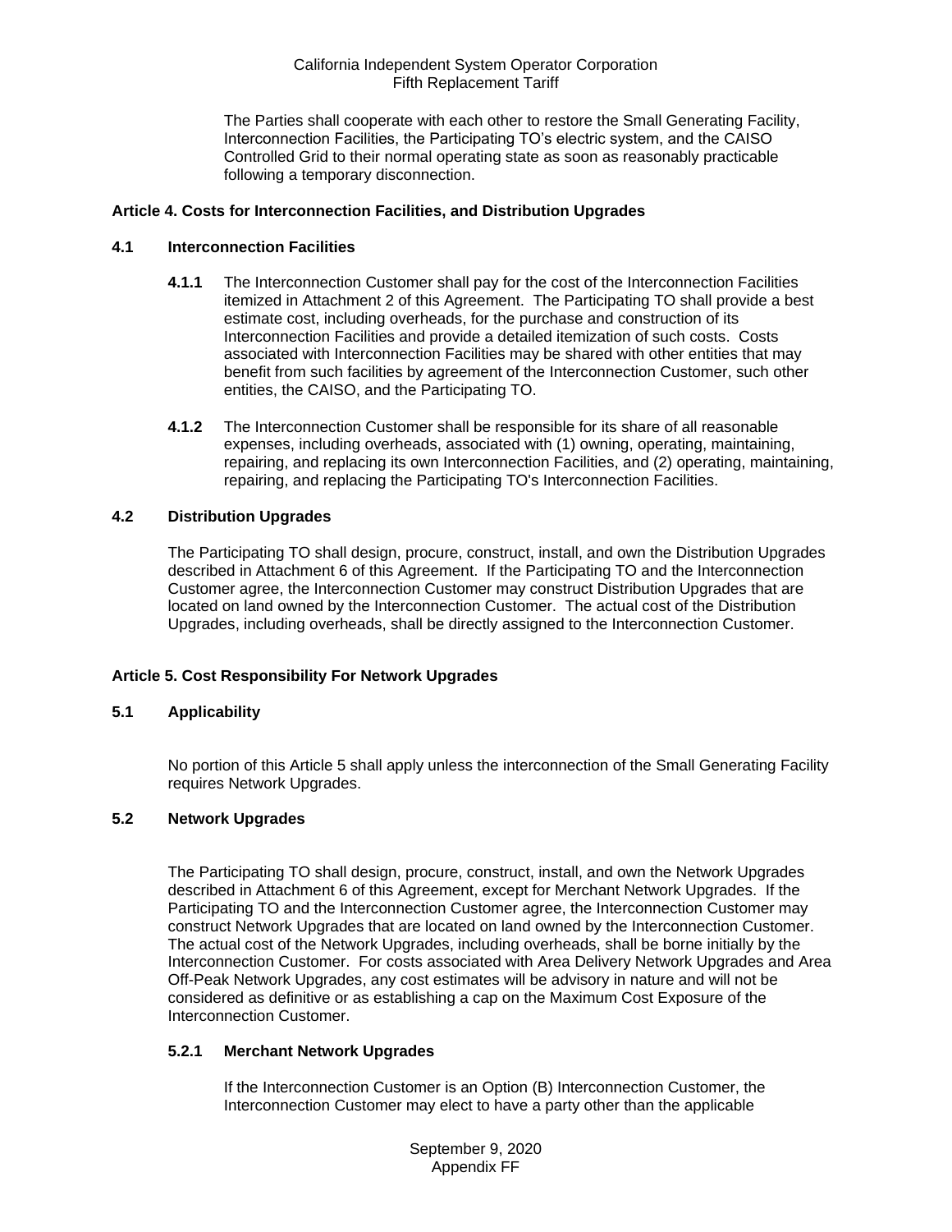The Parties shall cooperate with each other to restore the Small Generating Facility, Interconnection Facilities, the Participating TO's electric system, and the CAISO Controlled Grid to their normal operating state as soon as reasonably practicable following a temporary disconnection.

## Article 4. Costs for Interconnection Facilities, and Distribution Upgrades

### 4.1 Interconnection Facilities

**4.1.1** The Interconnection Customer shall pay for the cost of the Interconnection Facilities itemized in Attachment 2 of this Agreement. The Participating TO shall provide a best estimate cost, including overheads, for the purchase and construction of its Interconnection Facilities and provide a detailed itemization of such costs. Costs associated with Interconnection Facilities may be shared with other entities that may benefit from such facilities by agreement of the Interconnection Customer, such other entities, the CAISO, and the Participating TO.

**4.1.2** The Interconnection Customer shall be responsible for its share of all reasonable expenses, including overheads, associated with (1) owning, operating, maintaining, repairing, and replacing its own Interconnection Facilities, and (2) operating, maintaining, repairing, and replacing the Participating TO's Interconnection Facilities.

### 4.2 Distribution Upgrades

The Participating TO shall design, procure, construct, install, and own the Distribution Upgrades described in Attachment 6 of this Agreement. If the Participating TO and the Interconnection Customer agree, the Interconnection Customer may construct Distribution Upgrades that are located on land owned by the Interconnection Customer. The actual cost of the Distribution Upgrades, including overheads, shall be directly assigned to the Interconnection Customer.

## Article 5. Cost Responsibility For Network Upgrades

### 5.1 Applicability

No portion of this Article 5 shall apply unless the interconnection of the Small Generating Facility requires Network Upgrades.

### 5.2 Network Upgrades

The Participating TO shall design, procure, construct, install, and own the Network Upgrades described in Attachment 6 of this Agreement, except for Merchant Network Upgrades. If the Participating TO and the Interconnection Customer agree, the Interconnection Customer may construct Network Upgrades that are located on land owned by the Interconnection Customer. The actual cost of the Network Upgrades, including overheads, shall be borne initially by the Interconnection Customer. For costs associated with Area Delivery Network Upgrades and Area Off-Peak Network Upgrades, any cost estimates will be advisory in nature and will not be considered as definitive or as establishing a cap on the Maximum Cost Exposure of the Interconnection Customer.

#### 5.2.1 Merchant Network Upgrades

If the Interconnection Customer is an Option (B) Interconnection Customer, the Interconnection Customer may elect to have a party other than the applicable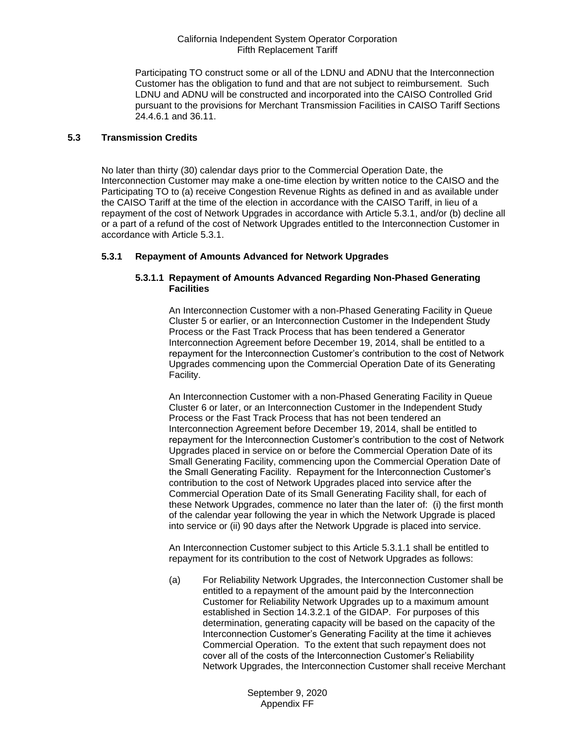Participating TO construct some or all of the LDNU and ADNU that the Interconnection Customer has the obligation to fund and that are not subject to reimbursement. Such LDNU and ADNU will be constructed and incorporated into the CAISO Controlled Grid pursuant to the provisions for Merchant Transmission Facilities in CAISO Tariff Sections 24.4.6.1 and 36.11.

### 5.3 Transmission Credits

No later than thirty (30) calendar days prior to the Commercial Operation Date, the Interconnection Customer may make a one-time election by written notice to the CAISO and the Participating TO to (a) receive Congestion Revenue Rights as defined in and as available under the CAISO Tariff at the time of the election in accordance with the CAISO Tariff, in lieu of a repayment of the cost of Network Upgrades in accordance with Article 5.3.1, and/or (b) decline all or a part of a refund of the cost of Network Upgrades entitled to the Interconnection Customer in accordance with Article 5.3.1.

#### 5.3.1 Repayment of Amounts Advanced for Network Upgrades

##### 5.3.1.1 Repayment of Amounts Advanced Regarding Non-Phased Generating Facilities

An Interconnection Customer with a non-Phased Generating Facility in Queue Cluster 5 or earlier, or an Interconnection Customer in the Independent Study Process or the Fast Track Process that has been tendered a Generator Interconnection Agreement before December 19, 2014, shall be entitled to a repayment for the Interconnection Customer's contribution to the cost of Network Upgrades commencing upon the Commercial Operation Date of its Generating Facility.

An Interconnection Customer with a non-Phased Generating Facility in Queue Cluster 6 or later, or an Interconnection Customer in the Independent Study Process or the Fast Track Process that has not been tendered an Interconnection Agreement before December 19, 2014, shall be entitled to repayment for the Interconnection Customer's contribution to the cost of Network Upgrades placed in service on or before the Commercial Operation Date of its Small Generating Facility, commencing upon the Commercial Operation Date of the Small Generating Facility. Repayment for the Interconnection Customer's contribution to the cost of Network Upgrades placed into service after the Commercial Operation Date of its Small Generating Facility shall, for each of these Network Upgrades, commence no later than the later of: (i) the first month of the calendar year following the year in which the Network Upgrade is placed into service or (ii) 90 days after the Network Upgrade is placed into service.

An Interconnection Customer subject to this Article 5.3.1.1 shall be entitled to repayment for its contribution to the cost of Network Upgrades as follows:

(a) For Reliability Network Upgrades, the Interconnection Customer shall be entitled to a repayment of the amount paid by the Interconnection Customer for Reliability Network Upgrades up to a maximum amount established in Section 14.3.2.1 of the GIDAP. For purposes of this determination, generating capacity will be based on the capacity of the Interconnection Customer's Generating Facility at the time it achieves Commercial Operation. To the extent that such repayment does not cover all of the costs of the Interconnection Customer's Reliability Network Upgrades, the Interconnection Customer shall receive Merchant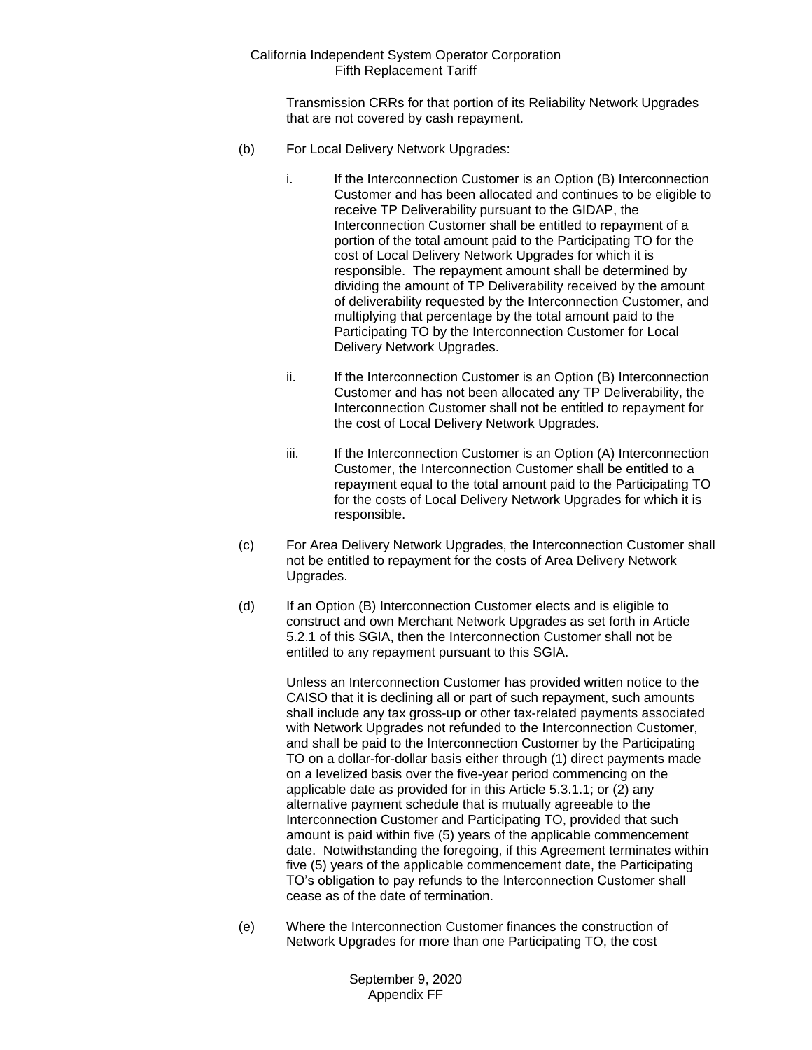Transmission CRRs for that portion of its Reliability Network Upgrades that are not covered by cash repayment.

(b) For Local Delivery Network Upgrades:

i. If the Interconnection Customer is an Option (B) Interconnection Customer and has been allocated and continues to be eligible to receive TP Deliverability pursuant to the GIDAP, the Interconnection Customer shall be entitled to repayment of a portion of the total amount paid to the Participating TO for the cost of Local Delivery Network Upgrades for which it is responsible. The repayment amount shall be determined by dividing the amount of TP Deliverability received by the amount of deliverability requested by the Interconnection Customer, and multiplying that percentage by the total amount paid to the Participating TO by the Interconnection Customer for Local Delivery Network Upgrades.

ii. If the Interconnection Customer is an Option (B) Interconnection Customer and has not been allocated any TP Deliverability, the Interconnection Customer shall not be entitled to repayment for the cost of Local Delivery Network Upgrades.

iii. If the Interconnection Customer is an Option (A) Interconnection Customer, the Interconnection Customer shall be entitled to a repayment equal to the total amount paid to the Participating TO for the costs of Local Delivery Network Upgrades for which it is responsible.

(c) For Area Delivery Network Upgrades, the Interconnection Customer shall not be entitled to repayment for the costs of Area Delivery Network Upgrades.

(d) If an Option (B) Interconnection Customer elects and is eligible to construct and own Merchant Network Upgrades as set forth in Article 5.2.1 of this SGIA, then the Interconnection Customer shall not be entitled to any repayment pursuant to this SGIA.

Unless an Interconnection Customer has provided written notice to the CAISO that it is declining all or part of such repayment, such amounts shall include any tax gross-up or other tax-related payments associated with Network Upgrades not refunded to the Interconnection Customer, and shall be paid to the Interconnection Customer by the Participating TO on a dollar-for-dollar basis either through (1) direct payments made on a levelized basis over the five-year period commencing on the applicable date as provided for in this Article 5.3.1.1; or (2) any alternative payment schedule that is mutually agreeable to the Interconnection Customer and Participating TO, provided that such amount is paid within five (5) years of the applicable commencement date. Notwithstanding the foregoing, if this Agreement terminates within five (5) years of the applicable commencement date, the Participating TO's obligation to pay refunds to the Interconnection Customer shall cease as of the date of termination.

(e) Where the Interconnection Customer finances the construction of Network Upgrades for more than one Participating TO, the cost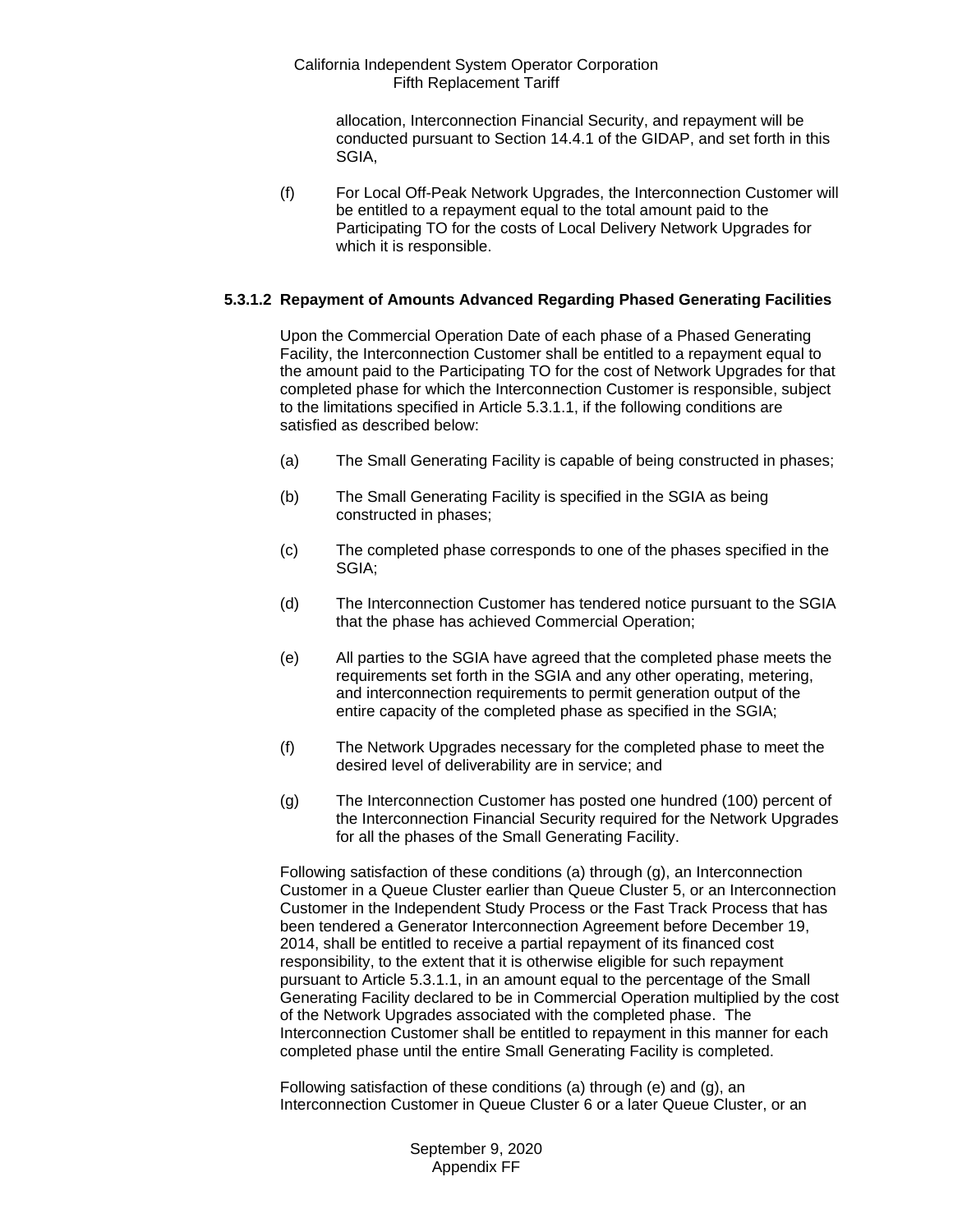allocation, Interconnection Financial Security, and repayment will be conducted pursuant to Section 14.4.1 of the GIDAP, and set forth in this SGIA,

(f) For Local Off-Peak Network Upgrades, the Interconnection Customer will be entitled to a repayment equal to the total amount paid to the Participating TO for the costs of Local Delivery Network Upgrades for which it is responsible.

### 5.3.1.2 Repayment of Amounts Advanced Regarding Phased Generating Facilities

Upon the Commercial Operation Date of each phase of a Phased Generating Facility, the Interconnection Customer shall be entitled to a repayment equal to the amount paid to the Participating TO for the cost of Network Upgrades for that completed phase for which the Interconnection Customer is responsible, subject to the limitations specified in Article 5.3.1.1, if the following conditions are satisfied as described below:

(a) The Small Generating Facility is capable of being constructed in phases;

(b) The Small Generating Facility is specified in the SGIA as being constructed in phases;

(c) The completed phase corresponds to one of the phases specified in the SGIA;

(d) The Interconnection Customer has tendered notice pursuant to the SGIA that the phase has achieved Commercial Operation;

(e) All parties to the SGIA have agreed that the completed phase meets the requirements set forth in the SGIA and any other operating, metering, and interconnection requirements to permit generation output of the entire capacity of the completed phase as specified in the SGIA;

(f) The Network Upgrades necessary for the completed phase to meet the desired level of deliverability are in service; and

(g) The Interconnection Customer has posted one hundred (100) percent of the Interconnection Financial Security required for the Network Upgrades for all the phases of the Small Generating Facility.

Following satisfaction of these conditions (a) through (g), an Interconnection Customer in a Queue Cluster earlier than Queue Cluster 5, or an Interconnection Customer in the Independent Study Process or the Fast Track Process that has been tendered a Generator Interconnection Agreement before December 19, 2014, shall be entitled to receive a partial repayment of its financed cost responsibility, to the extent that it is otherwise eligible for such repayment pursuant to Article 5.3.1.1, in an amount equal to the percentage of the Small Generating Facility declared to be in Commercial Operation multiplied by the cost of the Network Upgrades associated with the completed phase. The Interconnection Customer shall be entitled to repayment in this manner for each completed phase until the entire Small Generating Facility is completed.

Following satisfaction of these conditions (a) through (e) and (g), an Interconnection Customer in Queue Cluster 6 or a later Queue Cluster, or an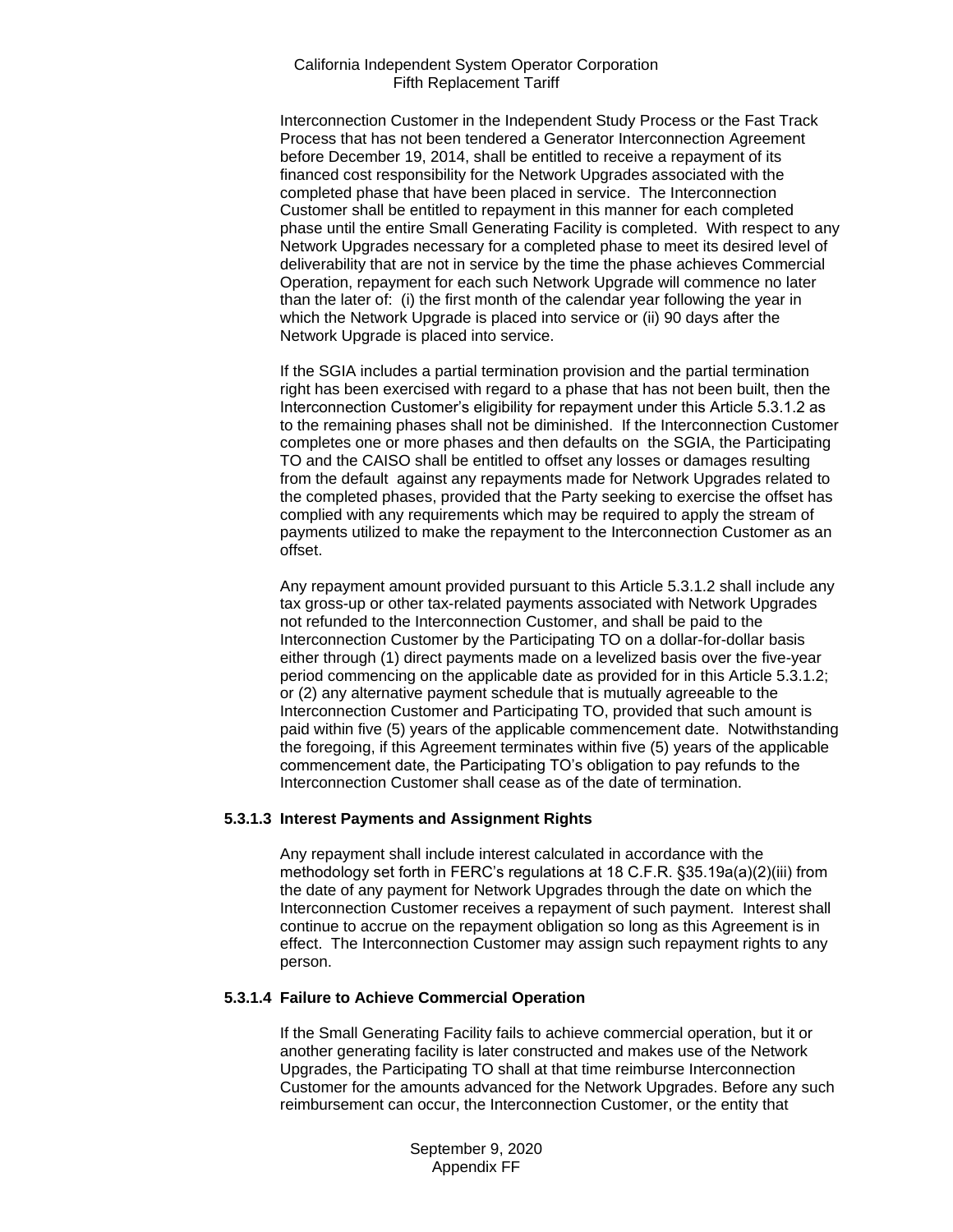Interconnection Customer in the Independent Study Process or the Fast Track Process that has not been tendered a Generator Interconnection Agreement before December 19, 2014, shall be entitled to receive a repayment of its financed cost responsibility for the Network Upgrades associated with the completed phase that have been placed in service. The Interconnection Customer shall be entitled to repayment in this manner for each completed phase until the entire Small Generating Facility is completed. With respect to any Network Upgrades necessary for a completed phase to meet its desired level of deliverability that are not in service by the time the phase achieves Commercial Operation, repayment for each such Network Upgrade will commence no later than the later of: (i) the first month of the calendar year following the year in which the Network Upgrade is placed into service or (ii) 90 days after the Network Upgrade is placed into service.

If the SGIA includes a partial termination provision and the partial termination right has been exercised with regard to a phase that has not been built, then the Interconnection Customer's eligibility for repayment under this Article 5.3.1.2 as to the remaining phases shall not be diminished. If the Interconnection Customer completes one or more phases and then defaults on the SGIA, the Participating TO and the CAISO shall be entitled to offset any losses or damages resulting from the default against any repayments made for Network Upgrades related to the completed phases, provided that the Party seeking to exercise the offset has complied with any requirements which may be required to apply the stream of payments utilized to make the repayment to the Interconnection Customer as an offset.

Any repayment amount provided pursuant to this Article 5.3.1.2 shall include any tax gross-up or other tax-related payments associated with Network Upgrades not refunded to the Interconnection Customer, and shall be paid to the Interconnection Customer by the Participating TO on a dollar-for-dollar basis either through (1) direct payments made on a levelized basis over the five-year period commencing on the applicable date as provided for in this Article 5.3.1.2; or (2) any alternative payment schedule that is mutually agreeable to the Interconnection Customer and Participating TO, provided that such amount is paid within five (5) years of the applicable commencement date. Notwithstanding the foregoing, if this Agreement terminates within five (5) years of the applicable commencement date, the Participating TO's obligation to pay refunds to the Interconnection Customer shall cease as of the date of termination.

#### 5.3.1.3 Interest Payments and Assignment Rights

Any repayment shall include interest calculated in accordance with the methodology set forth in FERC's regulations at 18 C.F.R. §35.19a(a)(2)(iii) from the date of any payment for Network Upgrades through the date on which the Interconnection Customer receives a repayment of such payment. Interest shall continue to accrue on the repayment obligation so long as this Agreement is in effect. The Interconnection Customer may assign such repayment rights to any person.

#### 5.3.1.4 Failure to Achieve Commercial Operation

If the Small Generating Facility fails to achieve commercial operation, but it or another generating facility is later constructed and makes use of the Network Upgrades, the Participating TO shall at that time reimburse Interconnection Customer for the amounts advanced for the Network Upgrades. Before any such reimbursement can occur, the Interconnection Customer, or the entity that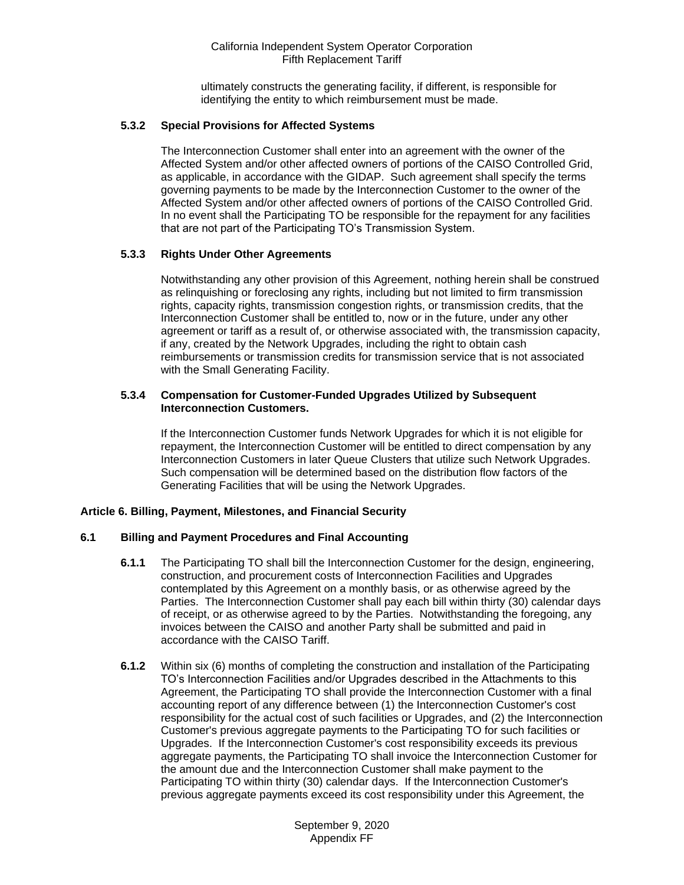ultimately constructs the generating facility, if different, is responsible for identifying the entity to which reimbursement must be made.

### 5.3.2 Special Provisions for Affected Systems

The Interconnection Customer shall enter into an agreement with the owner of the Affected System and/or other affected owners of portions of the CAISO Controlled Grid, as applicable, in accordance with the GIDAP. Such agreement shall specify the terms governing payments to be made by the Interconnection Customer to the owner of the Affected System and/or other affected owners of portions of the CAISO Controlled Grid. In no event shall the Participating TO be responsible for the repayment for any facilities that are not part of the Participating TO's Transmission System.

### 5.3.3 Rights Under Other Agreements

Notwithstanding any other provision of this Agreement, nothing herein shall be construed as relinquishing or foreclosing any rights, including but not limited to firm transmission rights, capacity rights, transmission congestion rights, or transmission credits, that the Interconnection Customer shall be entitled to, now or in the future, under any other agreement or tariff as a result of, or otherwise associated with, the transmission capacity, if any, created by the Network Upgrades, including the right to obtain cash reimbursements or transmission credits for transmission service that is not associated with the Small Generating Facility.

### 5.3.4 Compensation for Customer-Funded Upgrades Utilized by Subsequent Interconnection Customers.

If the Interconnection Customer funds Network Upgrades for which it is not eligible for repayment, the Interconnection Customer will be entitled to direct compensation by any Interconnection Customers in later Queue Clusters that utilize such Network Upgrades. Such compensation will be determined based on the distribution flow factors of the Generating Facilities that will be using the Network Upgrades.

## Article 6. Billing, Payment, Milestones, and Financial Security

### 6.1 Billing and Payment Procedures and Final Accounting

**6.1.1** The Participating TO shall bill the Interconnection Customer for the design, engineering, construction, and procurement costs of Interconnection Facilities and Upgrades contemplated by this Agreement on a monthly basis, or as otherwise agreed by the Parties. The Interconnection Customer shall pay each bill within thirty (30) calendar days of receipt, or as otherwise agreed to by the Parties. Notwithstanding the foregoing, any invoices between the CAISO and another Party shall be submitted and paid in accordance with the CAISO Tariff.

**6.1.2** Within six (6) months of completing the construction and installation of the Participating TO's Interconnection Facilities and/or Upgrades described in the Attachments to this Agreement, the Participating TO shall provide the Interconnection Customer with a final accounting report of any difference between (1) the Interconnection Customer's cost responsibility for the actual cost of such facilities or Upgrades, and (2) the Interconnection Customer's previous aggregate payments to the Participating TO for such facilities or Upgrades. If the Interconnection Customer's cost responsibility exceeds its previous aggregate payments, the Participating TO shall invoice the Interconnection Customer for the amount due and the Interconnection Customer shall make payment to the Participating TO within thirty (30) calendar days. If the Interconnection Customer's previous aggregate payments exceed its cost responsibility under this Agreement, the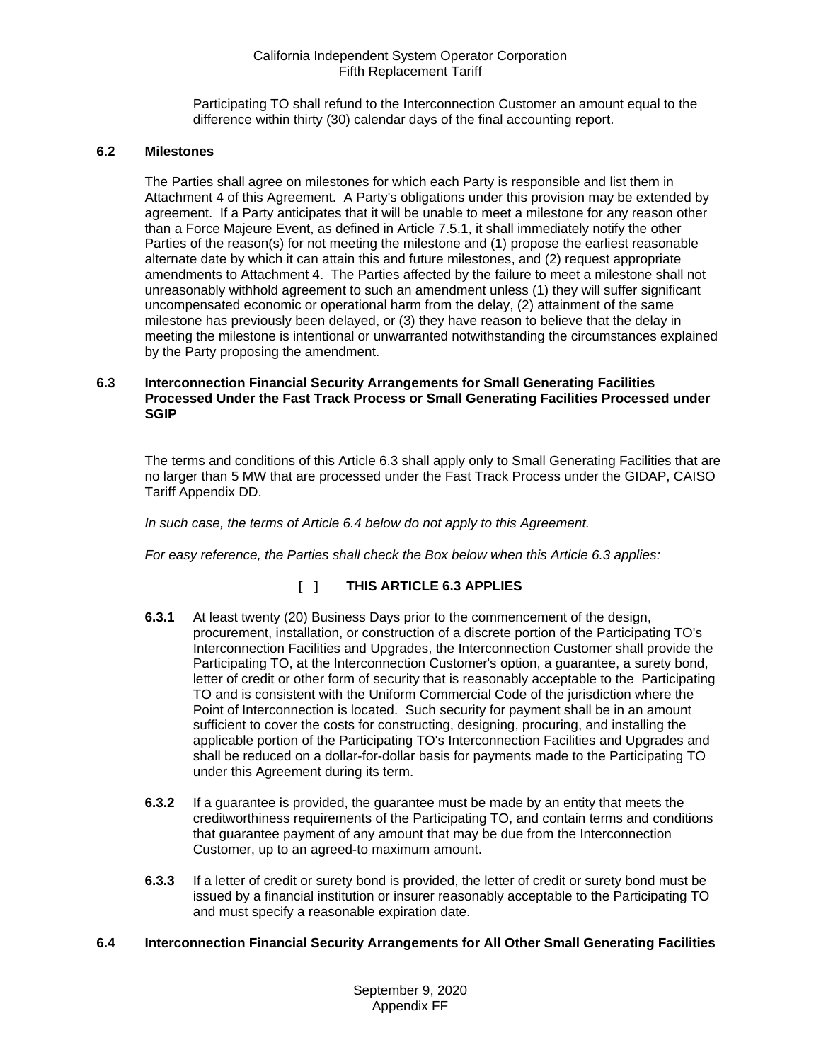Participating TO shall refund to the Interconnection Customer an amount equal to the difference within thirty (30) calendar days of the final accounting report.

### 6.2 Milestones

The Parties shall agree on milestones for which each Party is responsible and list them in Attachment 4 of this Agreement. A Party's obligations under this provision may be extended by agreement. If a Party anticipates that it will be unable to meet a milestone for any reason other than a Force Majeure Event, as defined in Article 7.5.1, it shall immediately notify the other Parties of the reason(s) for not meeting the milestone and (1) propose the earliest reasonable alternate date by which it can attain this and future milestones, and (2) request appropriate amendments to Attachment 4. The Parties affected by the failure to meet a milestone shall not unreasonably withhold agreement to such an amendment unless (1) they will suffer significant uncompensated economic or operational harm from the delay, (2) attainment of the same milestone has previously been delayed, or (3) they have reason to believe that the delay in meeting the milestone is intentional or unwarranted notwithstanding the circumstances explained by the Party proposing the amendment.

### 6.3 Interconnection Financial Security Arrangements for Small Generating Facilities Processed Under the Fast Track Process or Small Generating Facilities Processed under SGIP

The terms and conditions of this Article 6.3 shall apply only to Small Generating Facilities that are no larger than 5 MW that are processed under the Fast Track Process under the GIDAP, CAISO Tariff Appendix DD.

*In such case, the terms of Article 6.4 below do not apply to this Agreement.*

*For easy reference, the Parties shall check the Box below when this Article 6.3 applies:*

**[ ] THIS ARTICLE 6.3 APPLIES**

**6.3.1** At least twenty (20) Business Days prior to the commencement of the design, procurement, installation, or construction of a discrete portion of the Participating TO's Interconnection Facilities and Upgrades, the Interconnection Customer shall provide the Participating TO, at the Interconnection Customer's option, a guarantee, a surety bond, letter of credit or other form of security that is reasonably acceptable to the Participating TO and is consistent with the Uniform Commercial Code of the jurisdiction where the Point of Interconnection is located. Such security for payment shall be in an amount sufficient to cover the costs for constructing, designing, procuring, and installing the applicable portion of the Participating TO's Interconnection Facilities and Upgrades and shall be reduced on a dollar-for-dollar basis for payments made to the Participating TO under this Agreement during its term.

**6.3.2** If a guarantee is provided, the guarantee must be made by an entity that meets the creditworthiness requirements of the Participating TO, and contain terms and conditions that guarantee payment of any amount that may be due from the Interconnection Customer, up to an agreed-to maximum amount.

**6.3.3** If a letter of credit or surety bond is provided, the letter of credit or surety bond must be issued by a financial institution or insurer reasonably acceptable to the Participating TO and must specify a reasonable expiration date.

### 6.4 Interconnection Financial Security Arrangements for All Other Small Generating Facilities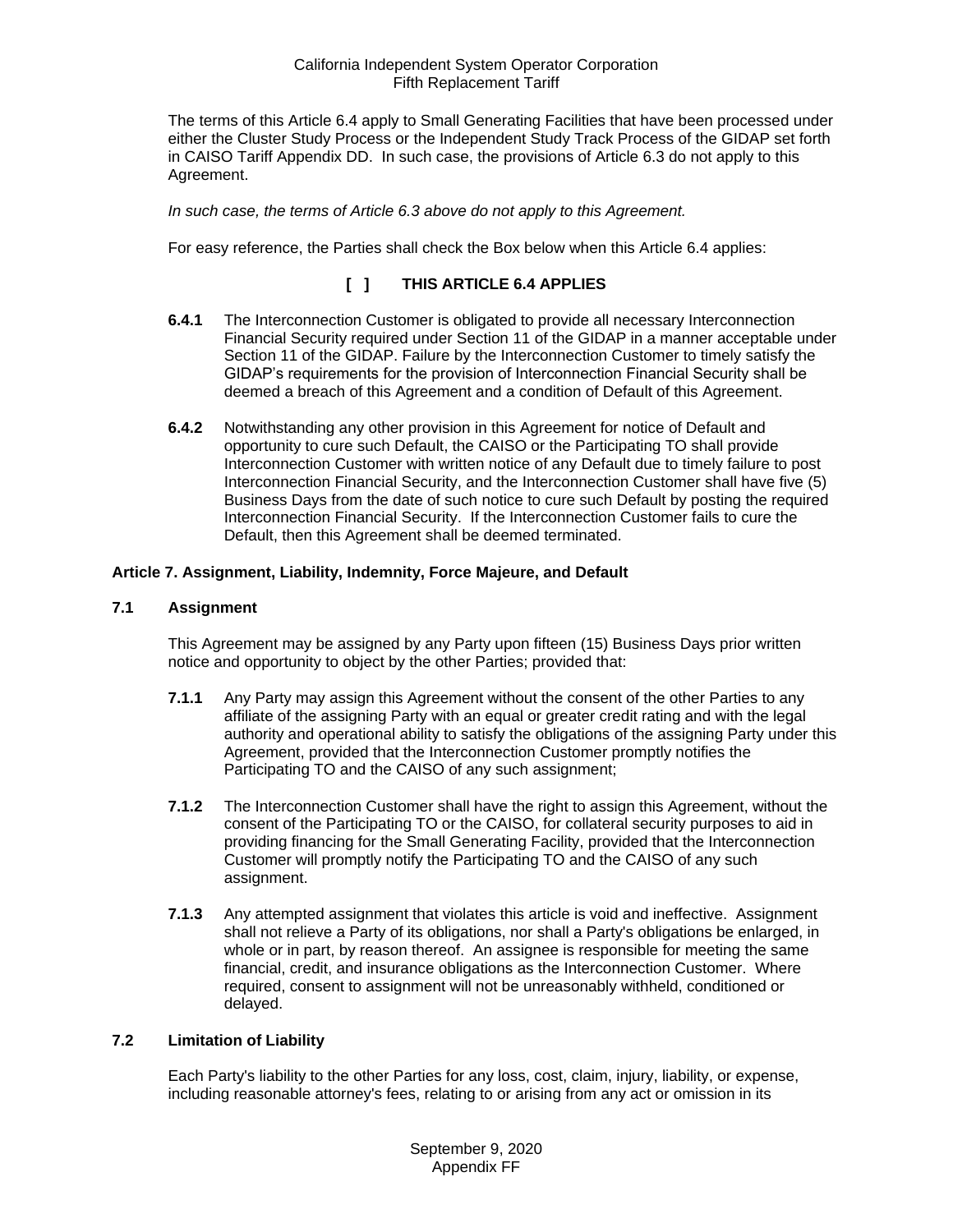The terms of this Article 6.4 apply to Small Generating Facilities that have been processed under either the Cluster Study Process or the Independent Study Track Process of the GIDAP set forth in CAISO Tariff Appendix DD. In such case, the provisions of Article 6.3 do not apply to this Agreement.

*In such case, the terms of Article 6.3 above do not apply to this Agreement.*

For easy reference, the Parties shall check the Box below when this Article 6.4 applies:

**[ ] THIS ARTICLE 6.4 APPLIES**

**6.4.1** The Interconnection Customer is obligated to provide all necessary Interconnection Financial Security required under Section 11 of the GIDAP in a manner acceptable under Section 11 of the GIDAP. Failure by the Interconnection Customer to timely satisfy the GIDAP's requirements for the provision of Interconnection Financial Security shall be deemed a breach of this Agreement and a condition of Default of this Agreement.

**6.4.2** Notwithstanding any other provision in this Agreement for notice of Default and opportunity to cure such Default, the CAISO or the Participating TO shall provide Interconnection Customer with written notice of any Default due to timely failure to post Interconnection Financial Security, and the Interconnection Customer shall have five (5) Business Days from the date of such notice to cure such Default by posting the required Interconnection Financial Security. If the Interconnection Customer fails to cure the Default, then this Agreement shall be deemed terminated.

## Article 7. Assignment, Liability, Indemnity, Force Majeure, and Default

### 7.1 Assignment

This Agreement may be assigned by any Party upon fifteen (15) Business Days prior written notice and opportunity to object by the other Parties; provided that:

**7.1.1** Any Party may assign this Agreement without the consent of the other Parties to any affiliate of the assigning Party with an equal or greater credit rating and with the legal authority and operational ability to satisfy the obligations of the assigning Party under this Agreement, provided that the Interconnection Customer promptly notifies the Participating TO and the CAISO of any such assignment;

**7.1.2** The Interconnection Customer shall have the right to assign this Agreement, without the consent of the Participating TO or the CAISO, for collateral security purposes to aid in providing financing for the Small Generating Facility, provided that the Interconnection Customer will promptly notify the Participating TO and the CAISO of any such assignment.

**7.1.3** Any attempted assignment that violates this article is void and ineffective. Assignment shall not relieve a Party of its obligations, nor shall a Party's obligations be enlarged, in whole or in part, by reason thereof. An assignee is responsible for meeting the same financial, credit, and insurance obligations as the Interconnection Customer. Where required, consent to assignment will not be unreasonably withheld, conditioned or delayed.

### 7.2 Limitation of Liability

Each Party's liability to the other Parties for any loss, cost, claim, injury, liability, or expense, including reasonable attorney's fees, relating to or arising from any act or omission in its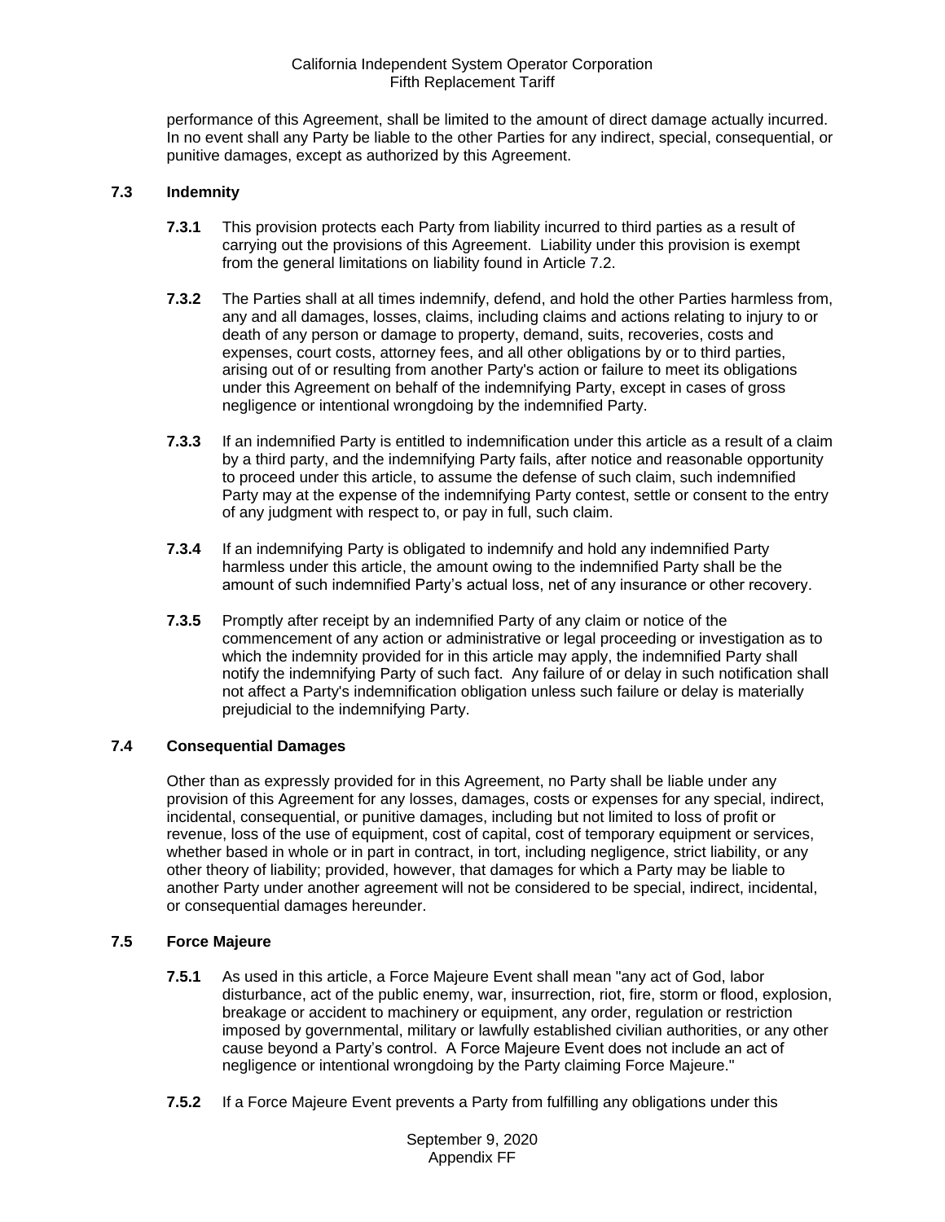performance of this Agreement, shall be limited to the amount of direct damage actually incurred. In no event shall any Party be liable to the other Parties for any indirect, special, consequential, or punitive damages, except as authorized by this Agreement.

### 7.3 Indemnity

**7.3.1** This provision protects each Party from liability incurred to third parties as a result of carrying out the provisions of this Agreement. Liability under this provision is exempt from the general limitations on liability found in Article 7.2.

**7.3.2** The Parties shall at all times indemnify, defend, and hold the other Parties harmless from, any and all damages, losses, claims, including claims and actions relating to injury to or death of any person or damage to property, demand, suits, recoveries, costs and expenses, court costs, attorney fees, and all other obligations by or to third parties, arising out of or resulting from another Party's action or failure to meet its obligations under this Agreement on behalf of the indemnifying Party, except in cases of gross negligence or intentional wrongdoing by the indemnified Party.

**7.3.3** If an indemnified Party is entitled to indemnification under this article as a result of a claim by a third party, and the indemnifying Party fails, after notice and reasonable opportunity to proceed under this article, to assume the defense of such claim, such indemnified Party may at the expense of the indemnifying Party contest, settle or consent to the entry of any judgment with respect to, or pay in full, such claim.

**7.3.4** If an indemnifying Party is obligated to indemnify and hold any indemnified Party harmless under this article, the amount owing to the indemnified Party shall be the amount of such indemnified Party's actual loss, net of any insurance or other recovery.

**7.3.5** Promptly after receipt by an indemnified Party of any claim or notice of the commencement of any action or administrative or legal proceeding or investigation as to which the indemnity provided for in this article may apply, the indemnified Party shall notify the indemnifying Party of such fact. Any failure of or delay in such notification shall not affect a Party's indemnification obligation unless such failure or delay is materially prejudicial to the indemnifying Party.

### 7.4 Consequential Damages

Other than as expressly provided for in this Agreement, no Party shall be liable under any provision of this Agreement for any losses, damages, costs or expenses for any special, indirect, incidental, consequential, or punitive damages, including but not limited to loss of profit or revenue, loss of the use of equipment, cost of capital, cost of temporary equipment or services, whether based in whole or in part in contract, in tort, including negligence, strict liability, or any other theory of liability; provided, however, that damages for which a Party may be liable to another Party under another agreement will not be considered to be special, indirect, incidental, or consequential damages hereunder.

### 7.5 Force Majeure

**7.5.1** As used in this article, a Force Majeure Event shall mean "any act of God, labor disturbance, act of the public enemy, war, insurrection, riot, fire, storm or flood, explosion, breakage or accident to machinery or equipment, any order, regulation or restriction imposed by governmental, military or lawfully established civilian authorities, or any other cause beyond a Party's control. A Force Majeure Event does not include an act of negligence or intentional wrongdoing by the Party claiming Force Majeure."

**7.5.2** If a Force Majeure Event prevents a Party from fulfilling any obligations under this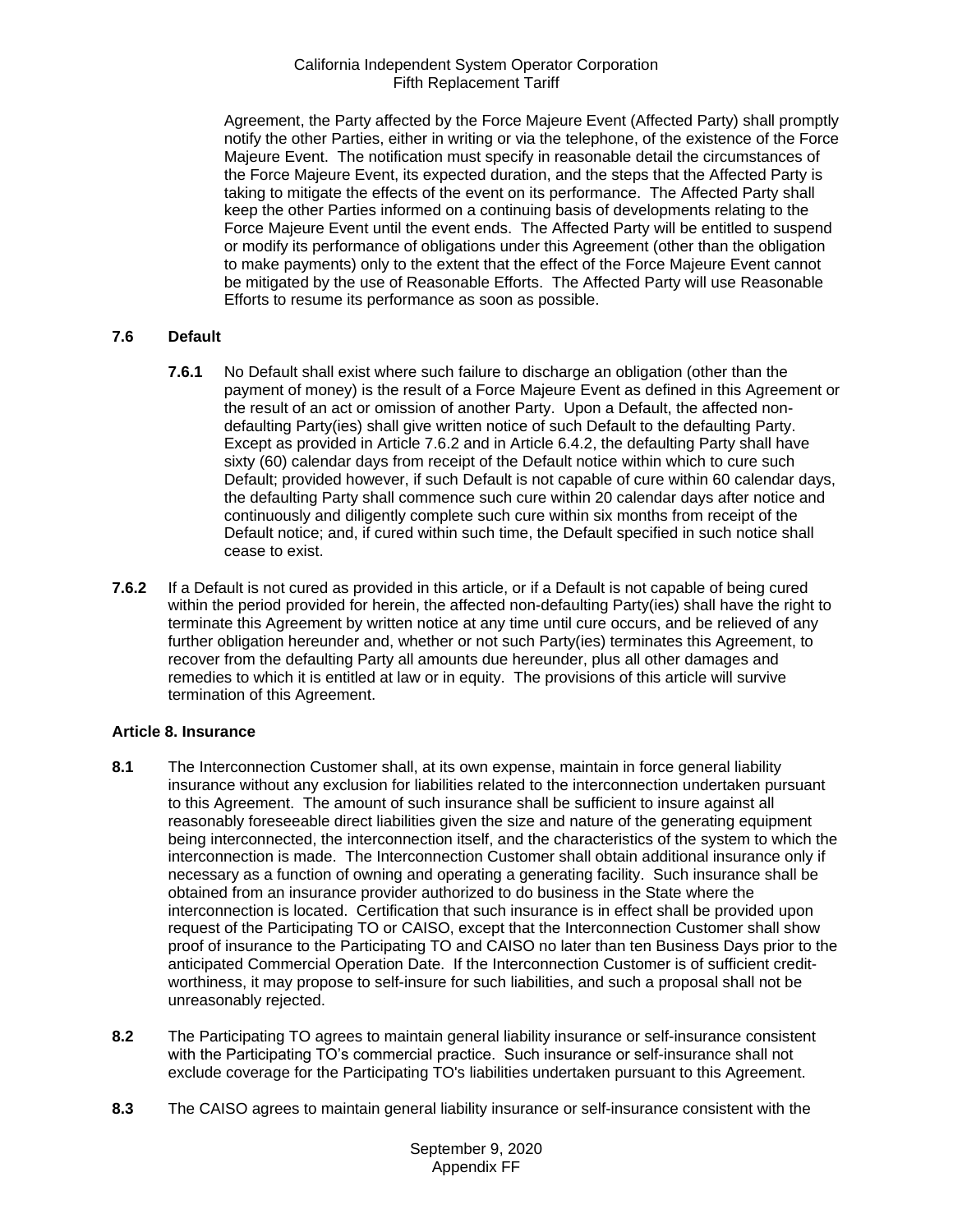Agreement, the Party affected by the Force Majeure Event (Affected Party) shall promptly notify the other Parties, either in writing or via the telephone, of the existence of the Force Majeure Event. The notification must specify in reasonable detail the circumstances of the Force Majeure Event, its expected duration, and the steps that the Affected Party is taking to mitigate the effects of the event on its performance. The Affected Party shall keep the other Parties informed on a continuing basis of developments relating to the Force Majeure Event until the event ends. The Affected Party will be entitled to suspend or modify its performance of obligations under this Agreement (other than the obligation to make payments) only to the extent that the effect of the Force Majeure Event cannot be mitigated by the use of Reasonable Efforts. The Affected Party will use Reasonable Efforts to resume its performance as soon as possible.

**7.6 Default**

**7.6.1** No Default shall exist where such failure to discharge an obligation (other than the payment of money) is the result of a Force Majeure Event as defined in this Agreement or the result of an act or omission of another Party. Upon a Default, the affected non-defaulting Party(ies) shall give written notice of such Default to the defaulting Party. Except as provided in Article 7.6.2 and in Article 6.4.2, the defaulting Party shall have sixty (60) calendar days from receipt of the Default notice within which to cure such Default; provided however, if such Default is not capable of cure within 60 calendar days, the defaulting Party shall commence such cure within 20 calendar days after notice and continuously and diligently complete such cure within six months from receipt of the Default notice; and, if cured within such time, the Default specified in such notice shall cease to exist.

**7.6.2** If a Default is not cured as provided in this article, or if a Default is not capable of being cured within the period provided for herein, the affected non-defaulting Party(ies) shall have the right to terminate this Agreement by written notice at any time until cure occurs, and be relieved of any further obligation hereunder and, whether or not such Party(ies) terminates this Agreement, to recover from the defaulting Party all amounts due hereunder, plus all other damages and remedies to which it is entitled at law or in equity. The provisions of this article will survive termination of this Agreement.

**Article 8. Insurance**

**8.1** The Interconnection Customer shall, at its own expense, maintain in force general liability insurance without any exclusion for liabilities related to the interconnection undertaken pursuant to this Agreement. The amount of such insurance shall be sufficient to insure against all reasonably foreseeable direct liabilities given the size and nature of the generating equipment being interconnected, the interconnection itself, and the characteristics of the system to which the interconnection is made. The Interconnection Customer shall obtain additional insurance only if necessary as a function of owning and operating a generating facility. Such insurance shall be obtained from an insurance provider authorized to do business in the State where the interconnection is located. Certification that such insurance is in effect shall be provided upon request of the Participating TO or CAISO, except that the Interconnection Customer shall show proof of insurance to the Participating TO and CAISO no later than ten Business Days prior to the anticipated Commercial Operation Date. If the Interconnection Customer is of sufficient credit-worthiness, it may propose to self-insure for such liabilities, and such a proposal shall not be unreasonably rejected.

**8.2** The Participating TO agrees to maintain general liability insurance or self-insurance consistent with the Participating TO's commercial practice. Such insurance or self-insurance shall not exclude coverage for the Participating TO's liabilities undertaken pursuant to this Agreement.

**8.3** The CAISO agrees to maintain general liability insurance or self-insurance consistent with the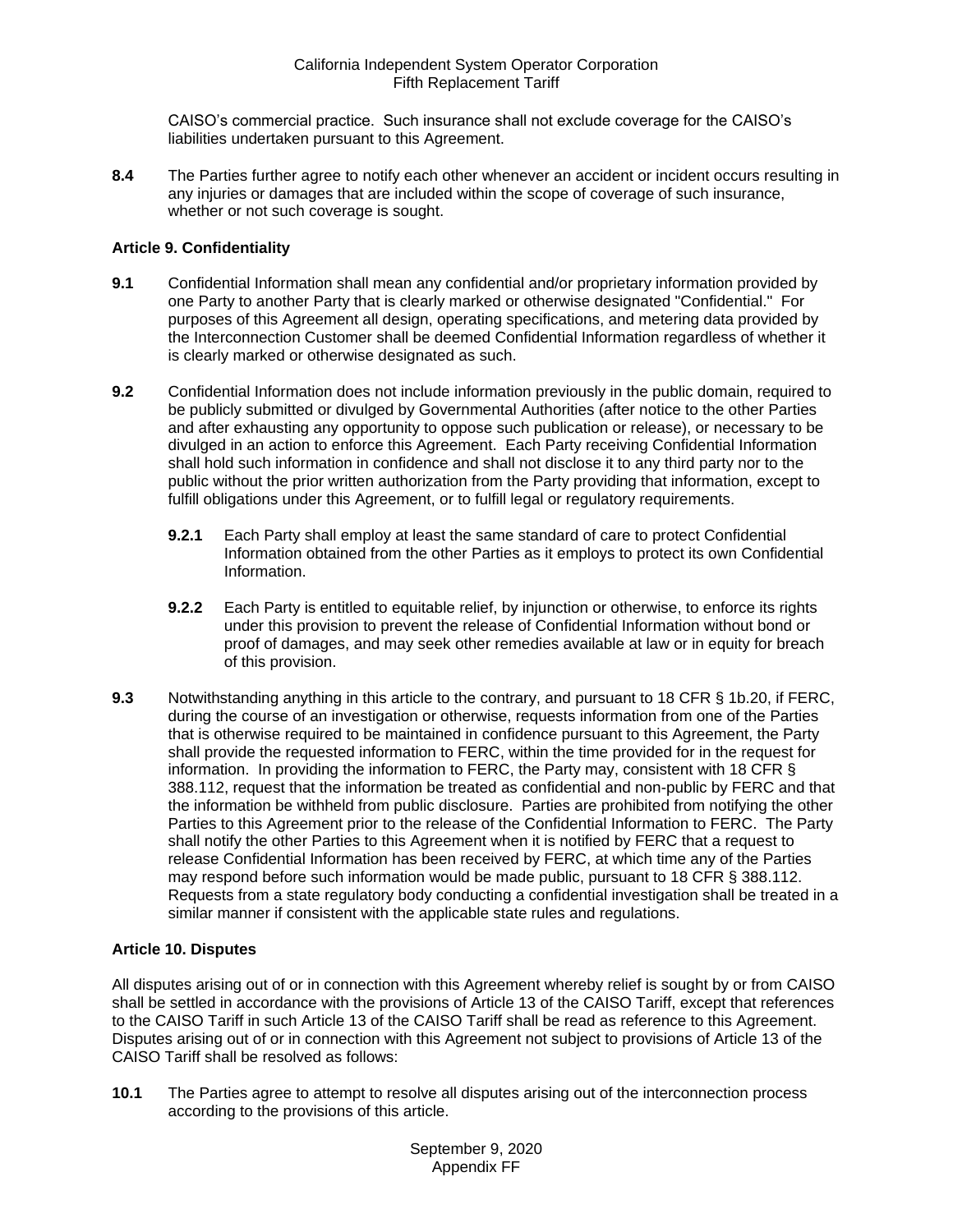CAISO's commercial practice. Such insurance shall not exclude coverage for the CAISO's liabilities undertaken pursuant to this Agreement.

**8.4** The Parties further agree to notify each other whenever an accident or incident occurs resulting in any injuries or damages that are included within the scope of coverage of such insurance, whether or not such coverage is sought.

### Article 9. Confidentiality

**9.1** Confidential Information shall mean any confidential and/or proprietary information provided by one Party to another Party that is clearly marked or otherwise designated "Confidential." For purposes of this Agreement all design, operating specifications, and metering data provided by the Interconnection Customer shall be deemed Confidential Information regardless of whether it is clearly marked or otherwise designated as such.

**9.2** Confidential Information does not include information previously in the public domain, required to be publicly submitted or divulged by Governmental Authorities (after notice to the other Parties and after exhausting any opportunity to oppose such publication or release), or necessary to be divulged in an action to enforce this Agreement. Each Party receiving Confidential Information shall hold such information in confidence and shall not disclose it to any third party nor to the public without the prior written authorization from the Party providing that information, except to fulfill obligations under this Agreement, or to fulfill legal or regulatory requirements.

**9.2.1** Each Party shall employ at least the same standard of care to protect Confidential Information obtained from the other Parties as it employs to protect its own Confidential Information.

**9.2.2** Each Party is entitled to equitable relief, by injunction or otherwise, to enforce its rights under this provision to prevent the release of Confidential Information without bond or proof of damages, and may seek other remedies available at law or in equity for breach of this provision.

**9.3** Notwithstanding anything in this article to the contrary, and pursuant to 18 CFR § 1b.20, if FERC, during the course of an investigation or otherwise, requests information from one of the Parties that is otherwise required to be maintained in confidence pursuant to this Agreement, the Party shall provide the requested information to FERC, within the time provided for in the request for information. In providing the information to FERC, the Party may, consistent with 18 CFR § 388.112, request that the information be treated as confidential and non-public by FERC and that the information be withheld from public disclosure. Parties are prohibited from notifying the other Parties to this Agreement prior to the release of the Confidential Information to FERC. The Party shall notify the other Parties to this Agreement when it is notified by FERC that a request to release Confidential Information has been received by FERC, at which time any of the Parties may respond before such information would be made public, pursuant to 18 CFR § 388.112. Requests from a state regulatory body conducting a confidential investigation shall be treated in a similar manner if consistent with the applicable state rules and regulations.

### Article 10. Disputes

All disputes arising out of or in connection with this Agreement whereby relief is sought by or from CAISO shall be settled in accordance with the provisions of Article 13 of the CAISO Tariff, except that references to the CAISO Tariff in such Article 13 of the CAISO Tariff shall be read as reference to this Agreement. Disputes arising out of or in connection with this Agreement not subject to provisions of Article 13 of the CAISO Tariff shall be resolved as follows:

**10.1** The Parties agree to attempt to resolve all disputes arising out of the interconnection process according to the provisions of this article.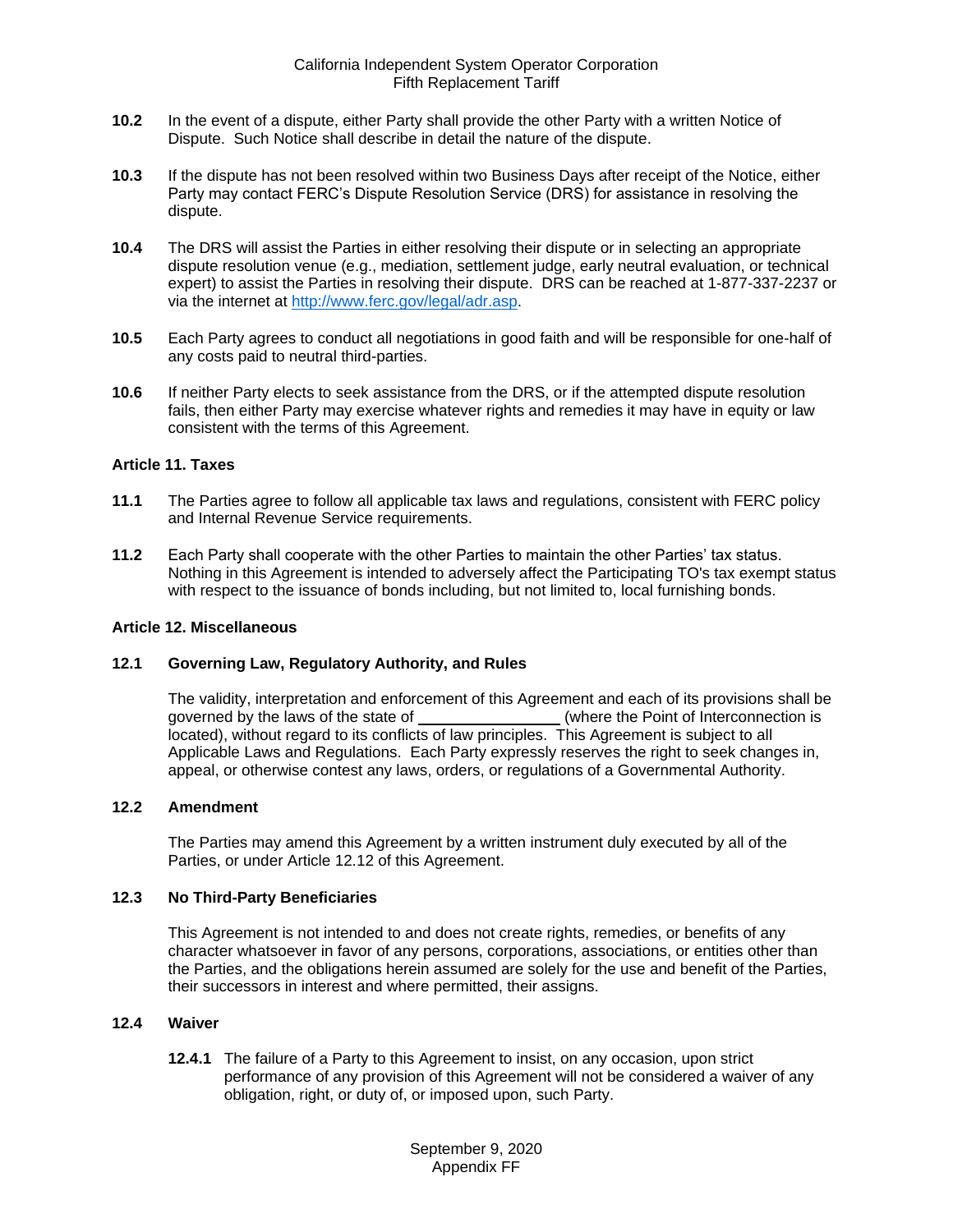**10.2** In the event of a dispute, either Party shall provide the other Party with a written Notice of Dispute. Such Notice shall describe in detail the nature of the dispute.

**10.3** If the dispute has not been resolved within two Business Days after receipt of the Notice, either Party may contact FERC's Dispute Resolution Service (DRS) for assistance in resolving the dispute.

**10.4** The DRS will assist the Parties in either resolving their dispute or in selecting an appropriate dispute resolution venue (e.g., mediation, settlement judge, early neutral evaluation, or technical expert) to assist the Parties in resolving their dispute. DRS can be reached at 1-877-337-2237 or via the internet at http://www.ferc.gov/legal/adr.asp.

**10.5** Each Party agrees to conduct all negotiations in good faith and will be responsible for one-half of any costs paid to neutral third-parties.

**10.6** If neither Party elects to seek assistance from the DRS, or if the attempted dispute resolution fails, then either Party may exercise whatever rights and remedies it may have in equity or law consistent with the terms of this Agreement.

**Article 11. Taxes**

**11.1** The Parties agree to follow all applicable tax laws and regulations, consistent with FERC policy and Internal Revenue Service requirements.

**11.2** Each Party shall cooperate with the other Parties to maintain the other Parties' tax status. Nothing in this Agreement is intended to adversely affect the Participating TO's tax exempt status with respect to the issuance of bonds including, but not limited to, local furnishing bonds.

**Article 12. Miscellaneous**

**12.1 Governing Law, Regulatory Authority, and Rules**

The validity, interpretation and enforcement of this Agreement and each of its provisions shall be governed by the laws of the state of ________________ (where the Point of Interconnection is located), without regard to its conflicts of law principles. This Agreement is subject to all Applicable Laws and Regulations. Each Party expressly reserves the right to seek changes in, appeal, or otherwise contest any laws, orders, or regulations of a Governmental Authority.

**12.2 Amendment**

The Parties may amend this Agreement by a written instrument duly executed by all of the Parties, or under Article 12.12 of this Agreement.

**12.3 No Third-Party Beneficiaries**

This Agreement is not intended to and does not create rights, remedies, or benefits of any character whatsoever in favor of any persons, corporations, associations, or entities other than the Parties, and the obligations herein assumed are solely for the use and benefit of the Parties, their successors in interest and where permitted, their assigns.

**12.4 Waiver**

**12.4.1** The failure of a Party to this Agreement to insist, on any occasion, upon strict performance of any provision of this Agreement will not be considered a waiver of any obligation, right, or duty of, or imposed upon, such Party.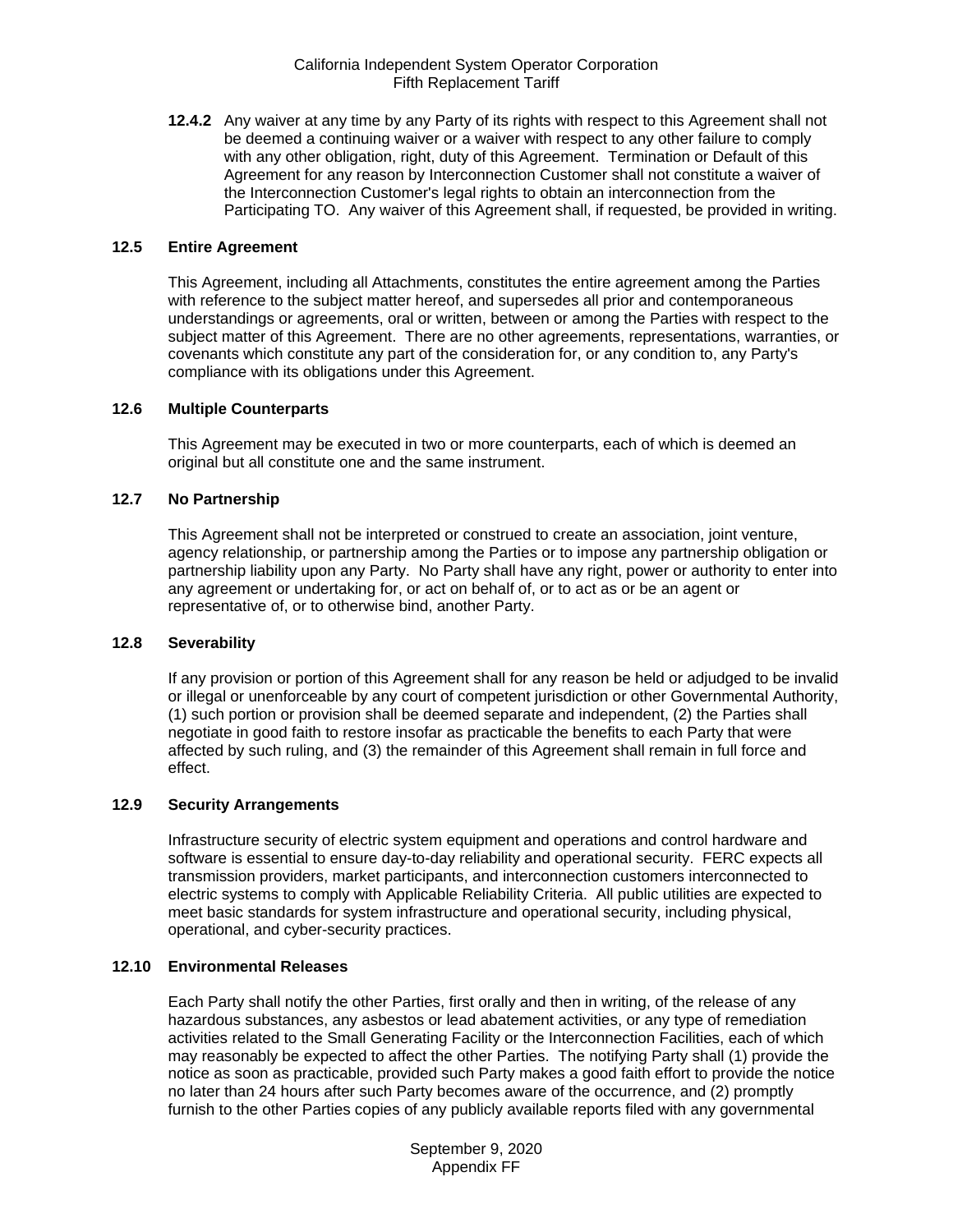**12.4.2** Any waiver at any time by any Party of its rights with respect to this Agreement shall not be deemed a continuing waiver or a waiver with respect to any other failure to comply with any other obligation, right, duty of this Agreement. Termination or Default of this Agreement for any reason by Interconnection Customer shall not constitute a waiver of the Interconnection Customer's legal rights to obtain an interconnection from the Participating TO. Any waiver of this Agreement shall, if requested, be provided in writing.

### 12.5 Entire Agreement

This Agreement, including all Attachments, constitutes the entire agreement among the Parties with reference to the subject matter hereof, and supersedes all prior and contemporaneous understandings or agreements, oral or written, between or among the Parties with respect to the subject matter of this Agreement. There are no other agreements, representations, warranties, or covenants which constitute any part of the consideration for, or any condition to, any Party's compliance with its obligations under this Agreement.

### 12.6 Multiple Counterparts

This Agreement may be executed in two or more counterparts, each of which is deemed an original but all constitute one and the same instrument.

### 12.7 No Partnership

This Agreement shall not be interpreted or construed to create an association, joint venture, agency relationship, or partnership among the Parties or to impose any partnership obligation or partnership liability upon any Party. No Party shall have any right, power or authority to enter into any agreement or undertaking for, or act on behalf of, or to act as or be an agent or representative of, or to otherwise bind, another Party.

### 12.8 Severability

If any provision or portion of this Agreement shall for any reason be held or adjudged to be invalid or illegal or unenforceable by any court of competent jurisdiction or other Governmental Authority, (1) such portion or provision shall be deemed separate and independent, (2) the Parties shall negotiate in good faith to restore insofar as practicable the benefits to each Party that were affected by such ruling, and (3) the remainder of this Agreement shall remain in full force and effect.

### 12.9 Security Arrangements

Infrastructure security of electric system equipment and operations and control hardware and software is essential to ensure day-to-day reliability and operational security. FERC expects all transmission providers, market participants, and interconnection customers interconnected to electric systems to comply with Applicable Reliability Criteria. All public utilities are expected to meet basic standards for system infrastructure and operational security, including physical, operational, and cyber-security practices.

### 12.10 Environmental Releases

Each Party shall notify the other Parties, first orally and then in writing, of the release of any hazardous substances, any asbestos or lead abatement activities, or any type of remediation activities related to the Small Generating Facility or the Interconnection Facilities, each of which may reasonably be expected to affect the other Parties. The notifying Party shall (1) provide the notice as soon as practicable, provided such Party makes a good faith effort to provide the notice no later than 24 hours after such Party becomes aware of the occurrence, and (2) promptly furnish to the other Parties copies of any publicly available reports filed with any governmental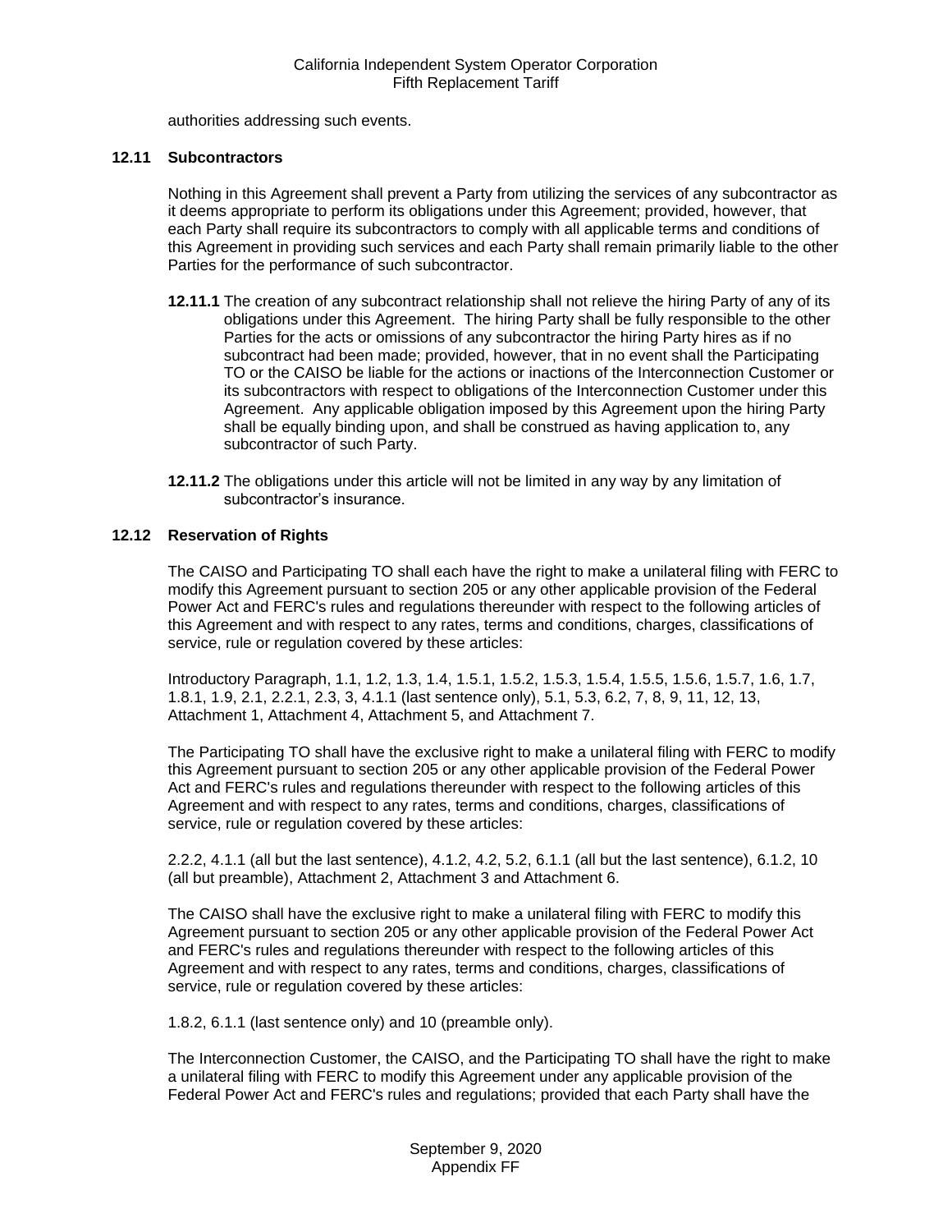authorities addressing such events.

### 12.11 Subcontractors

Nothing in this Agreement shall prevent a Party from utilizing the services of any subcontractor as it deems appropriate to perform its obligations under this Agreement; provided, however, that each Party shall require its subcontractors to comply with all applicable terms and conditions of this Agreement in providing such services and each Party shall remain primarily liable to the other Parties for the performance of such subcontractor.

**12.11.1** The creation of any subcontract relationship shall not relieve the hiring Party of any of its obligations under this Agreement. The hiring Party shall be fully responsible to the other Parties for the acts or omissions of any subcontractor the hiring Party hires as if no subcontract had been made; provided, however, that in no event shall the Participating TO or the CAISO be liable for the actions or inactions of the Interconnection Customer or its subcontractors with respect to obligations of the Interconnection Customer under this Agreement. Any applicable obligation imposed by this Agreement upon the hiring Party shall be equally binding upon, and shall be construed as having application to, any subcontractor of such Party.

**12.11.2** The obligations under this article will not be limited in any way by any limitation of subcontractor's insurance.

### 12.12 Reservation of Rights

The CAISO and Participating TO shall each have the right to make a unilateral filing with FERC to modify this Agreement pursuant to section 205 or any other applicable provision of the Federal Power Act and FERC's rules and regulations thereunder with respect to the following articles of this Agreement and with respect to any rates, terms and conditions, charges, classifications of service, rule or regulation covered by these articles:

Introductory Paragraph, 1.1, 1.2, 1.3, 1.4, 1.5.1, 1.5.2, 1.5.3, 1.5.4, 1.5.5, 1.5.6, 1.5.7, 1.6, 1.7, 1.8.1, 1.9, 2.1, 2.2.1, 2.3, 3, 4.1.1 (last sentence only), 5.1, 5.3, 6.2, 7, 8, 9, 11, 12, 13, Attachment 1, Attachment 4, Attachment 5, and Attachment 7.

The Participating TO shall have the exclusive right to make a unilateral filing with FERC to modify this Agreement pursuant to section 205 or any other applicable provision of the Federal Power Act and FERC's rules and regulations thereunder with respect to the following articles of this Agreement and with respect to any rates, terms and conditions, charges, classifications of service, rule or regulation covered by these articles:

2.2.2, 4.1.1 (all but the last sentence), 4.1.2, 4.2, 5.2, 6.1.1 (all but the last sentence), 6.1.2, 10 (all but preamble), Attachment 2, Attachment 3 and Attachment 6.

The CAISO shall have the exclusive right to make a unilateral filing with FERC to modify this Agreement pursuant to section 205 or any other applicable provision of the Federal Power Act and FERC's rules and regulations thereunder with respect to the following articles of this Agreement and with respect to any rates, terms and conditions, charges, classifications of service, rule or regulation covered by these articles:

1.8.2, 6.1.1 (last sentence only) and 10 (preamble only).

The Interconnection Customer, the CAISO, and the Participating TO shall have the right to make a unilateral filing with FERC to modify this Agreement under any applicable provision of the Federal Power Act and FERC's rules and regulations; provided that each Party shall have the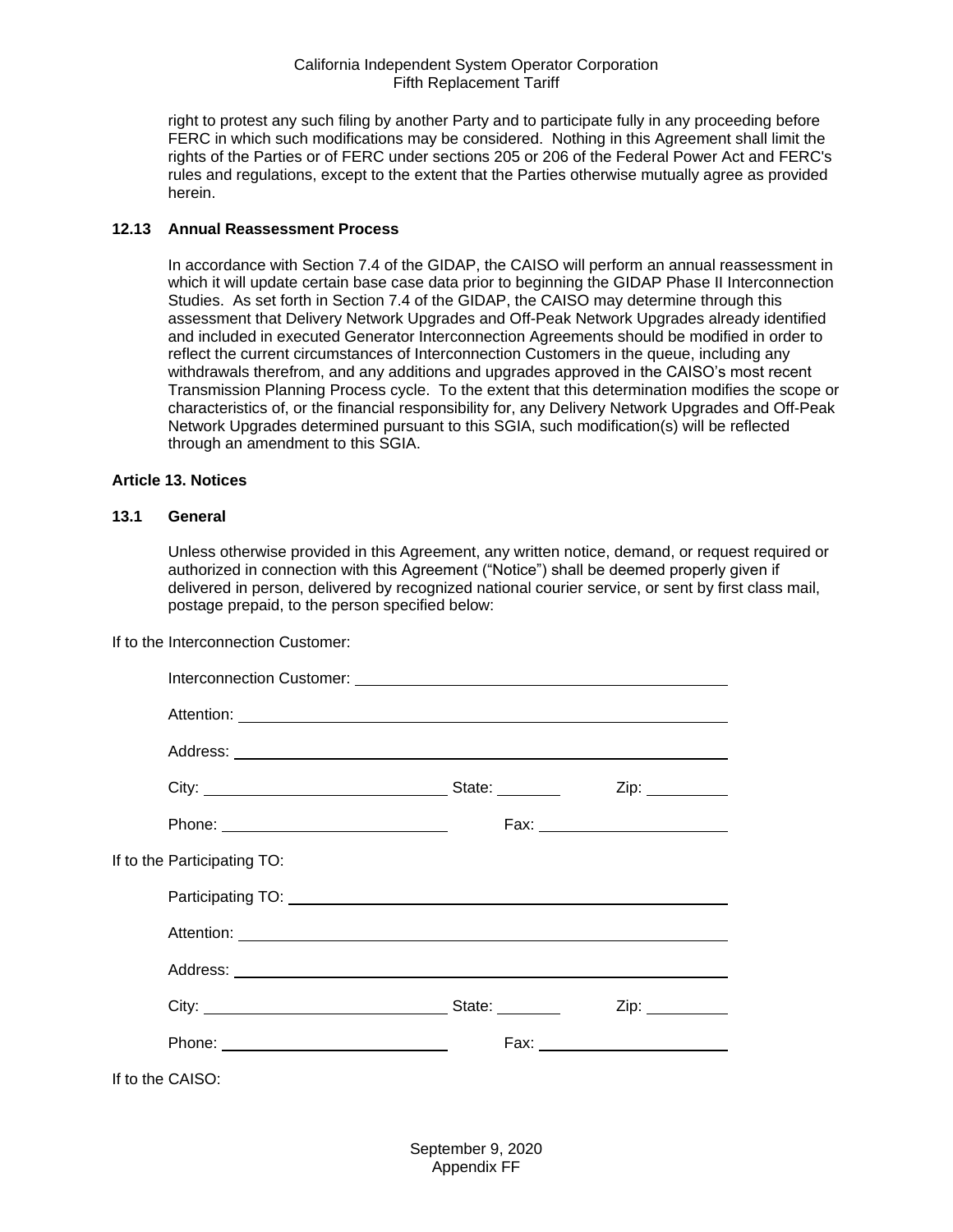right to protest any such filing by another Party and to participate fully in any proceeding before FERC in which such modifications may be considered. Nothing in this Agreement shall limit the rights of the Parties or of FERC under sections 205 or 206 of the Federal Power Act and FERC's rules and regulations, except to the extent that the Parties otherwise mutually agree as provided herein.

**12.13 Annual Reassessment Process**

In accordance with Section 7.4 of the GIDAP, the CAISO will perform an annual reassessment in which it will update certain base case data prior to beginning the GIDAP Phase II Interconnection Studies. As set forth in Section 7.4 of the GIDAP, the CAISO may determine through this assessment that Delivery Network Upgrades and Off-Peak Network Upgrades already identified and included in executed Generator Interconnection Agreements should be modified in order to reflect the current circumstances of Interconnection Customers in the queue, including any withdrawals therefrom, and any additions and upgrades approved in the CAISO's most recent Transmission Planning Process cycle. To the extent that this determination modifies the scope or characteristics of, or the financial responsibility for, any Delivery Network Upgrades and Off-Peak Network Upgrades determined pursuant to this SGIA, such modification(s) will be reflected through an amendment to this SGIA.

**Article 13. Notices**

**13.1 General**

Unless otherwise provided in this Agreement, any written notice, demand, or request required or authorized in connection with this Agreement ("Notice") shall be deemed properly given if delivered in person, delivered by recognized national courier service, or sent by first class mail, postage prepaid, to the person specified below:

If to the Interconnection Customer:

Interconnection Customer: ______________________________

Attention: ______________________________

Address: ______________________________

City: ____________________ State: ________ Zip: __________

Phone: ____________________ Fax: ____________________

If to the Participating TO:

Participating TO: ______________________________

Attention: ______________________________

Address: ______________________________

City: ____________________ State: ________ Zip: __________

Phone: ____________________ Fax: ____________________

If to the CAISO: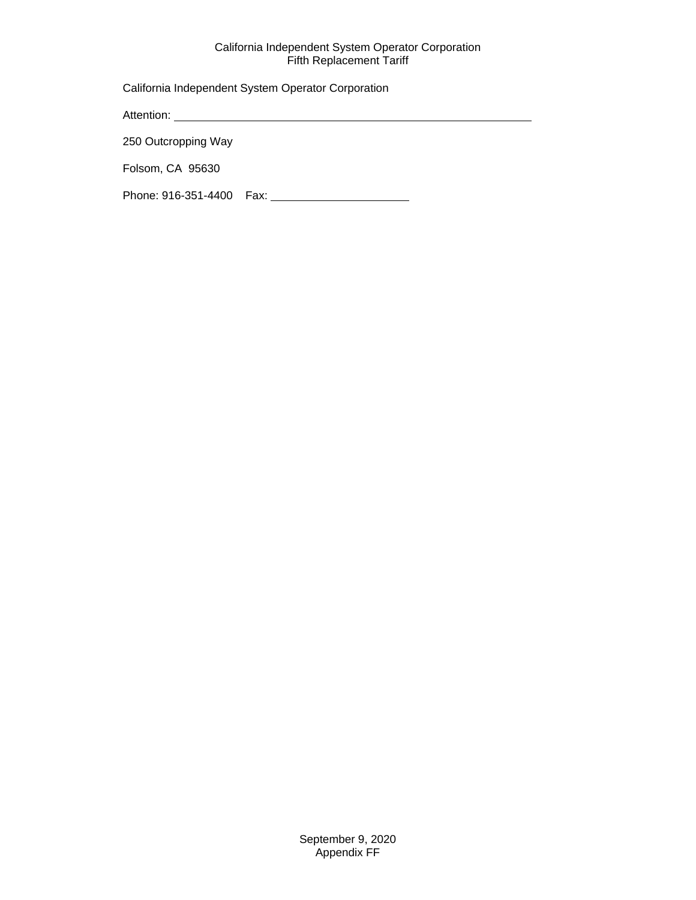California Independent System Operator Corporation

Attention: ______________________________________________________

250 Outcropping Way

Folsom, CA  95630

Phone: 916-351-4400    Fax: ______________________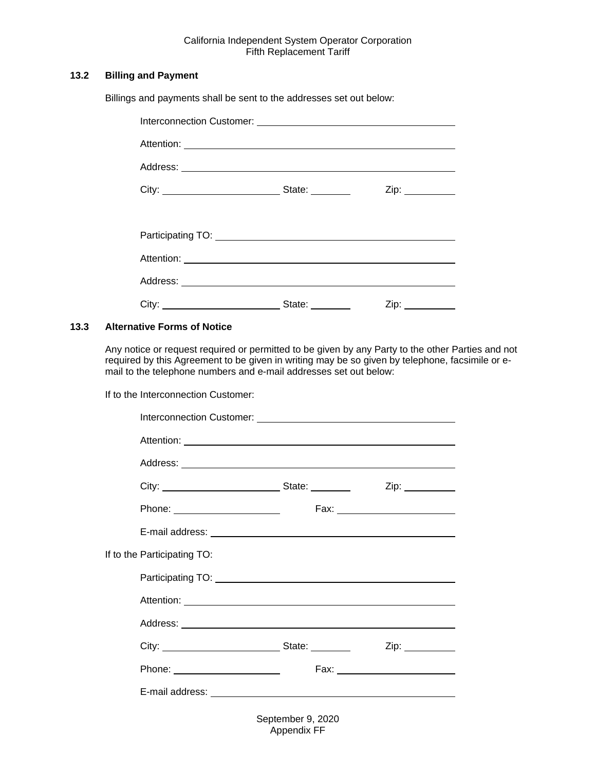### 13.2 Billing and Payment

Billings and payments shall be sent to the addresses set out below:

Interconnection Customer: ___________________________________

Attention: ___________________________________________

Address: ____________________________________________

City: _______________________ State: ________ Zip: __________

Participating TO: ______________________________________

Attention: ___________________________________________

Address: ____________________________________________

City: _______________________ State: ________ Zip: __________

### 13.3 Alternative Forms of Notice

Any notice or request required or permitted to be given by any Party to the other Parties and not required by this Agreement to be given in writing may be so given by telephone, facsimile or e-mail to the telephone numbers and e-mail addresses set out below:

If to the Interconnection Customer:

Interconnection Customer: ___________________________________

Attention: ___________________________________________

Address: ____________________________________________

City: _______________________ State: ________ Zip: __________

Phone: _____________________ Fax: _______________________

E-mail address: _______________________________________

If to the Participating TO:

Participating TO: ______________________________________

Attention: ___________________________________________

Address: ____________________________________________

City: _______________________ State: ________ Zip: __________

Phone: _____________________ Fax: _______________________

E-mail address: _______________________________________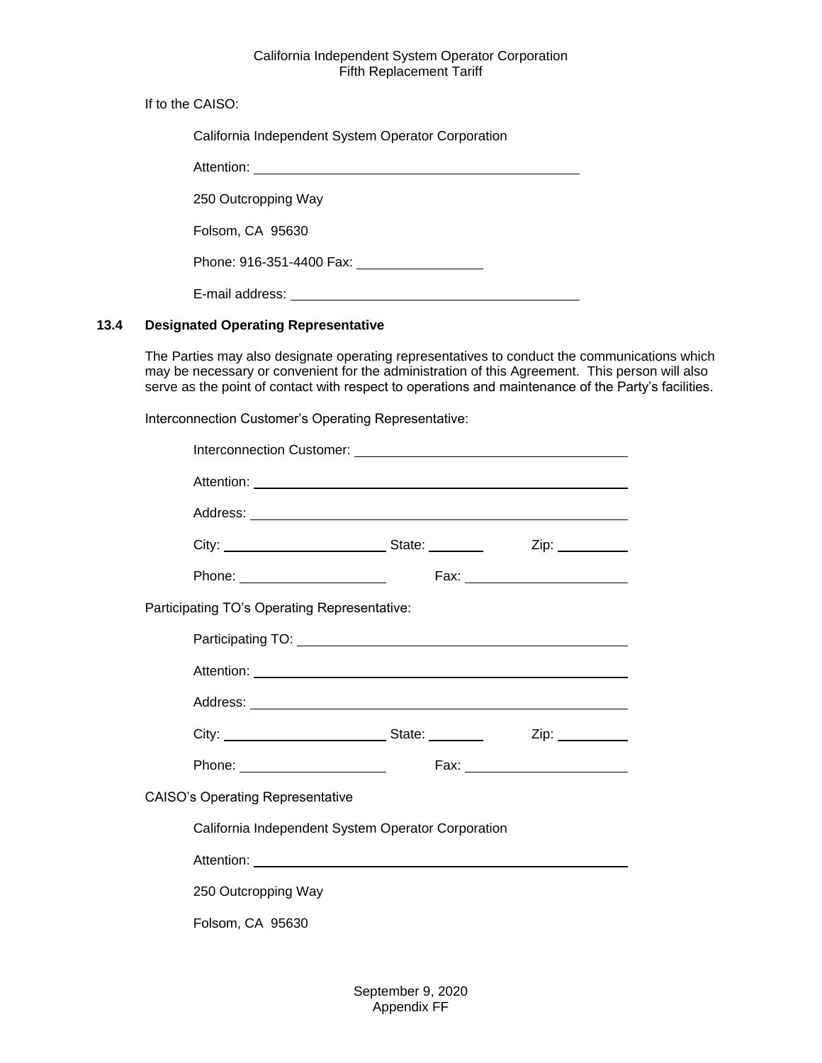If to the CAISO:

California Independent System Operator Corporation

Attention: ______________________________________

250 Outcropping Way

Folsom, CA 95630

Phone: 916-351-4400 Fax: _______________

E-mail address: ______________________________________

### 13.4 Designated Operating Representative

The Parties may also designate operating representatives to conduct the communications which may be necessary or convenient for the administration of this Agreement. This person will also serve as the point of contact with respect to operations and maintenance of the Party's facilities.

Interconnection Customer's Operating Representative:

Interconnection Customer: ______________________________________

Attention: ______________________________________

Address: ______________________________________

City: ______________________ State: ________ Zip: __________

Phone: ____________________ Fax: ______________________

Participating TO's Operating Representative:

Participating TO: ______________________________________

Attention: ______________________________________

Address: ______________________________________

City: ______________________ State: ________ Zip: __________

Phone: ____________________ Fax: ______________________

CAISO's Operating Representative

California Independent System Operator Corporation

Attention: ______________________________________

250 Outcropping Way

Folsom, CA 95630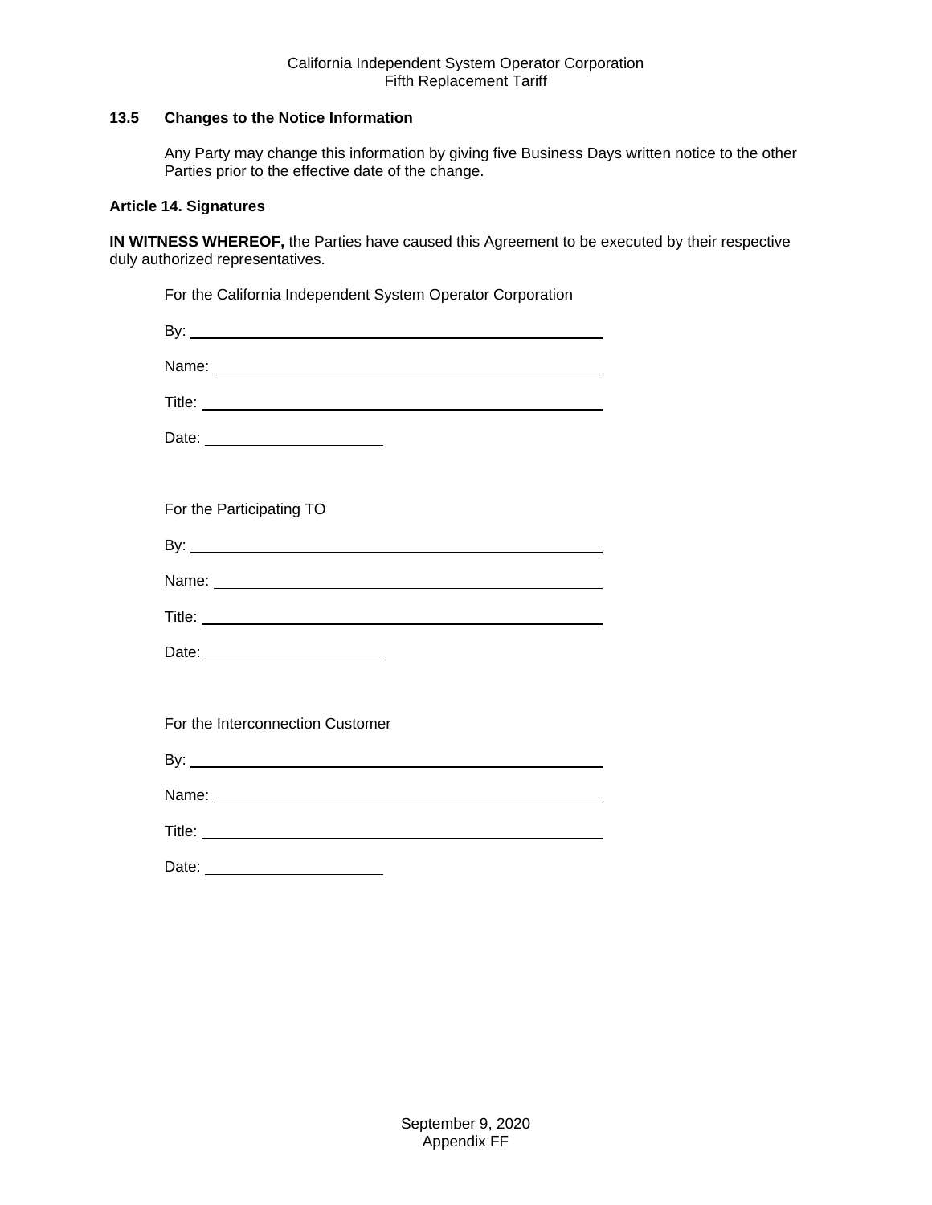### 13.5 Changes to the Notice Information

Any Party may change this information by giving five Business Days written notice to the other Parties prior to the effective date of the change.

### Article 14. Signatures

**IN WITNESS WHEREOF,** the Parties have caused this Agreement to be executed by their respective duly authorized representatives.

For the California Independent System Operator Corporation

By: ______________________________________________

Name: ____________________________________________

Title: _____________________________________________

Date: ____________________

For the Participating TO

By: ______________________________________________

Name: ____________________________________________

Title: _____________________________________________

Date: ____________________

For the Interconnection Customer

By: ______________________________________________

Name: ____________________________________________

Title: _____________________________________________

Date: ____________________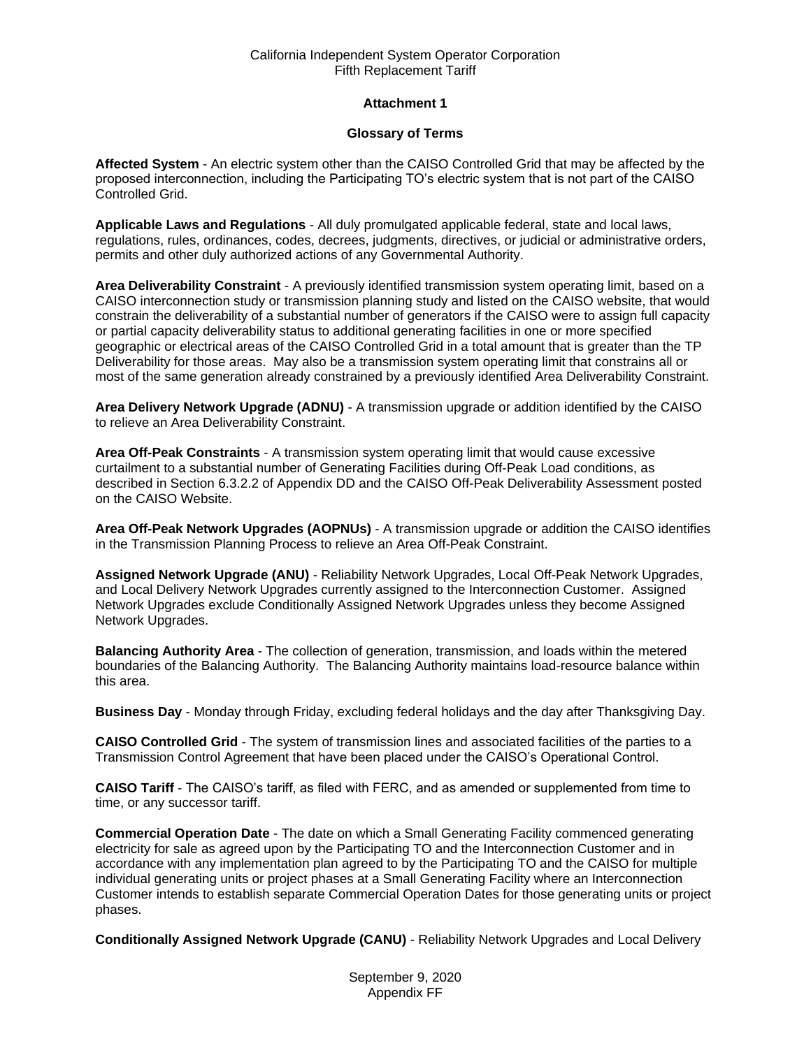California Independent System Operator Corporation
Fifth Replacement Tariff

## Attachment 1

### Glossary of Terms

**Affected System** - An electric system other than the CAISO Controlled Grid that may be affected by the proposed interconnection, including the Participating TO's electric system that is not part of the CAISO Controlled Grid.

**Applicable Laws and Regulations** - All duly promulgated applicable federal, state and local laws, regulations, rules, ordinances, codes, decrees, judgments, directives, or judicial or administrative orders, permits and other duly authorized actions of any Governmental Authority.

**Area Deliverability Constraint** - A previously identified transmission system operating limit, based on a CAISO interconnection study or transmission planning study and listed on the CAISO website, that would constrain the deliverability of a substantial number of generators if the CAISO were to assign full capacity or partial capacity deliverability status to additional generating facilities in one or more specified geographic or electrical areas of the CAISO Controlled Grid in a total amount that is greater than the TP Deliverability for those areas. May also be a transmission system operating limit that constrains all or most of the same generation already constrained by a previously identified Area Deliverability Constraint.

**Area Delivery Network Upgrade (ADNU)** - A transmission upgrade or addition identified by the CAISO to relieve an Area Deliverability Constraint.

**Area Off-Peak Constraints** - A transmission system operating limit that would cause excessive curtailment to a substantial number of Generating Facilities during Off-Peak Load conditions, as described in Section 6.3.2.2 of Appendix DD and the CAISO Off-Peak Deliverability Assessment posted on the CAISO Website.

**Area Off-Peak Network Upgrades (AOPNUs)** - A transmission upgrade or addition the CAISO identifies in the Transmission Planning Process to relieve an Area Off-Peak Constraint.

**Assigned Network Upgrade (ANU)** - Reliability Network Upgrades, Local Off-Peak Network Upgrades, and Local Delivery Network Upgrades currently assigned to the Interconnection Customer. Assigned Network Upgrades exclude Conditionally Assigned Network Upgrades unless they become Assigned Network Upgrades.

**Balancing Authority Area** - The collection of generation, transmission, and loads within the metered boundaries of the Balancing Authority. The Balancing Authority maintains load-resource balance within this area.

**Business Day** - Monday through Friday, excluding federal holidays and the day after Thanksgiving Day.

**CAISO Controlled Grid** - The system of transmission lines and associated facilities of the parties to a Transmission Control Agreement that have been placed under the CAISO's Operational Control.

**CAISO Tariff** - The CAISO's tariff, as filed with FERC, and as amended or supplemented from time to time, or any successor tariff.

**Commercial Operation Date** - The date on which a Small Generating Facility commenced generating electricity for sale as agreed upon by the Participating TO and the Interconnection Customer and in accordance with any implementation plan agreed to by the Participating TO and the CAISO for multiple individual generating units or project phases at a Small Generating Facility where an Interconnection Customer intends to establish separate Commercial Operation Dates for those generating units or project phases.

**Conditionally Assigned Network Upgrade (CANU)** - Reliability Network Upgrades and Local Delivery

September 9, 2020
Appendix FF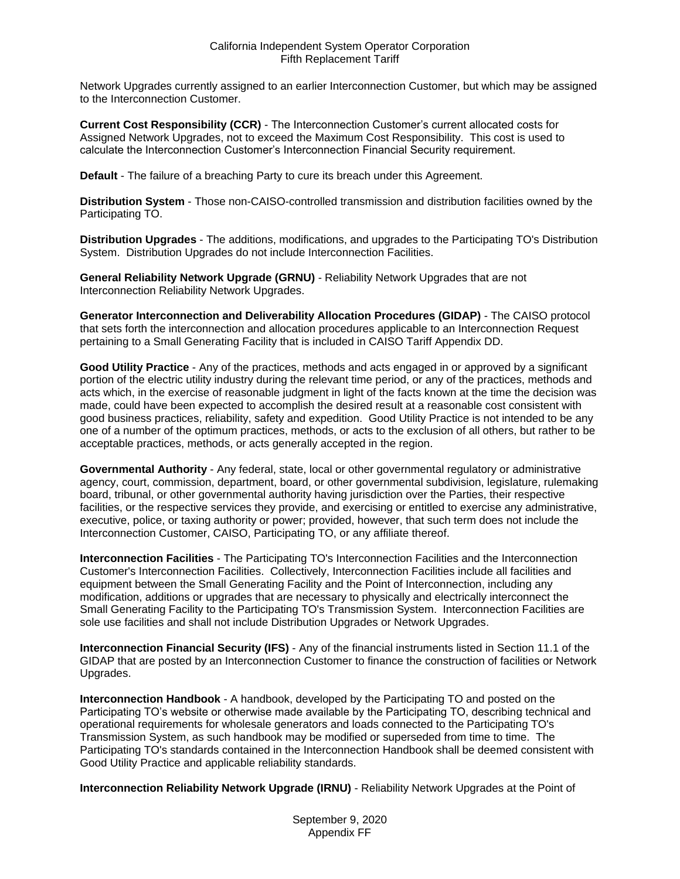Network Upgrades currently assigned to an earlier Interconnection Customer, but which may be assigned to the Interconnection Customer.

**Current Cost Responsibility (CCR)** - The Interconnection Customer's current allocated costs for Assigned Network Upgrades, not to exceed the Maximum Cost Responsibility. This cost is used to calculate the Interconnection Customer's Interconnection Financial Security requirement.

**Default** - The failure of a breaching Party to cure its breach under this Agreement.

**Distribution System** - Those non-CAISO-controlled transmission and distribution facilities owned by the Participating TO.

**Distribution Upgrades** - The additions, modifications, and upgrades to the Participating TO's Distribution System. Distribution Upgrades do not include Interconnection Facilities.

**General Reliability Network Upgrade (GRNU)** - Reliability Network Upgrades that are not Interconnection Reliability Network Upgrades.

**Generator Interconnection and Deliverability Allocation Procedures (GIDAP)** - The CAISO protocol that sets forth the interconnection and allocation procedures applicable to an Interconnection Request pertaining to a Small Generating Facility that is included in CAISO Tariff Appendix DD.

**Good Utility Practice** - Any of the practices, methods and acts engaged in or approved by a significant portion of the electric utility industry during the relevant time period, or any of the practices, methods and acts which, in the exercise of reasonable judgment in light of the facts known at the time the decision was made, could have been expected to accomplish the desired result at a reasonable cost consistent with good business practices, reliability, safety and expedition. Good Utility Practice is not intended to be any one of a number of the optimum practices, methods, or acts to the exclusion of all others, but rather to be acceptable practices, methods, or acts generally accepted in the region.

**Governmental Authority** - Any federal, state, local or other governmental regulatory or administrative agency, court, commission, department, board, or other governmental subdivision, legislature, rulemaking board, tribunal, or other governmental authority having jurisdiction over the Parties, their respective facilities, or the respective services they provide, and exercising or entitled to exercise any administrative, executive, police, or taxing authority or power; provided, however, that such term does not include the Interconnection Customer, CAISO, Participating TO, or any affiliate thereof.

**Interconnection Facilities** - The Participating TO's Interconnection Facilities and the Interconnection Customer's Interconnection Facilities. Collectively, Interconnection Facilities include all facilities and equipment between the Small Generating Facility and the Point of Interconnection, including any modification, additions or upgrades that are necessary to physically and electrically interconnect the Small Generating Facility to the Participating TO's Transmission System. Interconnection Facilities are sole use facilities and shall not include Distribution Upgrades or Network Upgrades.

**Interconnection Financial Security (IFS)** - Any of the financial instruments listed in Section 11.1 of the GIDAP that are posted by an Interconnection Customer to finance the construction of facilities or Network Upgrades.

**Interconnection Handbook** - A handbook, developed by the Participating TO and posted on the Participating TO's website or otherwise made available by the Participating TO, describing technical and operational requirements for wholesale generators and loads connected to the Participating TO's Transmission System, as such handbook may be modified or superseded from time to time. The Participating TO's standards contained in the Interconnection Handbook shall be deemed consistent with Good Utility Practice and applicable reliability standards.

**Interconnection Reliability Network Upgrade (IRNU)** - Reliability Network Upgrades at the Point of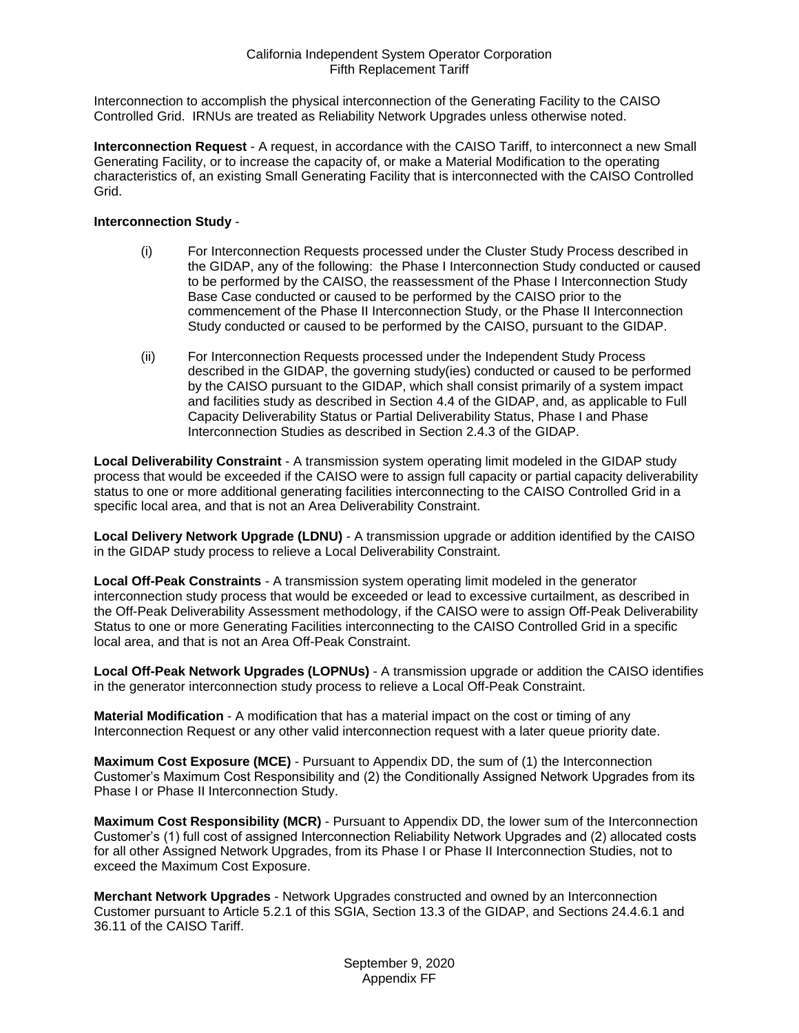Interconnection to accomplish the physical interconnection of the Generating Facility to the CAISO Controlled Grid. IRNUs are treated as Reliability Network Upgrades unless otherwise noted.

**Interconnection Request** - A request, in accordance with the CAISO Tariff, to interconnect a new Small Generating Facility, or to increase the capacity of, or make a Material Modification to the operating characteristics of, an existing Small Generating Facility that is interconnected with the CAISO Controlled Grid.

**Interconnection Study** -

(i) For Interconnection Requests processed under the Cluster Study Process described in the GIDAP, any of the following: the Phase I Interconnection Study conducted or caused to be performed by the CAISO, the reassessment of the Phase I Interconnection Study Base Case conducted or caused to be performed by the CAISO prior to the commencement of the Phase II Interconnection Study, or the Phase II Interconnection Study conducted or caused to be performed by the CAISO, pursuant to the GIDAP.

(ii) For Interconnection Requests processed under the Independent Study Process described in the GIDAP, the governing study(ies) conducted or caused to be performed by the CAISO pursuant to the GIDAP, which shall consist primarily of a system impact and facilities study as described in Section 4.4 of the GIDAP, and, as applicable to Full Capacity Deliverability Status or Partial Deliverability Status, Phase I and Phase Interconnection Studies as described in Section 2.4.3 of the GIDAP.

**Local Deliverability Constraint** - A transmission system operating limit modeled in the GIDAP study process that would be exceeded if the CAISO were to assign full capacity or partial capacity deliverability status to one or more additional generating facilities interconnecting to the CAISO Controlled Grid in a specific local area, and that is not an Area Deliverability Constraint.

**Local Delivery Network Upgrade (LDNU)** - A transmission upgrade or addition identified by the CAISO in the GIDAP study process to relieve a Local Deliverability Constraint.

**Local Off-Peak Constraints** - A transmission system operating limit modeled in the generator interconnection study process that would be exceeded or lead to excessive curtailment, as described in the Off-Peak Deliverability Assessment methodology, if the CAISO were to assign Off-Peak Deliverability Status to one or more Generating Facilities interconnecting to the CAISO Controlled Grid in a specific local area, and that is not an Area Off-Peak Constraint.

**Local Off-Peak Network Upgrades (LOPNUs)** - A transmission upgrade or addition the CAISO identifies in the generator interconnection study process to relieve a Local Off-Peak Constraint.

**Material Modification** - A modification that has a material impact on the cost or timing of any Interconnection Request or any other valid interconnection request with a later queue priority date.

**Maximum Cost Exposure (MCE)** - Pursuant to Appendix DD, the sum of (1) the Interconnection Customer's Maximum Cost Responsibility and (2) the Conditionally Assigned Network Upgrades from its Phase I or Phase II Interconnection Study.

**Maximum Cost Responsibility (MCR)** - Pursuant to Appendix DD, the lower sum of the Interconnection Customer's (1) full cost of assigned Interconnection Reliability Network Upgrades and (2) allocated costs for all other Assigned Network Upgrades, from its Phase I or Phase II Interconnection Studies, not to exceed the Maximum Cost Exposure.

**Merchant Network Upgrades** - Network Upgrades constructed and owned by an Interconnection Customer pursuant to Article 5.2.1 of this SGIA, Section 13.3 of the GIDAP, and Sections 24.4.6.1 and 36.11 of the CAISO Tariff.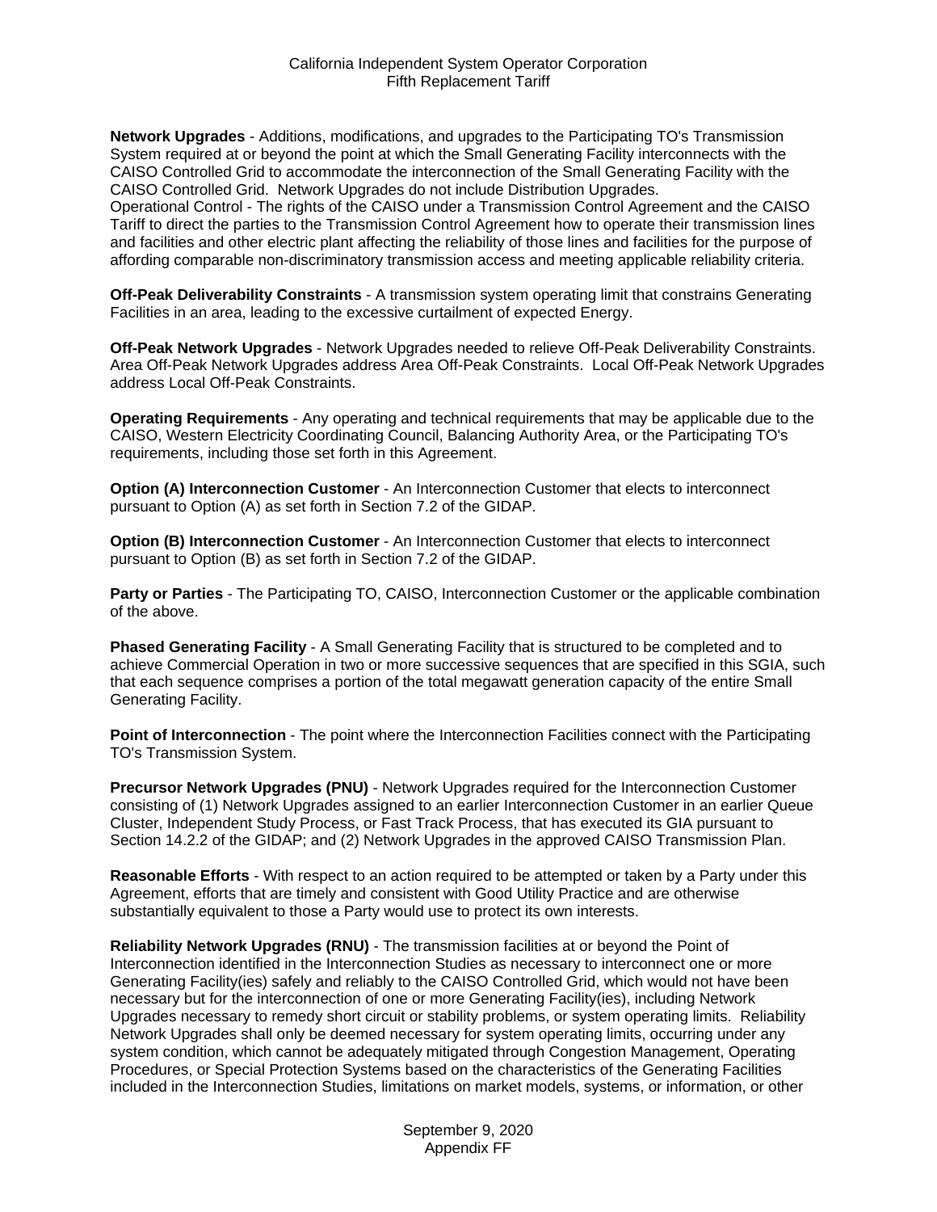**Network Upgrades** - Additions, modifications, and upgrades to the Participating TO's Transmission System required at or beyond the point at which the Small Generating Facility interconnects with the CAISO Controlled Grid to accommodate the interconnection of the Small Generating Facility with the CAISO Controlled Grid. Network Upgrades do not include Distribution Upgrades.
Operational Control - The rights of the CAISO under a Transmission Control Agreement and the CAISO Tariff to direct the parties to the Transmission Control Agreement how to operate their transmission lines and facilities and other electric plant affecting the reliability of those lines and facilities for the purpose of affording comparable non-discriminatory transmission access and meeting applicable reliability criteria.

**Off-Peak Deliverability Constraints** - A transmission system operating limit that constrains Generating Facilities in an area, leading to the excessive curtailment of expected Energy.

**Off-Peak Network Upgrades** - Network Upgrades needed to relieve Off-Peak Deliverability Constraints. Area Off-Peak Network Upgrades address Area Off-Peak Constraints. Local Off-Peak Network Upgrades address Local Off-Peak Constraints.

**Operating Requirements** - Any operating and technical requirements that may be applicable due to the CAISO, Western Electricity Coordinating Council, Balancing Authority Area, or the Participating TO's requirements, including those set forth in this Agreement.

**Option (A) Interconnection Customer** - An Interconnection Customer that elects to interconnect pursuant to Option (A) as set forth in Section 7.2 of the GIDAP.

**Option (B) Interconnection Customer** - An Interconnection Customer that elects to interconnect pursuant to Option (B) as set forth in Section 7.2 of the GIDAP.

**Party or Parties** - The Participating TO, CAISO, Interconnection Customer or the applicable combination of the above.

**Phased Generating Facility** - A Small Generating Facility that is structured to be completed and to achieve Commercial Operation in two or more successive sequences that are specified in this SGIA, such that each sequence comprises a portion of the total megawatt generation capacity of the entire Small Generating Facility.

**Point of Interconnection** - The point where the Interconnection Facilities connect with the Participating TO's Transmission System.

**Precursor Network Upgrades (PNU)** - Network Upgrades required for the Interconnection Customer consisting of (1) Network Upgrades assigned to an earlier Interconnection Customer in an earlier Queue Cluster, Independent Study Process, or Fast Track Process, that has executed its GIA pursuant to Section 14.2.2 of the GIDAP; and (2) Network Upgrades in the approved CAISO Transmission Plan.

**Reasonable Efforts** - With respect to an action required to be attempted or taken by a Party under this Agreement, efforts that are timely and consistent with Good Utility Practice and are otherwise substantially equivalent to those a Party would use to protect its own interests.

**Reliability Network Upgrades (RNU)** - The transmission facilities at or beyond the Point of Interconnection identified in the Interconnection Studies as necessary to interconnect one or more Generating Facility(ies) safely and reliably to the CAISO Controlled Grid, which would not have been necessary but for the interconnection of one or more Generating Facility(ies), including Network Upgrades necessary to remedy short circuit or stability problems, or system operating limits. Reliability Network Upgrades shall only be deemed necessary for system operating limits, occurring under any system condition, which cannot be adequately mitigated through Congestion Management, Operating Procedures, or Special Protection Systems based on the characteristics of the Generating Facilities included in the Interconnection Studies, limitations on market models, systems, or information, or other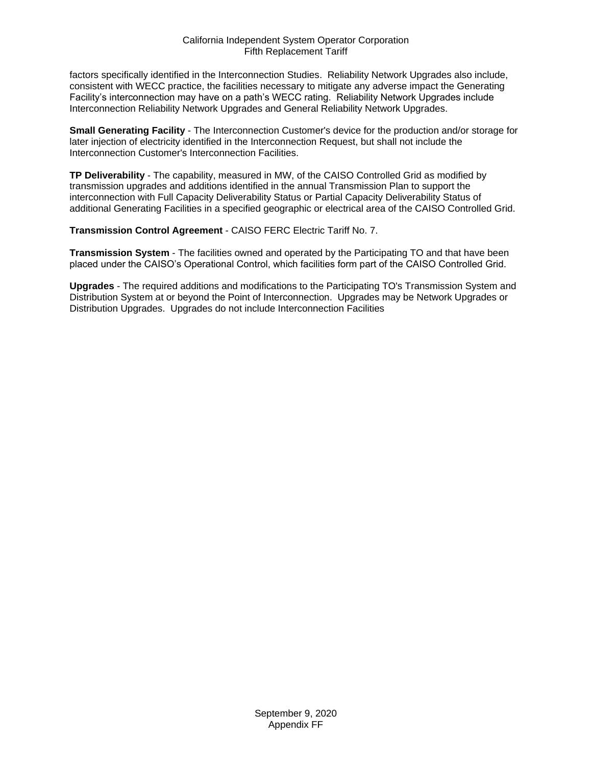factors specifically identified in the Interconnection Studies. Reliability Network Upgrades also include, consistent with WECC practice, the facilities necessary to mitigate any adverse impact the Generating Facility's interconnection may have on a path's WECC rating. Reliability Network Upgrades include Interconnection Reliability Network Upgrades and General Reliability Network Upgrades.

**Small Generating Facility** - The Interconnection Customer's device for the production and/or storage for later injection of electricity identified in the Interconnection Request, but shall not include the Interconnection Customer's Interconnection Facilities.

**TP Deliverability** - The capability, measured in MW, of the CAISO Controlled Grid as modified by transmission upgrades and additions identified in the annual Transmission Plan to support the interconnection with Full Capacity Deliverability Status or Partial Capacity Deliverability Status of additional Generating Facilities in a specified geographic or electrical area of the CAISO Controlled Grid.

**Transmission Control Agreement** - CAISO FERC Electric Tariff No. 7.

**Transmission System** - The facilities owned and operated by the Participating TO and that have been placed under the CAISO's Operational Control, which facilities form part of the CAISO Controlled Grid.

**Upgrades** - The required additions and modifications to the Participating TO's Transmission System and Distribution System at or beyond the Point of Interconnection. Upgrades may be Network Upgrades or Distribution Upgrades. Upgrades do not include Interconnection Facilities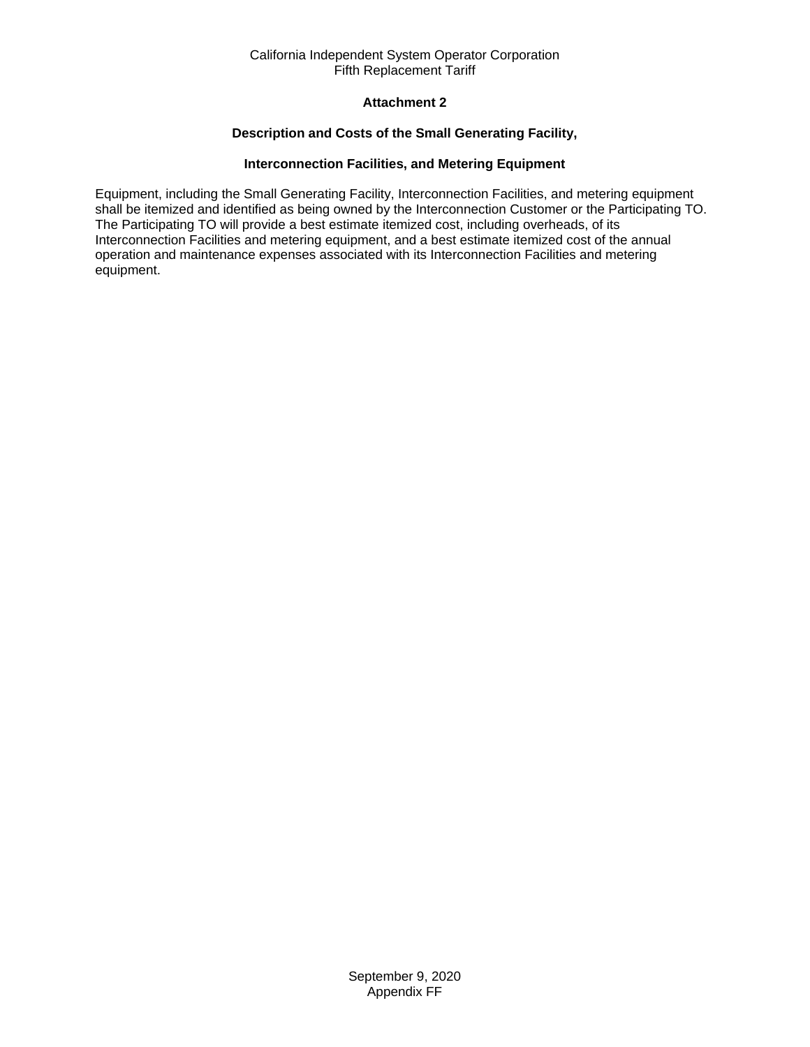## Attachment 2

### Description and Costs of the Small Generating Facility,

### Interconnection Facilities, and Metering Equipment

Equipment, including the Small Generating Facility, Interconnection Facilities, and metering equipment shall be itemized and identified as being owned by the Interconnection Customer or the Participating TO. The Participating TO will provide a best estimate itemized cost, including overheads, of its Interconnection Facilities and metering equipment, and a best estimate itemized cost of the annual operation and maintenance expenses associated with its Interconnection Facilities and metering equipment.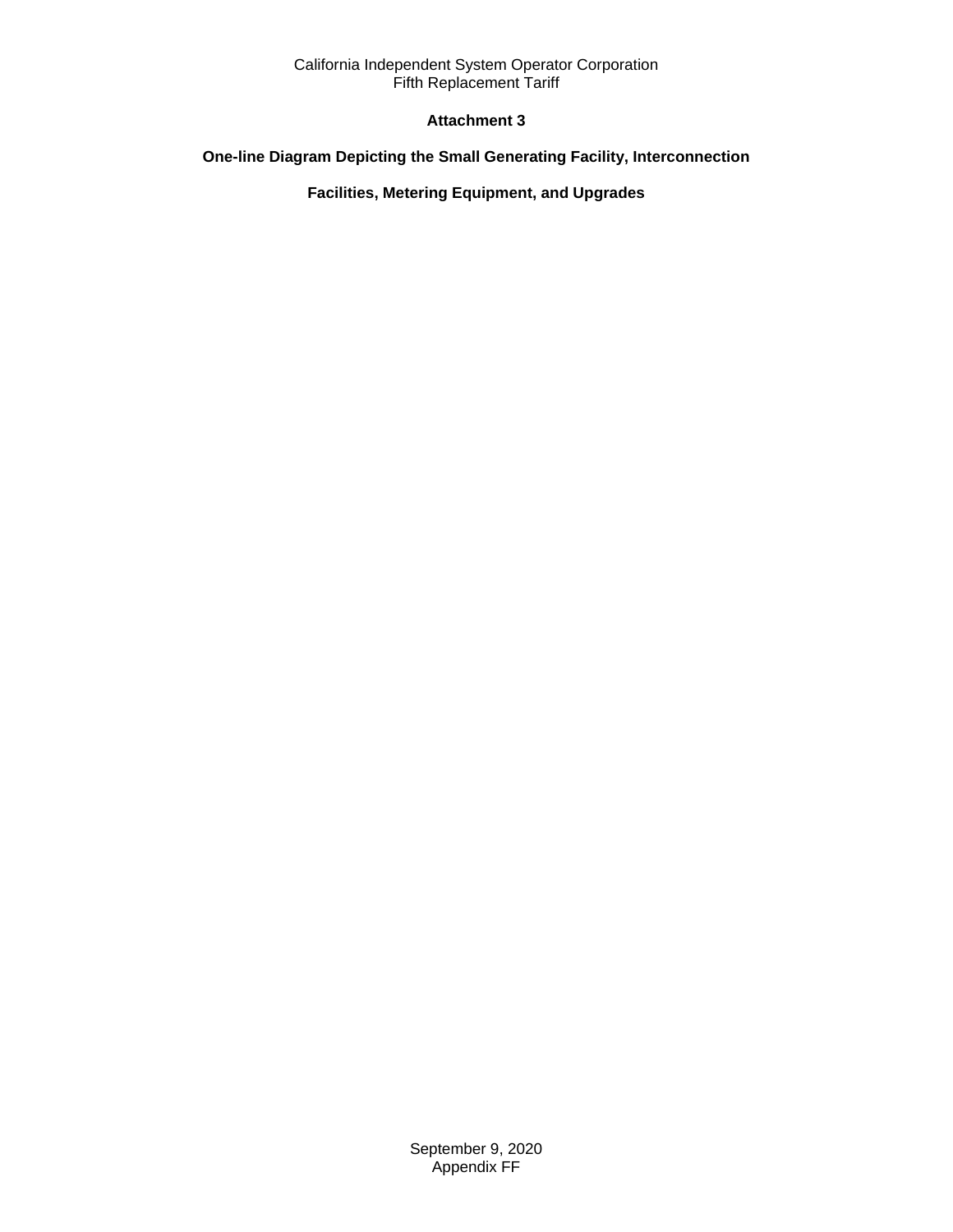**Attachment 3**

**One-line Diagram Depicting the Small Generating Facility, Interconnection Facilities, Metering Equipment, and Upgrades**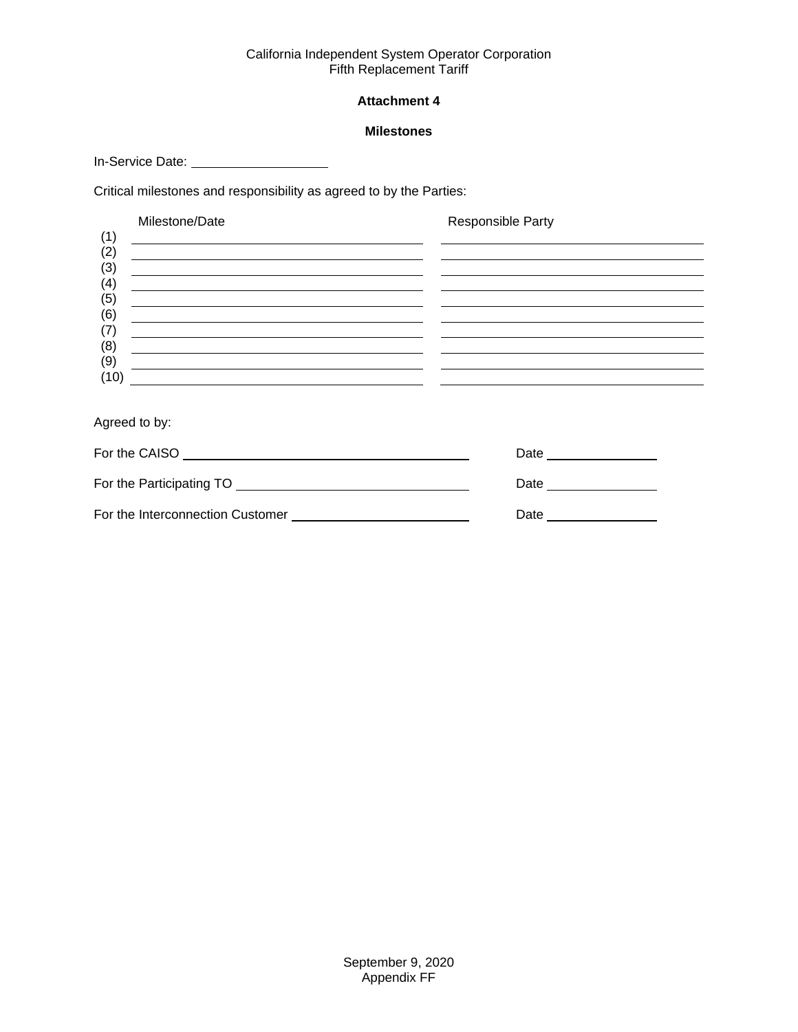### Attachment 4

### Milestones

In-Service Date: ____________________

Critical milestones and responsibility as agreed to by the Parties:

| | Milestone/Date | Responsible Party |
|---|---|---|
| (1) | | |
| (2) | | |
| (3) | | |
| (4) | | |
| (5) | | |
| (6) | | |
| (7) | | |
| (8) | | |
| (9) | | |
| (10) | | |

Agreed to by:

For the CAISO ________________________________________ Date ________________

For the Participating TO ________________________________ Date ________________

For the Interconnection Customer _________________________ Date ________________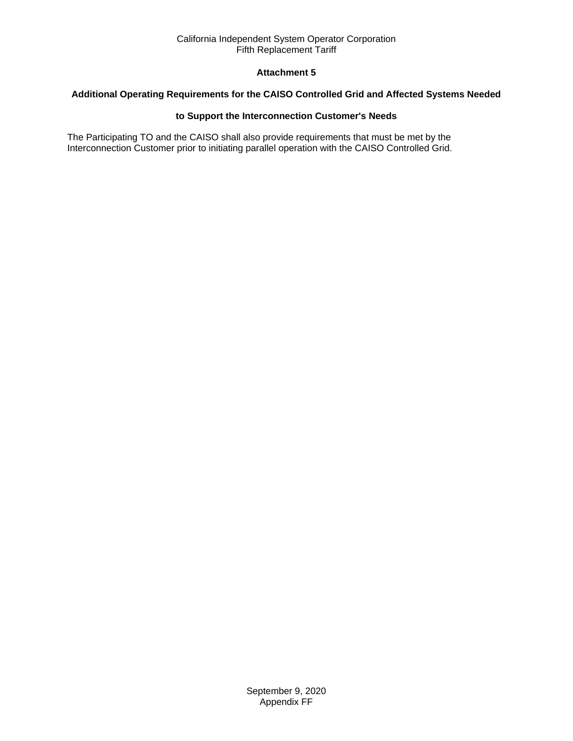**Attachment 5**

**Additional Operating Requirements for the CAISO Controlled Grid and Affected Systems Needed to Support the Interconnection Customer's Needs**

The Participating TO and the CAISO shall also provide requirements that must be met by the Interconnection Customer prior to initiating parallel operation with the CAISO Controlled Grid.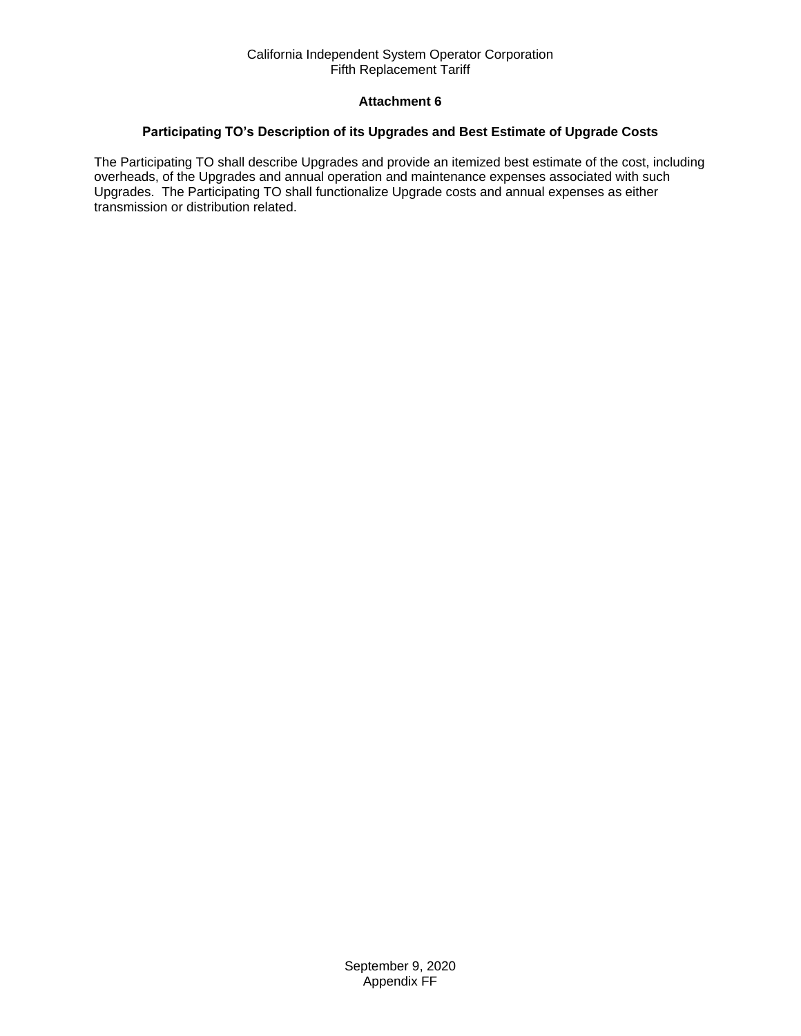## Attachment 6

### Participating TO's Description of its Upgrades and Best Estimate of Upgrade Costs

The Participating TO shall describe Upgrades and provide an itemized best estimate of the cost, including overheads, of the Upgrades and annual operation and maintenance expenses associated with such Upgrades. The Participating TO shall functionalize Upgrade costs and annual expenses as either transmission or distribution related.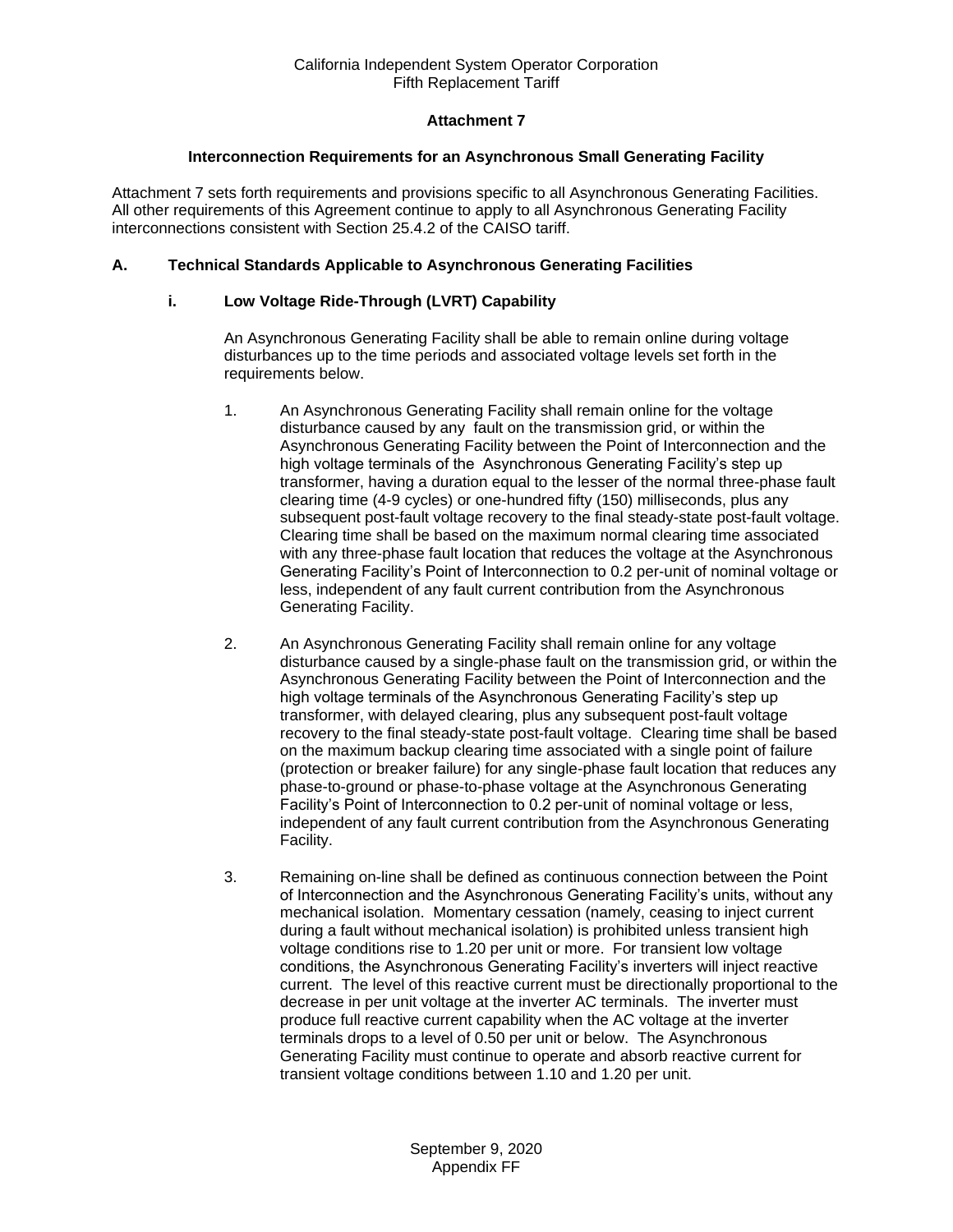# Attachment 7

## Interconnection Requirements for an Asynchronous Small Generating Facility

Attachment 7 sets forth requirements and provisions specific to all Asynchronous Generating Facilities. All other requirements of this Agreement continue to apply to all Asynchronous Generating Facility interconnections consistent with Section 25.4.2 of the CAISO tariff.

### A. Technical Standards Applicable to Asynchronous Generating Facilities

#### i. Low Voltage Ride-Through (LVRT) Capability

An Asynchronous Generating Facility shall be able to remain online during voltage disturbances up to the time periods and associated voltage levels set forth in the requirements below.

1. An Asynchronous Generating Facility shall remain online for the voltage disturbance caused by any fault on the transmission grid, or within the Asynchronous Generating Facility between the Point of Interconnection and the high voltage terminals of the Asynchronous Generating Facility's step up transformer, having a duration equal to the lesser of the normal three-phase fault clearing time (4-9 cycles) or one-hundred fifty (150) milliseconds, plus any subsequent post-fault voltage recovery to the final steady-state post-fault voltage. Clearing time shall be based on the maximum normal clearing time associated with any three-phase fault location that reduces the voltage at the Asynchronous Generating Facility's Point of Interconnection to 0.2 per-unit of nominal voltage or less, independent of any fault current contribution from the Asynchronous Generating Facility.

2. An Asynchronous Generating Facility shall remain online for any voltage disturbance caused by a single-phase fault on the transmission grid, or within the Asynchronous Generating Facility between the Point of Interconnection and the high voltage terminals of the Asynchronous Generating Facility's step up transformer, with delayed clearing, plus any subsequent post-fault voltage recovery to the final steady-state post-fault voltage. Clearing time shall be based on the maximum backup clearing time associated with a single point of failure (protection or breaker failure) for any single-phase fault location that reduces any phase-to-ground or phase-to-phase voltage at the Asynchronous Generating Facility's Point of Interconnection to 0.2 per-unit of nominal voltage or less, independent of any fault current contribution from the Asynchronous Generating Facility.

3. Remaining on-line shall be defined as continuous connection between the Point of Interconnection and the Asynchronous Generating Facility's units, without any mechanical isolation. Momentary cessation (namely, ceasing to inject current during a fault without mechanical isolation) is prohibited unless transient high voltage conditions rise to 1.20 per unit or more. For transient low voltage conditions, the Asynchronous Generating Facility's inverters will inject reactive current. The level of this reactive current must be directionally proportional to the decrease in per unit voltage at the inverter AC terminals. The inverter must produce full reactive current capability when the AC voltage at the inverter terminals drops to a level of 0.50 per unit or below. The Asynchronous Generating Facility must continue to operate and absorb reactive current for transient voltage conditions between 1.10 and 1.20 per unit.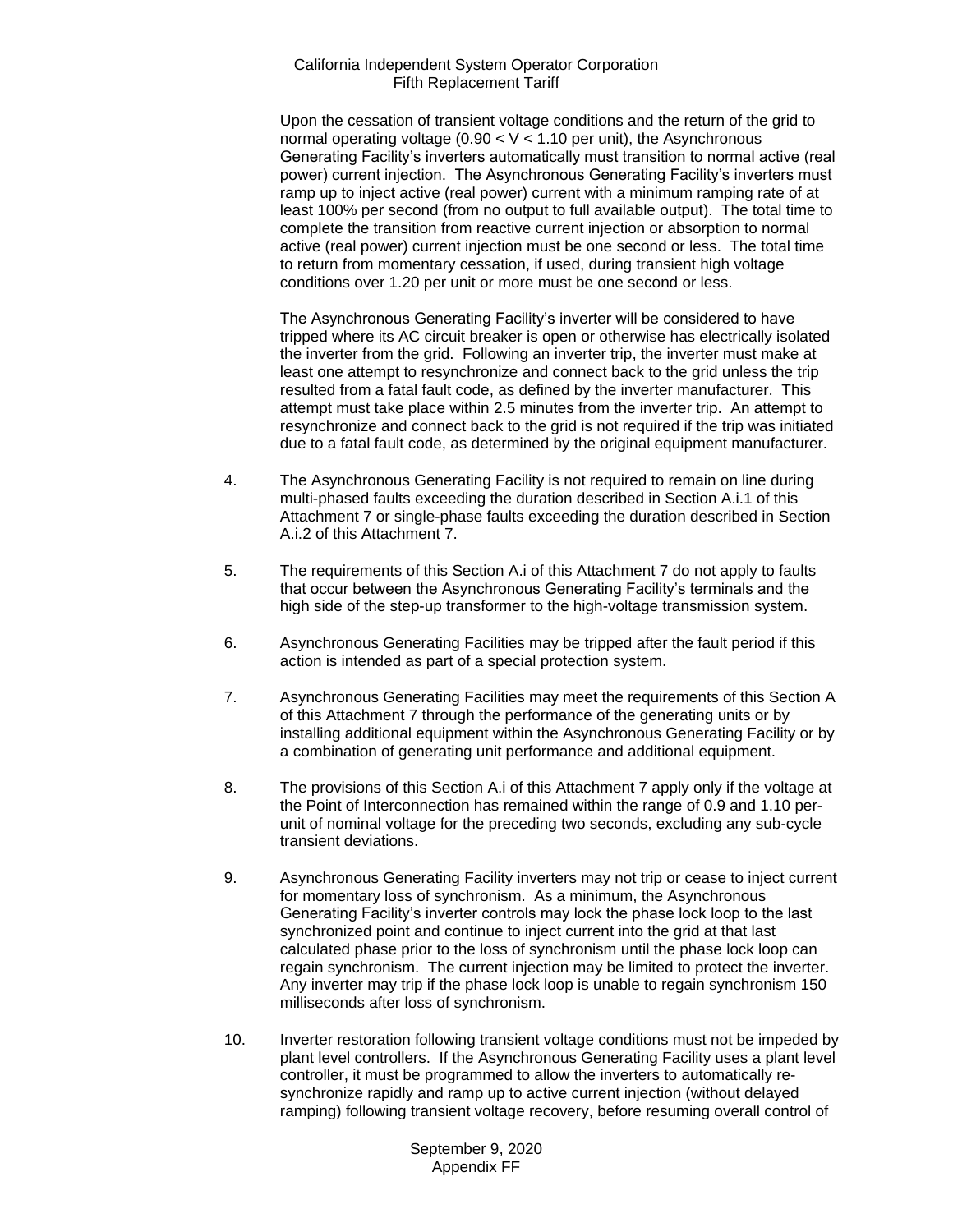Upon the cessation of transient voltage conditions and the return of the grid to normal operating voltage ($0.90 < V < 1.10$ per unit), the Asynchronous Generating Facility's inverters automatically must transition to normal active (real power) current injection. The Asynchronous Generating Facility's inverters must ramp up to inject active (real power) current with a minimum ramping rate of at least 100% per second (from no output to full available output). The total time to complete the transition from reactive current injection or absorption to normal active (real power) current injection must be one second or less. The total time to return from momentary cessation, if used, during transient high voltage conditions over 1.20 per unit or more must be one second or less.

The Asynchronous Generating Facility's inverter will be considered to have tripped where its AC circuit breaker is open or otherwise has electrically isolated the inverter from the grid. Following an inverter trip, the inverter must make at least one attempt to resynchronize and connect back to the grid unless the trip resulted from a fatal fault code, as defined by the inverter manufacturer. This attempt must take place within 2.5 minutes from the inverter trip. An attempt to resynchronize and connect back to the grid is not required if the trip was initiated due to a fatal fault code, as determined by the original equipment manufacturer.

4. The Asynchronous Generating Facility is not required to remain on line during multi-phased faults exceeding the duration described in Section A.i.1 of this Attachment 7 or single-phase faults exceeding the duration described in Section A.i.2 of this Attachment 7.

5. The requirements of this Section A.i of this Attachment 7 do not apply to faults that occur between the Asynchronous Generating Facility's terminals and the high side of the step-up transformer to the high-voltage transmission system.

6. Asynchronous Generating Facilities may be tripped after the fault period if this action is intended as part of a special protection system.

7. Asynchronous Generating Facilities may meet the requirements of this Section A of this Attachment 7 through the performance of the generating units or by installing additional equipment within the Asynchronous Generating Facility or by a combination of generating unit performance and additional equipment.

8. The provisions of this Section A.i of this Attachment 7 apply only if the voltage at the Point of Interconnection has remained within the range of 0.9 and 1.10 per-unit of nominal voltage for the preceding two seconds, excluding any sub-cycle transient deviations.

9. Asynchronous Generating Facility inverters may not trip or cease to inject current for momentary loss of synchronism. As a minimum, the Asynchronous Generating Facility's inverter controls may lock the phase lock loop to the last synchronized point and continue to inject current into the grid at that last calculated phase prior to the loss of synchronism until the phase lock loop can regain synchronism. The current injection may be limited to protect the inverter. Any inverter may trip if the phase lock loop is unable to regain synchronism 150 milliseconds after loss of synchronism.

10. Inverter restoration following transient voltage conditions must not be impeded by plant level controllers. If the Asynchronous Generating Facility uses a plant level controller, it must be programmed to allow the inverters to automatically re-synchronize rapidly and ramp up to active current injection (without delayed ramping) following transient voltage recovery, before resuming overall control of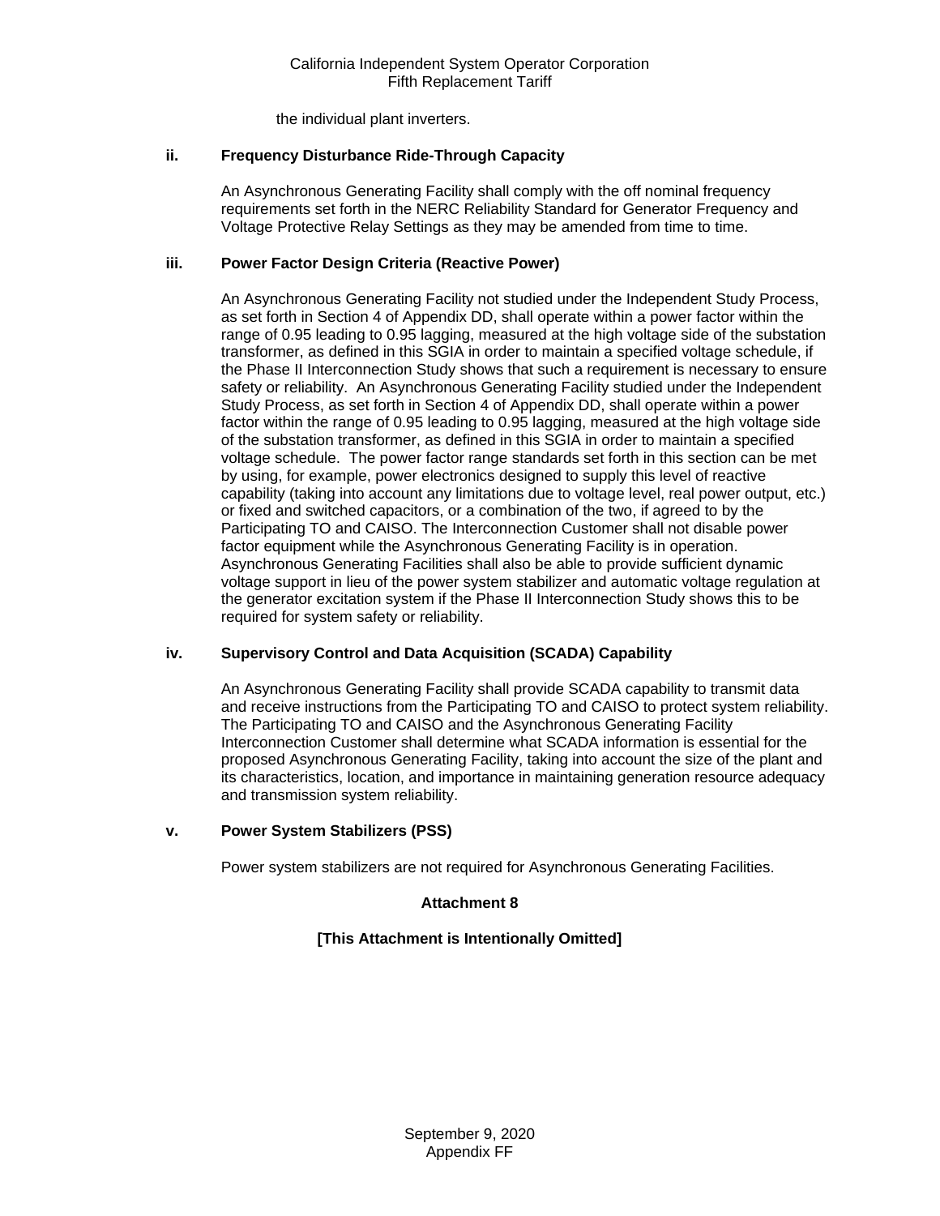the individual plant inverters.

**ii. Frequency Disturbance Ride-Through Capacity**

An Asynchronous Generating Facility shall comply with the off nominal frequency requirements set forth in the NERC Reliability Standard for Generator Frequency and Voltage Protective Relay Settings as they may be amended from time to time.

**iii. Power Factor Design Criteria (Reactive Power)**

An Asynchronous Generating Facility not studied under the Independent Study Process, as set forth in Section 4 of Appendix DD, shall operate within a power factor within the range of 0.95 leading to 0.95 lagging, measured at the high voltage side of the substation transformer, as defined in this SGIA in order to maintain a specified voltage schedule, if the Phase II Interconnection Study shows that such a requirement is necessary to ensure safety or reliability. An Asynchronous Generating Facility studied under the Independent Study Process, as set forth in Section 4 of Appendix DD, shall operate within a power factor within the range of 0.95 leading to 0.95 lagging, measured at the high voltage side of the substation transformer, as defined in this SGIA in order to maintain a specified voltage schedule. The power factor range standards set forth in this section can be met by using, for example, power electronics designed to supply this level of reactive capability (taking into account any limitations due to voltage level, real power output, etc.) or fixed and switched capacitors, or a combination of the two, if agreed to by the Participating TO and CAISO. The Interconnection Customer shall not disable power factor equipment while the Asynchronous Generating Facility is in operation. Asynchronous Generating Facilities shall also be able to provide sufficient dynamic voltage support in lieu of the power system stabilizer and automatic voltage regulation at the generator excitation system if the Phase II Interconnection Study shows this to be required for system safety or reliability.

**iv. Supervisory Control and Data Acquisition (SCADA) Capability**

An Asynchronous Generating Facility shall provide SCADA capability to transmit data and receive instructions from the Participating TO and CAISO to protect system reliability. The Participating TO and CAISO and the Asynchronous Generating Facility Interconnection Customer shall determine what SCADA information is essential for the proposed Asynchronous Generating Facility, taking into account the size of the plant and its characteristics, location, and importance in maintaining generation resource adequacy and transmission system reliability.

**v. Power System Stabilizers (PSS)**

Power system stabilizers are not required for Asynchronous Generating Facilities.

**Attachment 8**

**[This Attachment is Intentionally Omitted]**